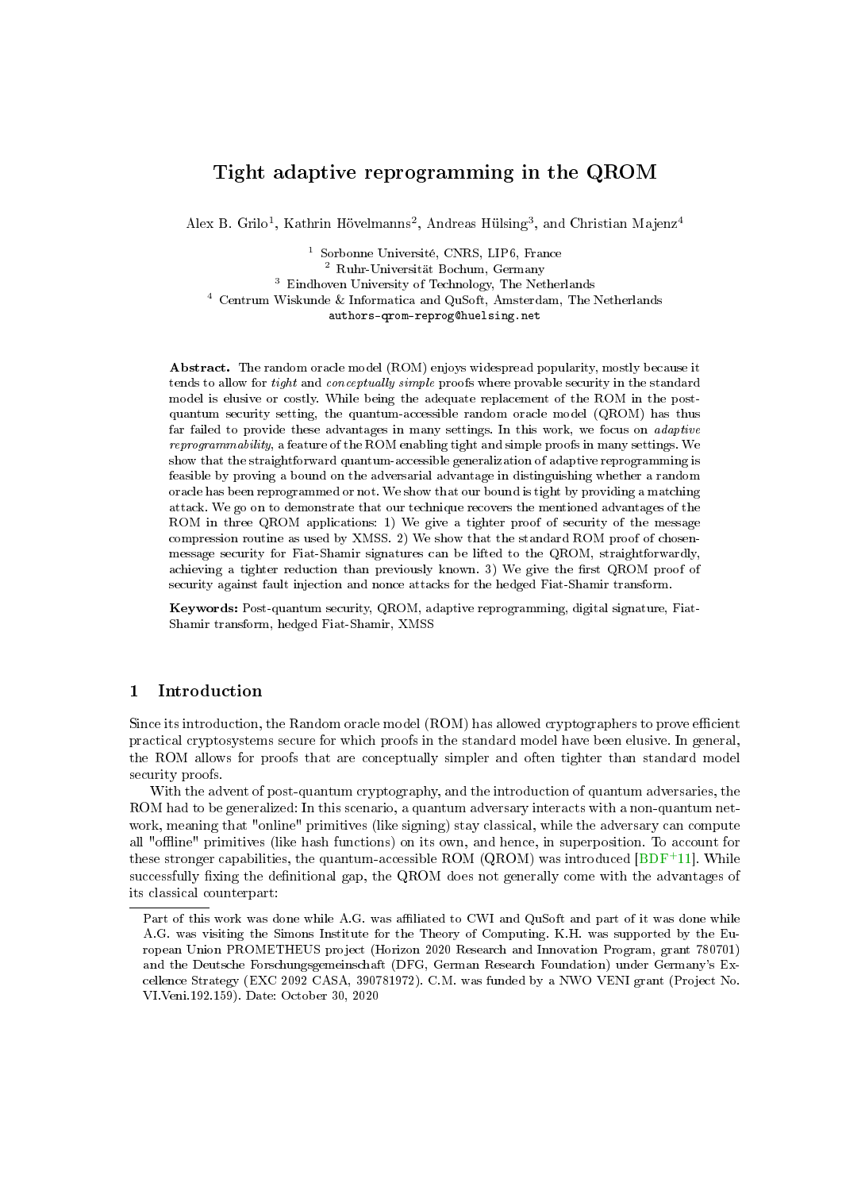# Tight adaptive reprogramming in the QROM

Alex B. Grilo[1], Kathrin Hövelmanns[2], Andreas Hülsing[3], and Christian Majenz[4]

[1] Sorbonne Université, CNRS, LIP6, France
[2] Ruhr-Universität Bochum, Germany
[3] Eindhoven University of Technology, The Netherlands
[4] Centrum Wiskunde & Informatica and QuSoft, Amsterdam, The Netherlands
authors-qrom-reprog@huelsing.net

**Abstract.** The random oracle model (ROM) enjoys widespread popularity, mostly because it tends to allow for *tight* and *conceptually simple* proofs where provable security in the standard model is elusive or costly. While being the adequate replacement of the ROM in the post-quantum security setting, the quantum-accessible random oracle model (QROM) has thus far failed to provide these advantages in many settings. In this work, we focus on *adaptive reprogrammability*, a feature of the ROM enabling tight and simple proofs in many settings. We show that the straightforward quantum-accessible generalization of adaptive reprogramming is feasible by proving a bound on the adversarial advantage in distinguishing whether a random oracle has been reprogrammed or not. We show that our bound is tight by providing a matching attack. We go on to demonstrate that our technique recovers the mentioned advantages of the ROM in three QROM applications: 1) We give a tighter proof of security of the message compression routine as used by XMSS. 2) We show that the standard ROM proof of chosen-message security for Fiat-Shamir signatures can be lifted to the QROM, straightforwardly, achieving a tighter reduction than previously known. 3) We give the first QROM proof of security against fault injection and nonce attacks for the hedged Fiat-Shamir transform.

**Keywords:** Post-quantum security, QROM, adaptive reprogramming, digital signature, Fiat-Shamir transform, hedged Fiat-Shamir, XMSS

## 1 Introduction

Since its introduction, the Random oracle model (ROM) has allowed cryptographers to prove efficient practical cryptosystems secure for which proofs in the standard model have been elusive. In general, the ROM allows for proofs that are conceptually simpler and often tighter than standard model security proofs.

With the advent of post-quantum cryptography, and the introduction of quantum adversaries, the ROM had to be generalized: In this scenario, a quantum adversary interacts with a non-quantum network, meaning that "online" primitives (like signing) stay classical, while the adversary can compute all "offline" primitives (like hash functions) on its own, and hence, in superposition. To account for these stronger capabilities, the quantum-accessible ROM (QROM) was introduced [BDF+11]. While successfully fixing the definitional gap, the QROM does not generally come with the advantages of its classical counterpart:

Part of this work was done while A.G. was affiliated to CWI and QuSoft and part of it was done while A.G. was visiting the Simons Institute for the Theory of Computing. K.H. was supported by the European Union PROMETHEUS project (Horizon 2020 Research and Innovation Program, grant 780701) and the Deutsche Forschungsgemeinschaft (DFG, German Research Foundation) under Germany's Excellence Strategy (EXC 2092 CASA, 390781972). C.M. was funded by a NWO VENI grant (Project No. VI.Veni.192.159). Date: October 30, 2020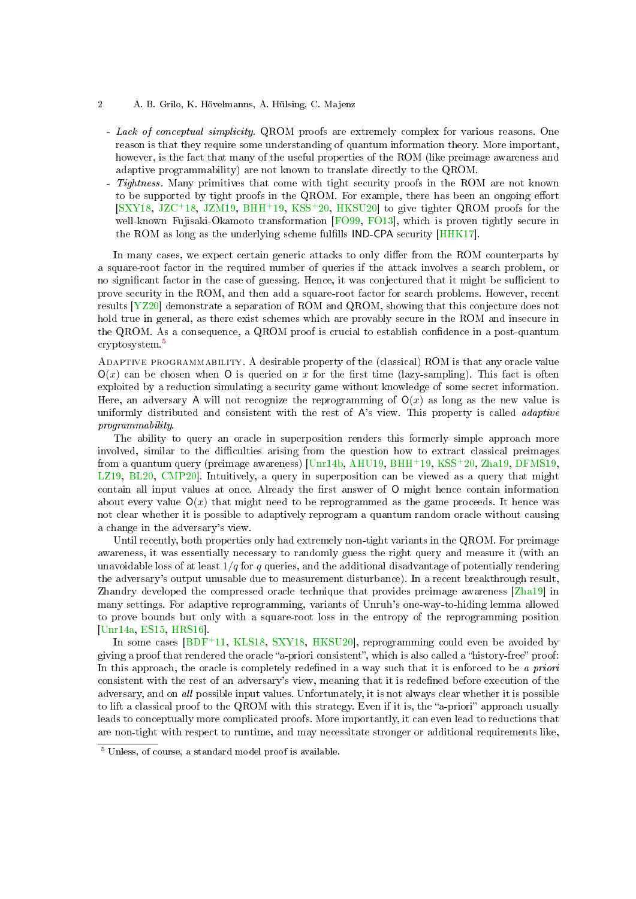- *Lack of conceptual simplicity.* QROM proofs are extremely complex for various reasons. One reason is that they require some understanding of quantum information theory. More important, however, is the fact that many of the useful properties of the ROM (like preimage awareness and adaptive programmability) are not known to translate directly to the QROM.
- *Tightness.* Many primitives that come with tight security proofs in the ROM are not known to be supported by tight proofs in the QROM. For example, there has been an ongoing effort [SXY18, JZC+18, JZM19, BHH+19, KSS+20, HKSU20] to give tighter QROM proofs for the well-known Fujisaki-Okamoto transformation [FO99, FO13], which is proven tightly secure in the ROM as long as the underlying scheme fulfills IND-CPA security [HHK17].

In many cases, we expect certain generic attacks to only differ from the ROM counterparts by a square-root factor in the required number of queries if the attack involves a search problem, or no significant factor in the case of guessing. Hence, it was conjectured that it might be sufficient to prove security in the ROM, and then add a square-root factor for search problems. However, recent results [YZ20] demonstrate a separation of ROM and QROM, showing that this conjecture does not hold true in general, as there exist schemes which are provably secure in the ROM and insecure in the QROM. As a consequence, a QROM proof is crucial to establish confidence in a post-quantum cryptosystem.[5]

Adaptive programmability. A desirable property of the (classical) ROM is that any oracle value $\mathsf{O}(x)$ can be chosen when $\mathsf{O}$ is queried on $x$ for the first time (lazy-sampling). This fact is often exploited by a reduction simulating a security game without knowledge of some secret information. Here, an adversary $\mathsf{A}$ will not recognize the reprogramming of $\mathsf{O}(x)$ as long as the new value is uniformly distributed and consistent with the rest of $\mathsf{A}$'s view. This property is called *adaptive programmability*.

The ability to query an oracle in superposition renders this formerly simple approach more involved, similar to the difficulties arising from the question how to extract classical preimages from a quantum query (preimage awareness) [Unr14b, AHU19, BHH+19, KSS+20, Zha19, DFMS19, LZ19, BL20, CMP20]. Intuitively, a query in superposition can be viewed as a query that might contain all input values at once. Already the first answer of $\mathsf{O}$ might hence contain information about every value $\mathsf{O}(x)$ that might need to be reprogrammed as the game proceeds. It hence was not clear whether it is possible to adaptively reprogram a quantum random oracle without causing a change in the adversary's view.

Until recently, both properties only had extremely non-tight variants in the QROM. For preimage awareness, it was essentially necessary to randomly guess the right query and measure it (with an unavoidable loss of at least $1/q$ for $q$ queries, and the additional disadvantage of potentially rendering the adversary's output unusable due to measurement disturbance). In a recent breakthrough result, Zhandry developed the compressed oracle technique that provides preimage awareness [Zha19] in many settings. For adaptive reprogramming, variants of Unruh's one-way-to-hiding lemma allowed to prove bounds but only with a square-root loss in the entropy of the reprogramming position [Unr14a, ES15, HRS16].

In some cases [BDF+11, KLS18, SXY18, HKSU20], reprogramming could even be avoided by giving a proof that rendered the oracle "a-priori consistent", which is also called a "history-free" proof: In this approach, the oracle is completely redefined in a way such that it is enforced to be *a priori* consistent with the rest of an adversary's view, meaning that it is redefined before execution of the adversary, and on *all* possible input values. Unfortunately, it is not always clear whether it is possible to lift a classical proof to the QROM with this strategy. Even if it is, the "a-priori" approach usually leads to conceptually more complicated proofs. More importantly, it can even lead to reductions that are non-tight with respect to runtime, and may necessitate stronger or additional requirements like,

[5] Unless, of course, a standard model proof is available.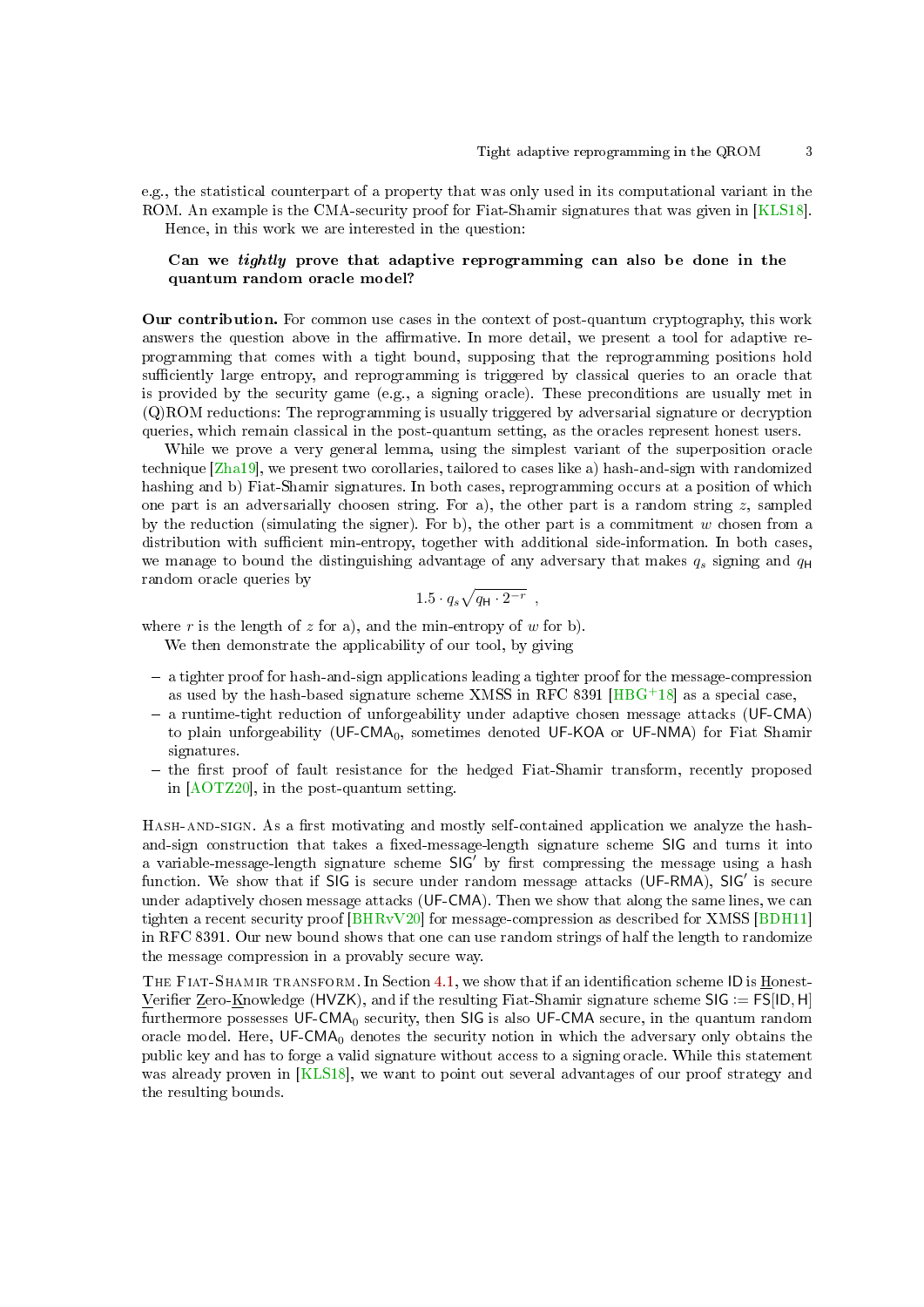e.g., the statistical counterpart of a property that was only used in its computational variant in the ROM. An example is the CMA-security proof for Fiat-Shamir signatures that was given in [KLS18].

Hence, in this work we are interested in the question:

> **Can we *tightly* prove that adaptive reprogramming can also be done in the quantum random oracle model?**

**Our contribution.** For common use cases in the context of post-quantum cryptography, this work answers the question above in the affirmative. In more detail, we present a tool for adaptive reprogramming that comes with a tight bound, supposing that the reprogramming positions hold sufficiently large entropy, and reprogramming is triggered by classical queries to an oracle that is provided by the security game (e.g., a signing oracle). These preconditions are usually met in (Q)ROM reductions: The reprogramming is usually triggered by adversarial signature or decryption queries, which remain classical in the post-quantum setting, as the oracles represent honest users.

While we prove a very general lemma, using the simplest variant of the superposition oracle technique [Zha19], we present two corollaries, tailored to cases like a) hash-and-sign with randomized hashing and b) Fiat-Shamir signatures. In both cases, reprogramming occurs at a position of which one part is an adversarially choosen string. For a), the other part is a random string $z$, sampled by the reduction (simulating the signer). For b), the other part is a commitment $w$ chosen from a distribution with sufficient min-entropy, together with additional side-information. In both cases, we manage to bound the distinguishing advantage of any adversary that makes $q_s$ signing and $q_{\mathsf{H}}$ random oracle queries by

$$1.5 \cdot q_s \sqrt{q_{\mathsf{H}} \cdot 2^{-r}} \ ,$$

where $r$ is the length of $z$ for a), and the min-entropy of $w$ for b).

We then demonstrate the applicability of our tool, by giving

- a tighter proof for hash-and-sign applications leading a tighter proof for the message-compression as used by the hash-based signature scheme XMSS in RFC 8391 [HBG+18] as a special case,
- a runtime-tight reduction of unforgeability under adaptive chosen message attacks (UF-CMA) to plain unforgeability ($\mathsf{UF\text{-}CMA}_0$, sometimes denoted UF-KOA or UF-NMA) for Fiat Shamir signatures.
- the first proof of fault resistance for the hedged Fiat-Shamir transform, recently proposed in [AOTZ20], in the post-quantum setting.

Hash-and-sign. As a first motivating and mostly self-contained application we analyze the hash-and-sign construction that takes a fixed-message-length signature scheme SIG and turns it into a variable-message-length signature scheme SIG′ by first compressing the message using a hash function. We show that if SIG is secure under random message attacks (UF-RMA), SIG′ is secure under adaptively chosen message attacks (UF-CMA). Then we show that along the same lines, we can tighten a recent security proof [BHRvV20] for message-compression as described for XMSS [BDH11] in RFC 8391. Our new bound shows that one can use random strings of half the length to randomize the message compression in a provably secure way.

The Fiat-Shamir transform. In Section 4.1, we show that if an identification scheme ID is Honest-Verifier Zero-Knowledge (HVZK), and if the resulting Fiat-Shamir signature scheme $\mathsf{SIG} := \mathsf{FS}[\mathsf{ID}, \mathsf{H}]$ furthermore possesses $\mathsf{UF\text{-}CMA}_0$ security, then SIG is also UF-CMA secure, in the quantum random oracle model. Here, $\mathsf{UF\text{-}CMA}_0$ denotes the security notion in which the adversary only obtains the public key and has to forge a valid signature without access to a signing oracle. While this statement was already proven in [KLS18], we want to point out several advantages of our proof strategy and the resulting bounds.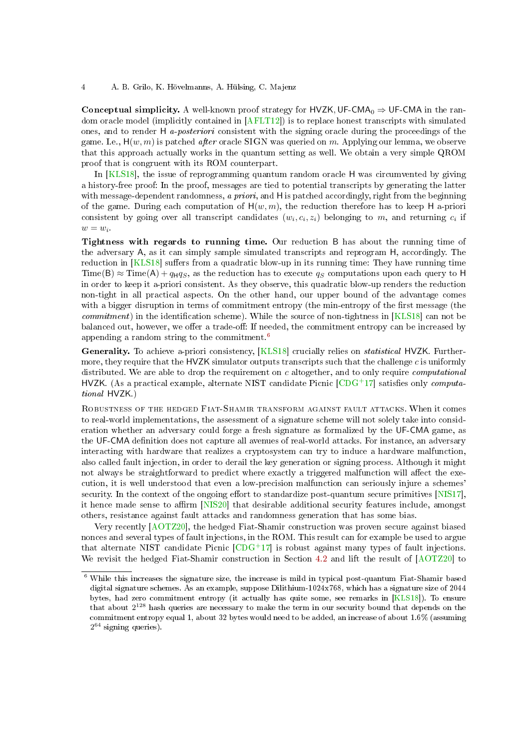**Conceptual simplicity.** A well-known proof strategy for $\mathsf{HVZK}, \mathsf{UF\text{-}CMA}_0 \Rightarrow \mathsf{UF\text{-}CMA}$ in the random oracle model (implicitly contained in [AFLT12]) is to replace honest transcripts with simulated ones, and to render $\mathsf{H}$ *a-posteriori* consistent with the signing oracle during the proceedings of the game. I.e., $\mathsf{H}(w, m)$ is patched *after* oracle SIGN was queried on $m$. Applying our lemma, we observe that this approach actually works in the quantum setting as well. We obtain a very simple QROM proof that is congruent with its ROM counterpart.

In [KLS18], the issue of reprogramming quantum random oracle $\mathsf{H}$ was circumvented by giving a history-free proof: In the proof, messages are tied to potential transcripts by generating the latter with message-dependent randomness, *a priori*, and $\mathsf{H}$ is patched accordingly, right from the beginning of the game. During each computation of $\mathsf{H}(w, m)$, the reduction therefore has to keep $\mathsf{H}$ a-priori consistent by going over all transcript candidates $(w_i, c_i, z_i)$ belonging to $m$, and returning $c_i$ if $w = w_i$.

**Tightness with regards to running time.** Our reduction $\mathsf{B}$ has about the running time of the adversary $\mathsf{A}$, as it can simply sample simulated transcripts and reprogram $\mathsf{H}$, accordingly. The reduction in [KLS18] suffers from a quadratic blow-up in its running time: They have running time $\mathrm{Time}(\mathsf{B}) \approx \mathrm{Time}(\mathsf{A}) + q_{\mathsf{H}} q_S$, as the reduction has to execute $q_S$ computations upon each query to $\mathsf{H}$ in order to keep it a-priori consistent. As they observe, this quadratic blow-up renders the reduction non-tight in all practical aspects. On the other hand, our upper bound of the advantage comes with a bigger disruption in terms of commitment entropy (the min-entropy of the first message (the *commitment*) in the identification scheme). While the source of non-tightness in [KLS18] can not be balanced out, however, we offer a trade-off: If needed, the commitment entropy can be increased by appending a random string to the commitment.[6]

**Generality.** To achieve a-priori consistency, [KLS18] crucially relies on *statistical* $\mathsf{HVZK}$. Furthermore, they require that the $\mathsf{HVZK}$ simulator outputs transcripts such that the challenge $c$ is uniformly distributed. We are able to drop the requirement on $c$ altogether, and to only require *computational* $\mathsf{HVZK}$. (As a practical example, alternate NIST candidate Picnic [CDG+17] satisfies only *computational* $\mathsf{HVZK}$.)

Robustness of the hedged Fiat-Shamir transform against fault attacks. When it comes to real-world implementations, the assessment of a signature scheme will not solely take into consideration whether an adversary could forge a fresh signature as formalized by the $\mathsf{UF\text{-}CMA}$ game, as the $\mathsf{UF\text{-}CMA}$ definition does not capture all avenues of real-world attacks. For instance, an adversary interacting with hardware that realizes a cryptosystem can try to induce a hardware malfunction, also called fault injection, in order to derail the key generation or signing process. Although it might not always be straightforward to predict where exactly a triggered malfunction will affect the execution, it is well understood that even a low-precision malfunction can seriously injure a schemes' security. In the context of the ongoing effort to standardize post-quantum secure primitives [NIS17], it hence made sense to affirm [NIS20] that desirable additional security features include, amongst others, resistance against fault attacks and randomness generation that has some bias.

Very recently [AOTZ20], the hedged Fiat-Shamir construction was proven secure against biased nonces and several types of fault injections, in the ROM. This result can for example be used to argue that alternate NIST candidate Picnic [CDG+17] is robust against many types of fault injections. We revisit the hedged Fiat-Shamir construction in Section 4.2 and lift the result of [AOTZ20] to

[6] While this increases the signature size, the increase is mild in typical post-quantum Fiat-Shamir based digital signature schemes. As an example, suppose Dilithium-1024x768, which has a signature size of 2044 bytes, had zero commitment entropy (it actually has quite some, see remarks in [KLS18]). To ensure that about $2^{128}$ hash queries are necessary to make the term in our security bound that depends on the commitment entropy equal 1, about 32 bytes would need to be added, an increase of about 1.6% (assuming $2^{64}$ signing queries).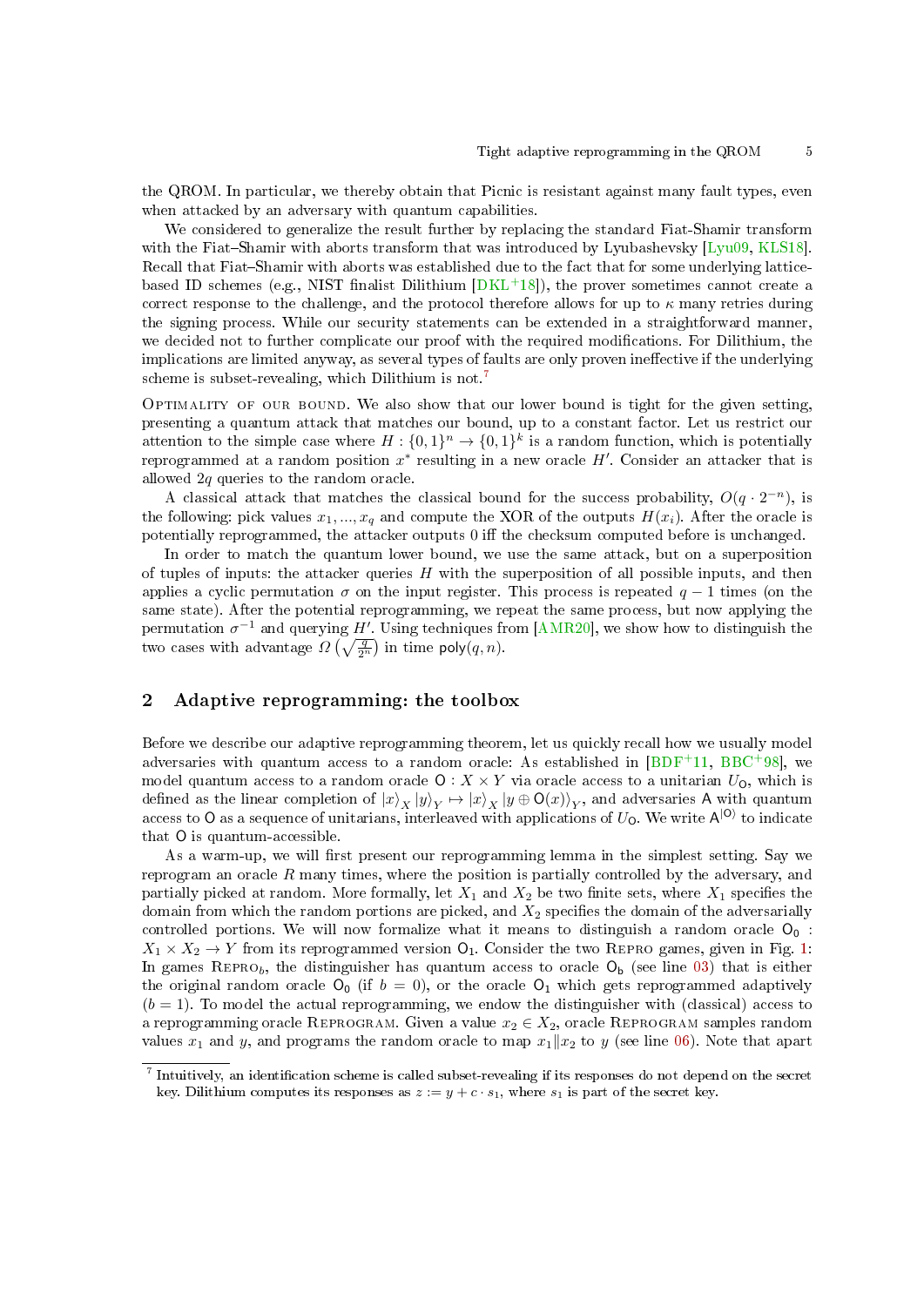the QROM. In particular, we thereby obtain that Picnic is resistant against many fault types, even when attacked by an adversary with quantum capabilities.

We considered to generalize the result further by replacing the standard Fiat-Shamir transform with the Fiat–Shamir with aborts transform that was introduced by Lyubashevsky [Lyu09, KLS18]. Recall that Fiat–Shamir with aborts was established due to the fact that for some underlying lattice-based ID schemes (e.g., NIST finalist Dilithium [DKL+18]), the prover sometimes cannot create a correct response to the challenge, and the protocol therefore allows for up to $\kappa$ many retries during the signing process. While our security statements can be extended in a straightforward manner, we decided not to further complicate our proof with the required modifications. For Dilithium, the implications are limited anyway, as several types of faults are only proven ineffective if the underlying scheme is subset-revealing, which Dilithium is not.[7]

Optimality of our bound. We also show that our lower bound is tight for the given setting, presenting a quantum attack that matches our bound, up to a constant factor. Let us restrict our attention to the simple case where $H : \{0,1\}^n \to \{0,1\}^k$ is a random function, which is potentially reprogrammed at a random position $x^*$ resulting in a new oracle $H'$. Consider an attacker that is allowed $2q$ queries to the random oracle.

A classical attack that matches the classical bound for the success probability, $O(q \cdot 2^{-n})$, is the following: pick values $x_1, ..., x_q$ and compute the XOR of the outputs $H(x_i)$. After the oracle is potentially reprogrammed, the attacker outputs 0 iff the checksum computed before is unchanged.

In order to match the quantum lower bound, we use the same attack, but on a superposition of tuples of inputs: the attacker queries $H$ with the superposition of all possible inputs, and then applies a cyclic permutation $\sigma$ on the input register. This process is repeated $q-1$ times (on the same state). After the potential reprogramming, we repeat the same process, but now applying the permutation $\sigma^{-1}$ and querying $H'$. Using techniques from [AMR20], we show how to distinguish the two cases with advantage $\Omega\left(\sqrt{\frac{q}{2^n}}\right)$ in time $\mathsf{poly}(q, n)$.

## 2 Adaptive reprogramming: the toolbox

Before we describe our adaptive reprogramming theorem, let us quickly recall how we usually model adversaries with quantum access to a random oracle: As established in [BDF+11, BBC+98], we model quantum access to a random oracle $\mathsf{O} : X \times Y$ via oracle access to a unitarian $U_\mathsf{O}$, which is defined as the linear completion of $|x\rangle_X |y\rangle_Y \mapsto |x\rangle_X |y \oplus \mathsf{O}(x)\rangle_Y$, and adversaries $\mathsf{A}$ with quantum access to $\mathsf{O}$ as a sequence of unitarians, interleaved with applications of $U_\mathsf{O}$. We write $\mathsf{A}^{|\mathsf{O}\rangle}$ to indicate that $\mathsf{O}$ is quantum-accessible.

As a warm-up, we will first present our reprogramming lemma in the simplest setting. Say we reprogram an oracle $R$ many times, where the position is partially controlled by the adversary, and partially picked at random. More formally, let $X_1$ and $X_2$ be two finite sets, where $X_1$ specifies the domain from which the random portions are picked, and $X_2$ specifies the domain of the adversarially controlled portions. We will now formalize what it means to distinguish a random oracle $\mathsf{O}_0 : X_1 \times X_2 \to Y$ from its reprogrammed version $\mathsf{O}_1$. Consider the two Repro games, given in Fig. 1: In games Repro$_b$, the distinguisher has quantum access to oracle $\mathsf{O}_\mathsf{b}$ (see line 03) that is either the original random oracle $\mathsf{O}_0$ (if $b = 0$), or the oracle $\mathsf{O}_1$ which gets reprogrammed adaptively ($b = 1$). To model the actual reprogramming, we endow the distinguisher with (classical) access to a reprogramming oracle Reprogram. Given a value $x_2 \in X_2$, oracle Reprogram samples random values $x_1$ and $y$, and programs the random oracle to map $x_1 \| x_2$ to $y$ (see line 06). Note that apart

[7] Intuitively, an identification scheme is called subset-revealing if its responses do not depend on the secret key. Dilithium computes its responses as $z := y + c \cdot s_1$, where $s_1$ is part of the secret key.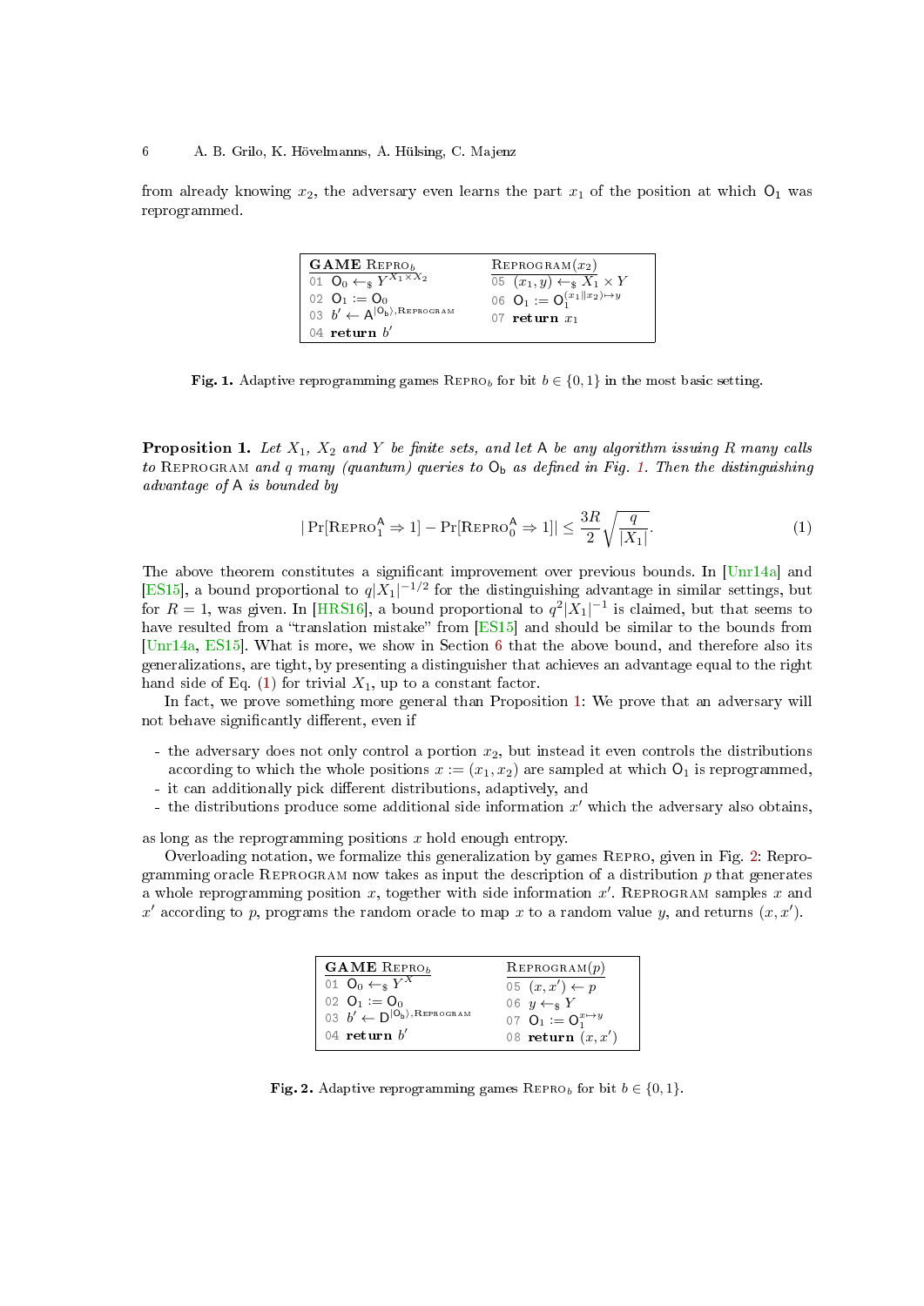from already knowing $x_2$, the adversary even learns the part $x_1$ of the position at which $\mathsf{O}_1$ was reprogrammed.

| **GAME** $\text{Repro}_b$ | $\text{Reprogram}(x_2)$ |
|---|---|
| 01 $\mathsf{O}_0 \leftarrow_\$ Y^{X_1 \times X_2}$ | 05 $(x_1, y) \leftarrow_\$ X_1 \times Y$ |
| 02 $\mathsf{O}_1 := \mathsf{O}_0$ | 06 $\mathsf{O}_1 := \mathsf{O}_1^{(x_1 \| x_2) \mapsto y}$ |
| 03 $b' \leftarrow \mathsf{A}^{\lvert \mathsf{O}_b \rangle, \text{Reprogram}}$ | 07 **return** $x_1$ |
| 04 **return** $b'$ | |

**Fig. 1.** Adaptive reprogramming games $\text{Repro}_b$ for bit $b \in \{0,1\}$ in the most basic setting.

**Proposition 1.** *Let $X_1$, $X_2$ and $Y$ be finite sets, and let $\mathsf{A}$ be any algorithm issuing $R$ many calls to* Reprogram *and $q$ many (quantum) queries to $\mathsf{O}_b$ as defined in Fig. 1. Then the distinguishing advantage of $\mathsf{A}$ is bounded by*

$$|\Pr[\text{Repro}_1^{\mathsf{A}} \Rightarrow 1] - \Pr[\text{Repro}_0^{\mathsf{A}} \Rightarrow 1]| \leq \frac{3R}{2}\sqrt{\frac{q}{|X_1|}}. \tag{1}$$

The above theorem constitutes a significant improvement over previous bounds. In [Unr14a] and [ES15], a bound proportional to $q|X_1|^{-1/2}$ for the distinguishing advantage in similar settings, but for $R = 1$, was given. In [HRS16], a bound proportional to $q^2|X_1|^{-1}$ is claimed, but that seems to have resulted from a "translation mistake" from [ES15] and should be similar to the bounds from [Unr14a, ES15]. What is more, we show in Section 6 that the above bound, and therefore also its generalizations, are tight, by presenting a distinguisher that achieves an advantage equal to the right hand side of Eq. (1) for trivial $X_1$, up to a constant factor.

In fact, we prove something more general than Proposition 1: We prove that an adversary will not behave significantly different, even if

- the adversary does not only control a portion $x_2$, but instead it even controls the distributions according to which the whole positions $x := (x_1, x_2)$ are sampled at which $\mathsf{O}_1$ is reprogrammed,
- it can additionally pick different distributions, adaptively, and
- the distributions produce some additional side information $x'$ which the adversary also obtains,

as long as the reprogramming positions $x$ hold enough entropy.

Overloading notation, we formalize this generalization by games Repro, given in Fig. 2: Reprogramming oracle Reprogram now takes as input the description of a distribution $p$ that generates a whole reprogramming position $x$, together with side information $x'$. Reprogram samples $x$ and $x'$ according to $p$, programs the random oracle to map $x$ to a random value $y$, and returns $(x, x')$.

| **GAME** $\text{Repro}_b$ | $\text{Reprogram}(p)$ |
|---|---|
| 01 $\mathsf{O}_0 \leftarrow_\$ Y^X$ | 05 $(x, x') \leftarrow p$ |
| 02 $\mathsf{O}_1 := \mathsf{O}_0$ | 06 $y \leftarrow_\$ Y$ |
| 03 $b' \leftarrow \mathsf{D}^{\lvert \mathsf{O}_b \rangle, \text{Reprogram}}$ | 07 $\mathsf{O}_1 := \mathsf{O}_1^{x \mapsto y}$ |
| 04 **return** $b'$ | 08 **return** $(x, x')$ |

**Fig. 2.** Adaptive reprogramming games $\text{Repro}_b$ for bit $b \in \{0,1\}$.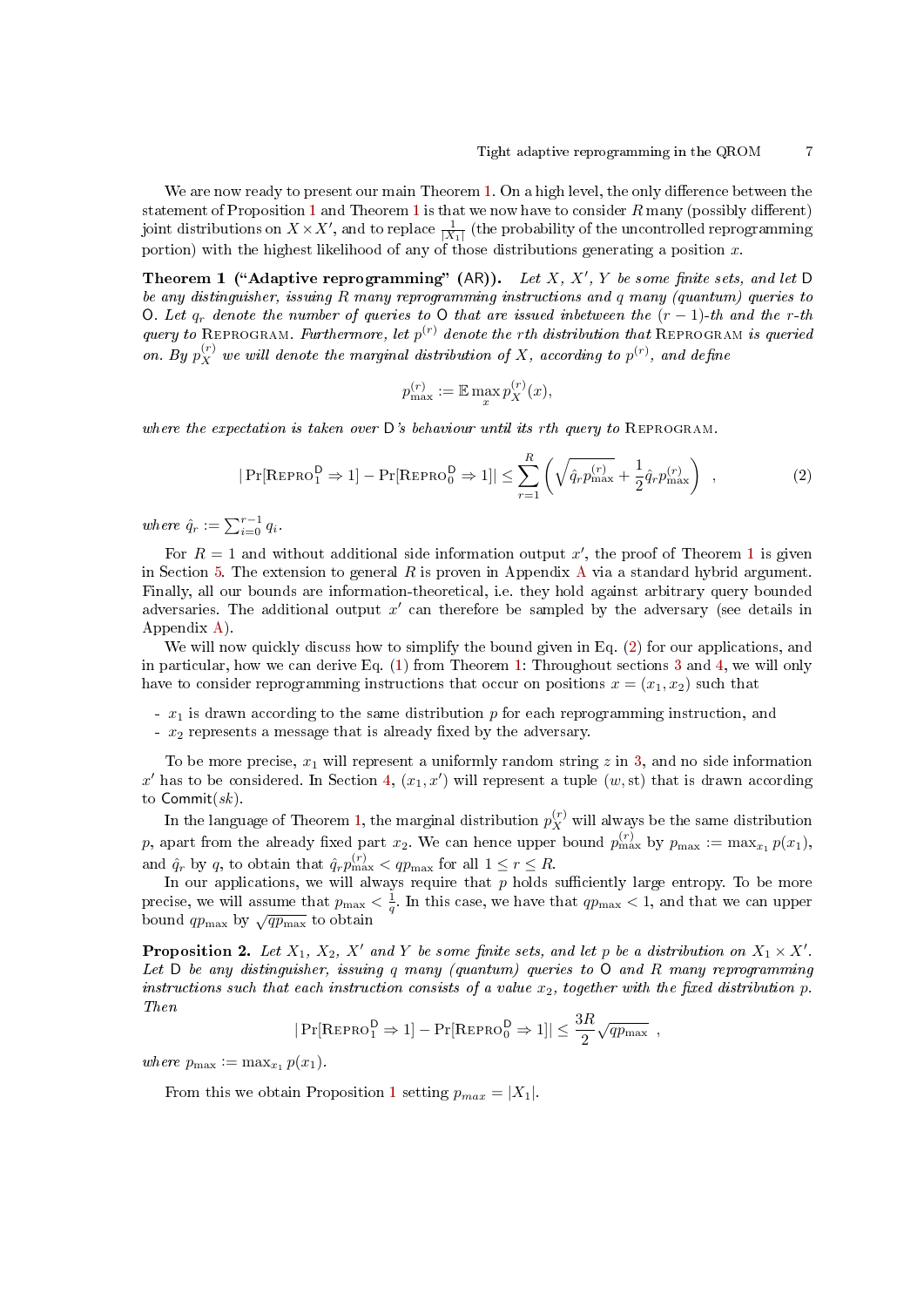We are now ready to present our main Theorem 1. On a high level, the only difference between the statement of Proposition 1 and Theorem 1 is that we now have to consider $R$ many (possibly different) joint distributions on $X \times X'$, and to replace $\frac{1}{|X_1|}$ (the probability of the uncontrolled reprogramming portion) with the highest likelihood of any of those distributions generating a position $x$.

**Theorem 1 ("Adaptive reprogramming" (AR)).** *Let $X$, $X'$, $Y$ be some finite sets, and let $\mathsf{D}$ be any distinguisher, issuing $R$ many reprogramming instructions and $q$ many (quantum) queries to $\mathsf{O}$. Let $q_r$ denote the number of queries to $\mathsf{O}$ that are issued inbetween the $(r-1)$-th and the $r$-th query to* Reprogram*. Furthermore, let $p^{(r)}$ denote the $r$th distribution that* Reprogram *is queried on. By $p_X^{(r)}$ we will denote the marginal distribution of $X$, according to $p^{(r)}$, and define*

$$p_{\max}^{(r)} := \mathbb{E} \max_x p_X^{(r)}(x),$$

*where the expectation is taken over $\mathsf{D}$'s behaviour until its $r$th query to* Reprogram.

$$|\Pr[\text{Repro}_1^{\mathsf{D}} \Rightarrow 1] - \Pr[\text{Repro}_0^{\mathsf{D}} \Rightarrow 1]| \leq \sum_{r=1}^{R} \left( \sqrt{\hat{q}_r p_{\max}^{(r)}} + \frac{1}{2} \hat{q}_r p_{\max}^{(r)} \right) \ , \tag{2}$$

*where $\hat{q}_r := \sum_{i=0}^{r-1} q_i$.*

For $R = 1$ and without additional side information output $x'$, the proof of Theorem 1 is given in Section 5. The extension to general $R$ is proven in Appendix A via a standard hybrid argument. Finally, all our bounds are information-theoretical, i.e. they hold against arbitrary query bounded adversaries. The additional output $x'$ can therefore be sampled by the adversary (see details in Appendix A).

We will now quickly discuss how to simplify the bound given in Eq. (2) for our applications, and in particular, how we can derive Eq. (1) from Theorem 1: Throughout sections 3 and 4, we will only have to consider reprogramming instructions that occur on positions $x = (x_1, x_2)$ such that

- $x_1$ is drawn according to the same distribution $p$ for each reprogramming instruction, and
- $x_2$ represents a message that is already fixed by the adversary.

To be more precise, $x_1$ will represent a uniformly random string $z$ in 3, and no side information $x'$ has to be considered. In Section 4, $(x_1, x')$ will represent a tuple $(w, \text{st})$ that is drawn according to $\mathsf{Commit}(sk)$.

In the language of Theorem 1, the marginal distribution $p_X^{(r)}$ will always be the same distribution $p$, apart from the already fixed part $x_2$. We can hence upper bound $p_{\max}^{(r)}$ by $p_{\max} := \max_{x_1} p(x_1)$, and $\hat{q}_r$ by $q$, to obtain that $\hat{q}_r p_{\max}^{(r)} < q p_{\max}$ for all $1 \leq r \leq R$.

In our applications, we will always require that $p$ holds sufficiently large entropy. To be more precise, we will assume that $p_{\max} < \frac{1}{q}$. In this case, we have that $q p_{\max} < 1$, and that we can upper bound $q p_{\max}$ by $\sqrt{q p_{\max}}$ to obtain

**Proposition 2.** *Let $X_1$, $X_2$, $X'$ and $Y$ be some finite sets, and let $p$ be a distribution on $X_1 \times X'$. Let $\mathsf{D}$ be any distinguisher, issuing $q$ many (quantum) queries to $\mathsf{O}$ and $R$ many reprogramming instructions such that each instruction consists of a value $x_2$, together with the fixed distribution $p$. Then*

$$|\Pr[\text{Repro}_1^{\mathsf{D}} \Rightarrow 1] - \Pr[\text{Repro}_0^{\mathsf{D}} \Rightarrow 1]| \leq \frac{3R}{2} \sqrt{q p_{\max}} \ ,$$

*where $p_{\max} := \max_{x_1} p(x_1)$.*

From this we obtain Proposition 1 setting $p_{max} = |X_1|$.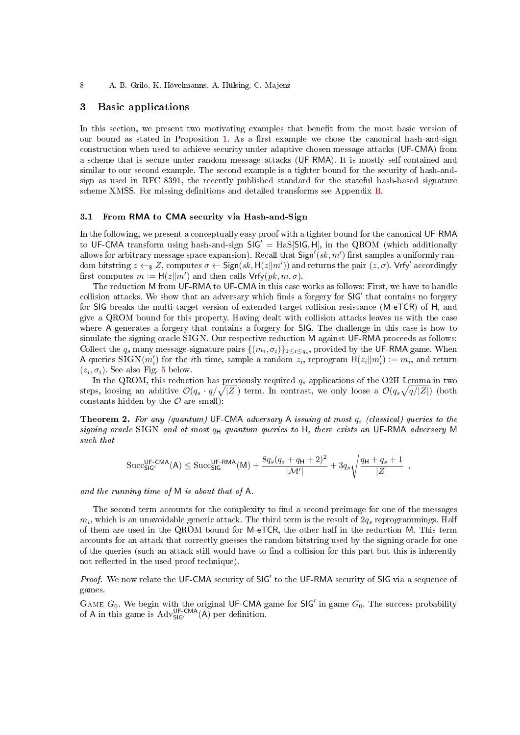## 3 Basic applications

In this section, we present two motivating examples that benefit from the most basic version of our bound as stated in Proposition 1. As a first example we chose the canonical hash-and-sign construction when used to achieve security under adaptive chosen message attacks (UF-CMA) from a scheme that is secure under random message attacks (UF-RMA). It is mostly self-contained and similar to our second example. The second example is a tighter bound for the security of hash-and-sign as used in RFC 8391, the recently published standard for the stateful hash-based signature scheme XMSS. For missing definitions and detailed transforms see Appendix B.

### 3.1 From RMA to CMA security via Hash-and-Sign

In the following, we present a conceptually easy proof with a tighter bound for the canonical UF-RMA to UF-CMA transform using hash-and-sign $\mathsf{SIG}' = \mathrm{HaS}[\mathsf{SIG}, \mathsf{H}]$, in the QROM (which additionally allows for arbitrary message space expansion). Recall that $\mathsf{Sign}'(sk, m')$ first samples a uniformly random bitstring $z \leftarrow_\$ Z$, computes $\sigma \leftarrow \mathsf{Sign}(sk, \mathsf{H}(z\|m'))$ and returns the pair $(z, \sigma)$. $\mathsf{Vrfy}'$ accordingly first computes $m := \mathsf{H}(z\|m')$ and then calls $\mathsf{Vrfy}(pk, m, \sigma)$.

The reduction M from UF-RMA to UF-CMA in this case works as follows: First, we have to handle collision attacks. We show that an adversary which finds a forgery for $\mathsf{SIG}'$ that contains no forgery for SIG breaks the multi-target version of extended target collision resistance (M-eTCR) of H, and give a QROM bound for this property. Having dealt with collision attacks leaves us with the case where A generates a forgery that contains a forgery for SIG. The challenge in this case is how to simulate the signing oracle SIGN. Our respective reduction M against UF-RMA proceeds as follows: Collect the $q_s$ many message-signature pairs $\{(m_i, \sigma_i)\}_{1 \le i \le q_s}$, provided by the UF-RMA game. When A queries $\mathrm{SIGN}(m_i')$ for the $i$th time, sample a random $z_i$, reprogram $\mathsf{H}(z_i\|m_i') := m_i$, and return $(z_i, \sigma_i)$. See also Fig. 5 below.

In the QROM, this reduction has previously required $q_s$ applications of the O2H Lemma in two steps, loosing an additive $\mathcal{O}(q_s \cdot q/\sqrt{|Z|})$ term. In contrast, we only loose a $\mathcal{O}(q_s\sqrt{q/|Z|})$ (both constants hidden by the $\mathcal{O}$ are small):

**Theorem 2.** *For any (quantum) UF-CMA adversary A issuing at most $q_s$ (classical) queries to the signing oracle SIGN and at most $q_\mathsf{H}$ quantum queries to H, there exists an UF-RMA adversary M such that*

$$\mathrm{Succ}^{\mathsf{UF\text{-}CMA}}_{\mathsf{SIG}'}(\mathsf{A}) \le \mathrm{Succ}^{\mathsf{UF\text{-}RMA}}_{\mathsf{SIG}}(\mathsf{M}) + \frac{8q_s(q_s + q_\mathsf{H} + 2)^2}{|\mathcal{M}'|} + 3q_s\sqrt{\frac{q_\mathsf{H} + q_s + 1}{|Z|}} \ ,$$

*and the running time of M is about that of A.*

The second term accounts for the complexity to find a second preimage for one of the messages $m_i$, which is an unavoidable generic attack. The third term is the result of $2q_s$ reprogrammings. Half of them are used in the QROM bound for M-eTCR, the other half in the reduction M. This term accounts for an attack that correctly guesses the random bitstring used by the signing oracle for one of the queries (such an attack still would have to find a collision for this part but this is inherently not reflected in the used proof technique).

*Proof.* We now relate the UF-CMA security of $\mathsf{SIG}'$ to the UF-RMA security of SIG via a sequence of games.

GAME $G_0$. We begin with the original UF-CMA game for $\mathsf{SIG}'$ in game $G_0$. The success probability of A in this game is $\mathrm{Adv}^{\mathsf{UF\text{-}CMA}}_{\mathsf{SIG}'}(\mathsf{A})$ per definition.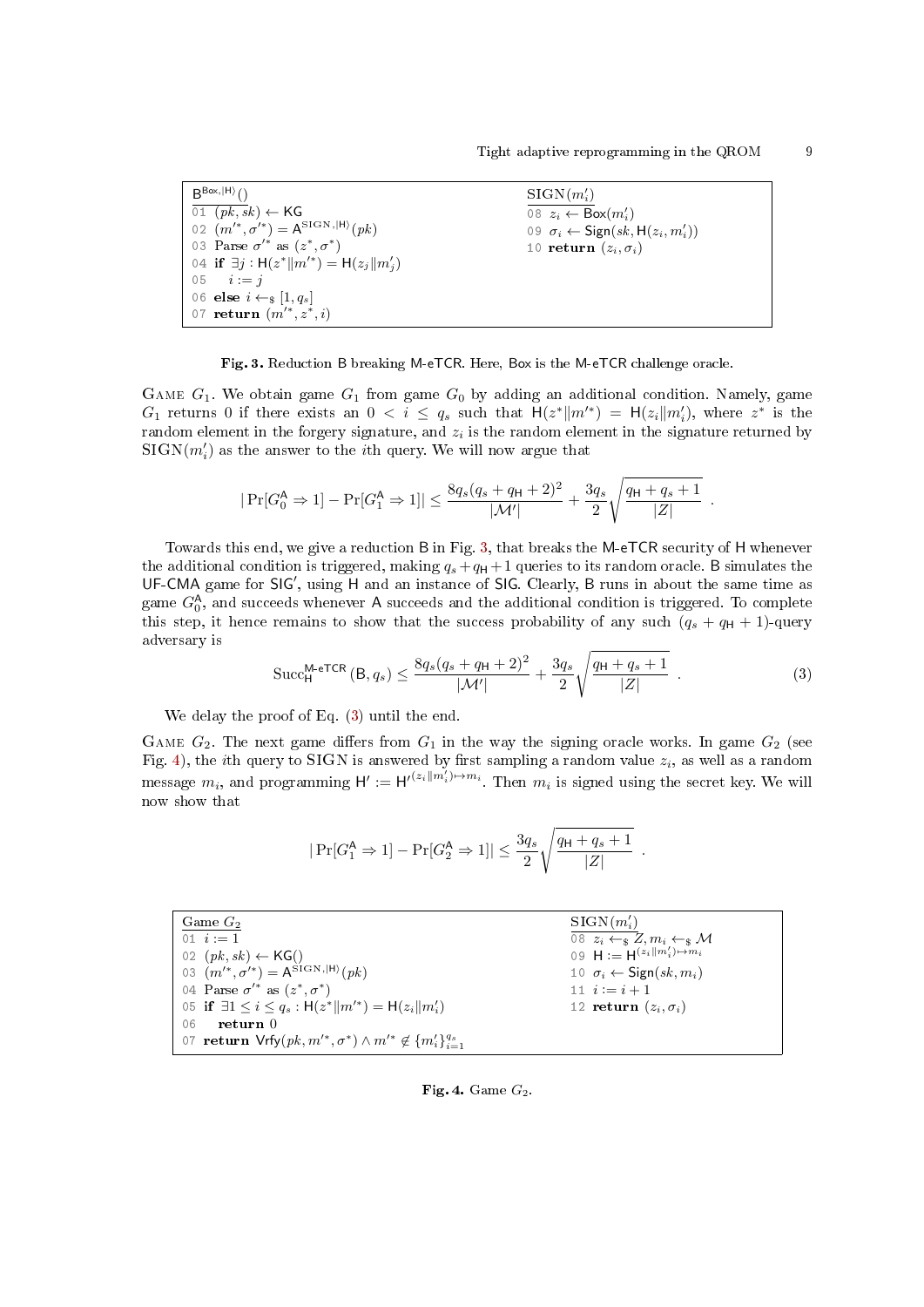```
B^{Box,|H⟩}()                                   SIGN(m'_i)
01 (pk, sk) ← KG                                08 z_i ← Box(m'_i)
02 (m'*, σ'*) = A^{SIGN,|H⟩}(pk)                09 σ_i ← Sign(sk, H(z_i, m'_i))
03 Parse σ'* as (z*, σ*)                        10 return (z_i, σ_i)
04 if ∃j : H(z*‖m'*) = H(z_j‖m'_j)
05     i := j
06 else i ←$ [1, q_s]
07 return (m'*, z*, i)
```

**Fig. 3.** Reduction B breaking M-eTCR. Here, Box is the M-eTCR challenge oracle.

Game $G_1$. We obtain game $G_1$ from game $G_0$ by adding an additional condition. Namely, game $G_1$ returns 0 if there exists an $0 < i \leq q_s$ such that $\mathsf{H}(z^*\|m'^*) = \mathsf{H}(z_i\|m'_i)$, where $z^*$ is the random element in the forgery signature, and $z_i$ is the random element in the signature returned by $\mathrm{SIGN}(m'_i)$ as the answer to the $i$th query. We will now argue that

$$|\Pr[G_0^{\mathsf{A}} \Rightarrow 1] - \Pr[G_1^{\mathsf{A}} \Rightarrow 1]| \leq \frac{8q_s(q_s+q_{\mathsf{H}}+2)^2}{|\mathcal{M}'|} + \frac{3q_s}{2}\sqrt{\frac{q_{\mathsf{H}}+q_s+1}{|Z|}} \enspace .$$

Towards this end, we give a reduction B in Fig. 3, that breaks the M-eTCR security of H whenever the additional condition is triggered, making $q_s + q_{\mathsf{H}} + 1$ queries to its random oracle. B simulates the UF-CMA game for SIG′, using H and an instance of SIG. Clearly, B runs in about the same time as game $G_0^{\mathsf{A}}$, and succeeds whenever A succeeds and the additional condition is triggered. To complete this step, it hence remains to show that the success probability of any such $(q_s + q_{\mathsf{H}} + 1)$-query adversary is

$$\mathrm{Succ}_{\mathsf{H}}^{\mathsf{M\text{-}eTCR}}(\mathsf{B}, q_s) \leq \frac{8q_s(q_s+q_{\mathsf{H}}+2)^2}{|\mathcal{M}'|} + \frac{3q_s}{2}\sqrt{\frac{q_{\mathsf{H}}+q_s+1}{|Z|}} \enspace . \tag{3}$$

We delay the proof of Eq. (3) until the end.

Game $G_2$. The next game differs from $G_1$ in the way the signing oracle works. In game $G_2$ (see Fig. 4), the $i$th query to SIGN is answered by first sampling a random value $z_i$, as well as a random message $m_i$, and programming $\mathsf{H}' := \mathsf{H}'^{(z_i\|m'_i)\mapsto m_i}$. Then $m_i$ is signed using the secret key. We will now show that

$$|\Pr[G_1^{\mathsf{A}} \Rightarrow 1] - \Pr[G_2^{\mathsf{A}} \Rightarrow 1]| \leq \frac{3q_s}{2}\sqrt{\frac{q_{\mathsf{H}}+q_s+1}{|Z|}} \enspace .$$

```
Game G_2                                            SIGN(m'_i)
01 i := 1                                           08 z_i ←$ Z, m_i ←$ M
02 (pk, sk) ← KG()                                  09 H := H^{(z_i‖m'_i)↦m_i}
03 (m'*, σ'*) = A^{SIGN,|H⟩}(pk)                    10 σ_i ← Sign(sk, m_i)
04 Parse σ'* as (z*, σ*)                            11 i := i + 1
05 if ∃1 ≤ i ≤ q_s : H(z*‖m'*) = H(z_i‖m'_i)        12 return (z_i, σ_i)
06     return 0
07 return Vrfy(pk, m'*, σ*) ∧ m'* ∉ {m'_i}_{i=1}^{q_s}
```

**Fig. 4.** Game $G_2$.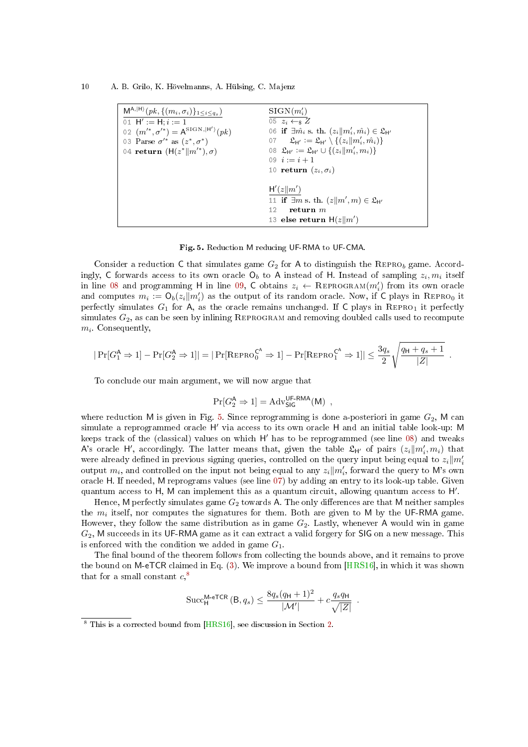```
M^{A,|H⟩}(pk, {(m_i, σ_i)}_{1≤i≤q_s})
01 H' := H; i := 1
02 (m'*, σ'*) = A^{SIGN,|H'⟩}(pk)
03 Parse σ'* as (z*, σ*)
04 return (H(z*‖m'*), σ)

SIGN(m'_i)
05 z_i ←$ Z
06 if ∃m̂_i s. th. (z_i‖m'_i, m̂_i) ∈ 𝔏_H'
07     𝔏_H' := 𝔏_H' \ {(z_i‖m'_i, m̂_i)}
08 𝔏_H' := 𝔏_H' ∪ {(z_i‖m'_i, m_i)}
09 i := i + 1
10 return (z_i, σ_i)

H'(z‖m')
11 if ∃m s. th. (z‖m', m) ∈ 𝔏_H'
12     return m
13 else return H(z‖m')
```

**Fig. 5.** Reduction M reducing UF-RMA to UF-CMA.

Consider a reduction C that simulates game $G_2$ for A to distinguish the $\text{Repro}_b$ game. Accordingly, C forwards access to its own oracle $\mathsf{O}_b$ to A instead of H. Instead of sampling $z_i, m_i$ itself in line 08 and programming H in line 09, C obtains $z_i \leftarrow \text{Reprogram}(m'_i)$ from its own oracle and computes $m_i := \mathsf{O}_b(z_i \| m'_i)$ as the output of its random oracle. Now, if C plays in $\text{Repro}_0$ it perfectly simulates $G_1$ for A, as the oracle remains unchanged. If C plays in $\text{Repro}_1$ it perfectly simulates $G_2$, as can be seen by inlining Reprogram and removing doubled calls used to recompute $m_i$. Consequently,

$$|\Pr[G_1^{\mathsf{A}} \Rightarrow 1] - \Pr[G_2^{\mathsf{A}} \Rightarrow 1]| = |\Pr[\text{Repro}_0^{\mathsf{C}^{\mathsf{A}}} \Rightarrow 1] - \Pr[\text{Repro}_1^{\mathsf{C}^{\mathsf{A}}} \Rightarrow 1]| \leq \frac{3q_s}{2}\sqrt{\frac{q_{\mathsf{H}} + q_s + 1}{|Z|}} \ .$$

To conclude our main argument, we will now argue that

$$\Pr[G_2^{\mathsf{A}} \Rightarrow 1] = \text{Adv}_{\mathsf{SIG}}^{\mathsf{UF\text{-}RMA}}(\mathsf{M}) \ ,$$

where reduction M is given in Fig. 5. Since reprogramming is done a-posteriori in game $G_2$, M can simulate a reprogrammed oracle H′ via access to its own oracle H and an initial table look-up: M keeps track of the (classical) values on which H′ has to be reprogrammed (see line 08) and tweaks A's oracle H′, accordingly. The latter means that, given the table $\mathfrak{L}_{\mathsf{H}'}$ of pairs $(z_i \| m'_i, m_i)$ that were already defined in previous signing queries, controlled on the query input being equal to $z_i \| m'_i$ output $m_i$, and controlled on the input not being equal to any $z_i \| m'_i$, forward the query to M's own oracle H. If needed, M reprograms values (see line 07) by adding an entry to its look-up table. Given quantum access to H, M can implement this as a quantum circuit, allowing quantum access to H′.

Hence, M perfectly simulates game $G_2$ towards A. The only differences are that M neither samples the $m_i$ itself, nor computes the signatures for them. Both are given to M by the UF-RMA game. However, they follow the same distribution as in game $G_2$. Lastly, whenever A would win in game $G_2$, M succeeds in its UF-RMA game as it can extract a valid forgery for SIG on a new message. This is enforced with the condition we added in game $G_1$.

The final bound of the theorem follows from collecting the bounds above, and it remains to prove the bound on M-eTCR claimed in Eq. (3). We improve a bound from [HRS16], in which it was shown that for a small constant $c$,[8]

$$\text{Succ}_{\mathsf{H}}^{\mathsf{M\text{-}eTCR}}(\mathsf{B}, q_s) \leq \frac{8q_s(q_{\mathsf{H}} + 1)^2}{|\mathcal{M}'|} + c\frac{q_s q_{\mathsf{H}}}{\sqrt{|Z|}} \ .$$

[8] This is a corrected bound from [HRS16], see discussion in Section 2.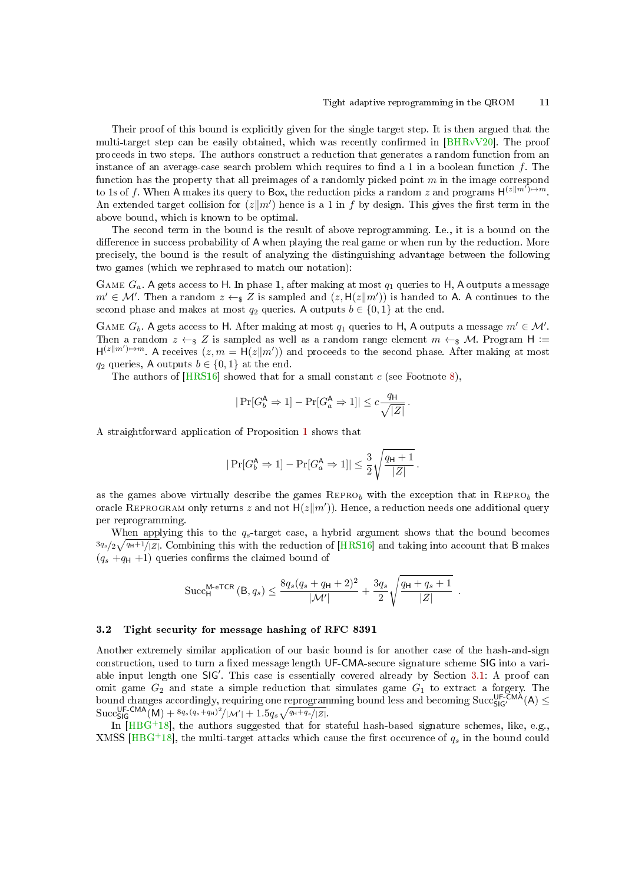Their proof of this bound is explicitly given for the single target step. It is then argued that the multi-target step can be easily obtained, which was recently confirmed in [BHRvV20]. The proof proceeds in two steps. The authors construct a reduction that generates a random function from an instance of an average-case search problem which requires to find a 1 in a boolean function $f$. The function has the property that all preimages of a randomly picked point $m$ in the image correspond to 1s of $f$. When A makes its query to Box, the reduction picks a random $z$ and programs $\mathsf{H}^{(z\|m')\mapsto m}$. An extended target collision for $(z\|m')$ hence is a 1 in $f$ by design. This gives the first term in the above bound, which is known to be optimal.

The second term in the bound is the result of above reprogramming. I.e., it is a bound on the difference in success probability of A when playing the real game or when run by the reduction. More precisely, the bound is the result of analyzing the distinguishing advantage between the following two games (which we rephrased to match our notation):

Game $G_a$. A gets access to H. In phase 1, after making at most $q_1$ queries to H, A outputs a message $m' \in \mathcal{M}'$. Then a random $z \leftarrow_\$ Z$ is sampled and $(z, \mathsf{H}(z\|m'))$ is handed to A. A continues to the second phase and makes at most $q_2$ queries. A outputs $b \in \{0, 1\}$ at the end.

Game $G_b$. A gets access to H. After making at most $q_1$ queries to H, A outputs a message $m' \in \mathcal{M}'$. Then a random $z \leftarrow_\$ Z$ is sampled as well as a random range element $m \leftarrow_\$ \mathcal{M}$. Program $\mathsf{H} := \mathsf{H}^{(z\|m')\mapsto m}$. A receives $(z, m = \mathsf{H}(z\|m'))$ and proceeds to the second phase. After making at most $q_2$ queries, A outputs $b \in \{0, 1\}$ at the end.

The authors of [HRS16] showed that for a small constant $c$ (see Footnote 8),

$$|\Pr[G_b^{\mathsf{A}} \Rightarrow 1] - \Pr[G_a^{\mathsf{A}} \Rightarrow 1]| \le c\frac{q_{\mathsf{H}}}{\sqrt{|Z|}}\,.$$

A straightforward application of Proposition 1 shows that

$$|\Pr[G_b^{\mathsf{A}} \Rightarrow 1] - \Pr[G_a^{\mathsf{A}} \Rightarrow 1]| \le \frac{3}{2}\sqrt{\frac{q_{\mathsf{H}}+1}{|Z|}}\,.$$

as the games above virtually describe the games $\text{Repro}_b$ with the exception that in $\text{Repro}_b$ the oracle Reprogram only returns $z$ and not $\mathsf{H}(z\|m')$. Hence, a reduction needs one additional query per reprogramming.

When applying this to the $q_s$-target case, a hybrid argument shows that the bound becomes $^{3q_s}/_2\sqrt{^{q_{\mathsf{H}}+1}/_{|Z|}}$. Combining this with the reduction of [HRS16] and taking into account that B makes $(q_s + q_{\mathsf{H}} + 1)$ queries confirms the claimed bound of

$$\mathrm{Succ}_{\mathsf{H}}^{\mathsf{M\text{-}eTCR}}(\mathsf{B}, q_s) \le \frac{8q_s(q_s+q_{\mathsf{H}}+2)^2}{|\mathcal{M}'|} + \frac{3q_s}{2}\sqrt{\frac{q_{\mathsf{H}}+q_s+1}{|Z|}}\ \ .$$

### 3.2 Tight security for message hashing of RFC 8391

Another extremely similar application of our basic bound is for another case of the hash-and-sign construction, used to turn a fixed message length UF-CMA-secure signature scheme SIG into a variable input length one SIG′. This case is essentially covered already by Section 3.1: A proof can omit game $G_2$ and state a simple reduction that simulates game $G_1$ to extract a forgery. The bound changes accordingly, requiring one reprogramming bound less and becoming $\mathrm{Succ}_{\mathsf{SIG}'}^{\mathsf{UF\text{-}CMA}}(\mathsf{A}) \le \mathrm{Succ}_{\mathsf{SIG}}^{\mathsf{UF\text{-}CMA}}(\mathsf{M}) + {}^{8q_s(q_s+q_{\mathsf{H}})^2}/_{|\mathcal{M}'|} + 1.5q_s\sqrt{^{q_{\mathsf{H}}+q_s}/_{|Z|}}$.

In [HBG+18], the authors suggested that for stateful hash-based signature schemes, like, e.g., XMSS [HBG+18], the multi-target attacks which cause the first occurence of $q_s$ in the bound could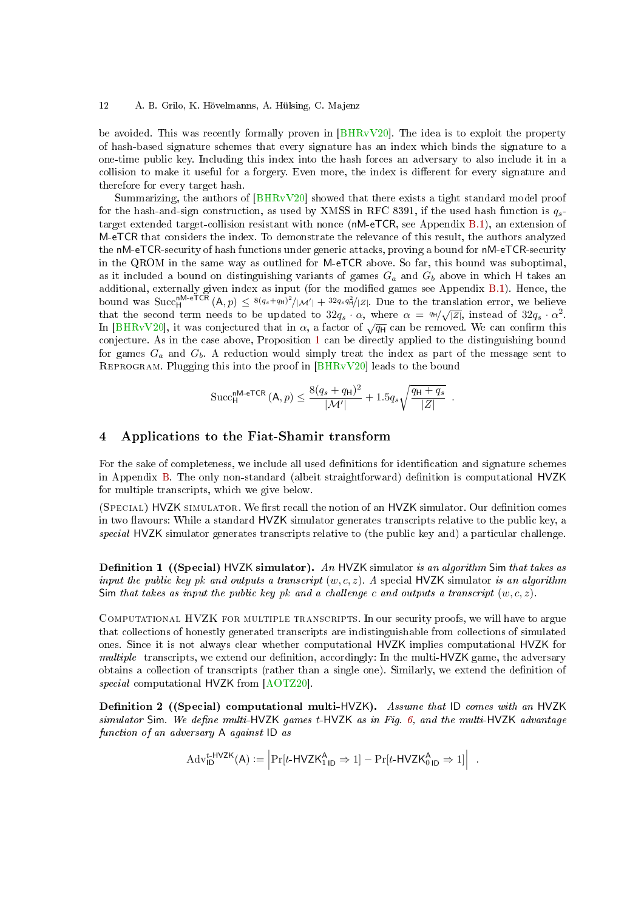be avoided. This was recently formally proven in [BHRvV20]. The idea is to exploit the property of hash-based signature schemes that every signature has an index which binds the signature to a one-time public key. Including this index into the hash forces an adversary to also include it in a collision to make it useful for a forgery. Even more, the index is different for every signature and therefore for every target hash.

Summarizing, the authors of [BHRvV20] showed that there exists a tight standard model proof for the hash-and-sign construction, as used by XMSS in RFC 8391, if the used hash function is $q_s$-target extended target-collision resistant with nonce (nM-eTCR, see Appendix B.1), an extension of M-eTCR that considers the index. To demonstrate the relevance of this result, the authors analyzed the nM-eTCR-security of hash functions under generic attacks, proving a bound for nM-eTCR-security in the QROM in the same way as outlined for M-eTCR above. So far, this bound was suboptimal, as it included a bound on distinguishing variants of games $G_a$ and $G_b$ above in which H takes an additional, externally given index as input (for the modified games see Appendix B.1). Hence, the bound was $\mathrm{Succ}_{\mathsf{H}}^{\mathsf{nM\text{-}eTCR}}(\mathsf{A}, p) \leq {}^{8(q_s+q_{\mathsf{H}})^2}/_{|\mathcal{M}'|} + {}^{32 q_s q_{\mathsf{H}}^2}/_{|Z|}$. Due to the translation error, we believe that the second term needs to be updated to $32 q_s \cdot \alpha$, where $\alpha = {}^{q_{\mathsf{H}}}/_{\sqrt{|Z|}}$, instead of $32 q_s \cdot \alpha^2$. In [BHRvV20], it was conjectured that in $\alpha$, a factor of $\sqrt{q_{\mathsf{H}}}$ can be removed. We can confirm this conjecture. As in the case above, Proposition 1 can be directly applied to the distinguishing bound for games $G_a$ and $G_b$. A reduction would simply treat the index as part of the message sent to Reprogram. Plugging this into the proof in [BHRvV20] leads to the bound

$$\mathrm{Succ}_{\mathsf{H}}^{\mathsf{nM\text{-}eTCR}}(\mathsf{A}, p) \leq \frac{8(q_s + q_{\mathsf{H}})^2}{|\mathcal{M}'|} + 1.5 q_s \sqrt{\frac{q_{\mathsf{H}} + q_s}{|Z|}} \enspace .$$

## 4 Applications to the Fiat-Shamir transform

For the sake of completeness, we include all used definitions for identification and signature schemes in Appendix B. The only non-standard (albeit straightforward) definition is computational HVZK for multiple transcripts, which we give below.

(Special) HVZK simulator. We first recall the notion of an HVZK simulator. Our definition comes in two flavours: While a standard HVZK simulator generates transcripts relative to the public key, a *special* HVZK simulator generates transcripts relative to (the public key and) a particular challenge.

**Definition 1 ((Special) HVZK simulator).** *An* HVZK simulator *is an algorithm* Sim *that takes as input the public key* $pk$ *and outputs a transcript* $(w, c, z)$*. A* special HVZK simulator *is an algorithm* Sim *that takes as input the public key* $pk$ *and a challenge* $c$ *and outputs a transcript* $(w, c, z)$*.*

Computational HVZK for multiple transcripts. In our security proofs, we will have to argue that collections of honestly generated transcripts are indistinguishable from collections of simulated ones. Since it is not always clear whether computational HVZK implies computational HVZK for *multiple* transcripts, we extend our definition, accordingly: In the multi-HVZK game, the adversary obtains a collection of transcripts (rather than a single one). Similarly, we extend the definition of *special* computational HVZK from [AOTZ20].

**Definition 2 ((Special) computational multi-HVZK).** *Assume that* ID *comes with an* HVZK *simulator* Sim*. We define multi-*HVZK *games* $t$-HVZK *as in Fig. 6, and the multi-*HVZK *advantage function of an adversary* A *against* ID *as*

$$\mathrm{Adv}_{\mathsf{ID}}^{t\text{-}\mathsf{HVZK}}(\mathsf{A}) := \left| \Pr[t\text{-}\mathsf{HVZK}_{1\,\mathsf{ID}}^{\mathsf{A}} \Rightarrow 1] - \Pr[t\text{-}\mathsf{HVZK}_{0\,\mathsf{ID}}^{\mathsf{A}} \Rightarrow 1] \right| \enspace .$$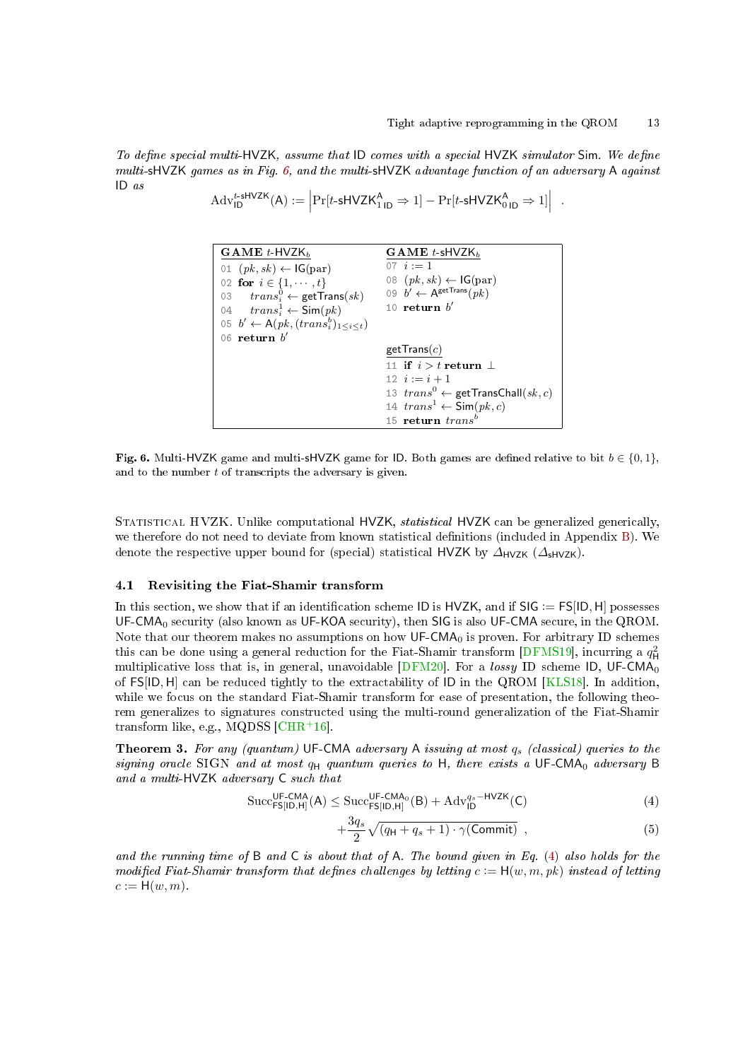*To define special multi-*HVZK*, assume that* ID *comes with a special* HVZK *simulator* Sim. *We define multi-*sHVZK *games as in Fig. 6, and the multi-*sHVZK *advantage function of an adversary* A *against* ID *as*

$$\mathrm{Adv}^{t\text{-sHVZK}}_{\mathsf{ID}}(\mathsf{A}) := \left|\Pr[t\text{-sHVZK}^{\mathsf{A}}_{1\,\mathsf{ID}} \Rightarrow 1] - \Pr[t\text{-sHVZK}^{\mathsf{A}}_{0\,\mathsf{ID}} \Rightarrow 1]\right| \quad .$$

```
GAME t-HVZK_b
01 (pk, sk) ← IG(par)
02 for i ∈ {1, ..., t}
03     trans_i^0 ← getTrans(sk)
04     trans_i^1 ← Sim(pk)
05 b' ← A(pk, (trans_i^b)_{1≤i≤t})
06 return b'

GAME t-sHVZK_b
07 i := 1
08 (pk, sk) ← IG(par)
09 b' ← A^{getTrans}(pk)
10 return b'

getTrans(c)
11 if i > t return ⊥
12 i := i + 1
13 trans^0 ← getTransChall(sk, c)
14 trans^1 ← Sim(pk, c)
15 return trans^b
```

**Fig. 6.** Multi-HVZK game and multi-sHVZK game for ID. Both games are defined relative to bit $b \in \{0,1\}$, and to the number $t$ of transcripts the adversary is given.

Statistical HVZK. Unlike computational HVZK, *statistical* HVZK can be generalized generically, we therefore do not need to deviate from known statistical definitions (included in Appendix B). We denote the respective upper bound for (special) statistical HVZK by $\Delta_{\mathsf{HVZK}}$ ($\Delta_{\mathsf{sHVZK}}$).

### 4.1 Revisiting the Fiat-Shamir transform

In this section, we show that if an identification scheme ID is HVZK, and if SIG := FS[ID, H] possesses $\mathsf{UF\text{-}CMA}_0$ security (also known as UF-KOA security), then SIG is also UF-CMA secure, in the QROM. Note that our theorem makes no assumptions on how $\mathsf{UF\text{-}CMA}_0$ is proven. For arbitrary ID schemes this can be done using a general reduction for the Fiat-Shamir transform [DFMS19], incurring a $q_{\mathsf{H}}^2$ multiplicative loss that is, in general, unavoidable [DFM20]. For a *lossy* ID scheme ID, $\mathsf{UF\text{-}CMA}_0$ of FS[ID, H] can be reduced tightly to the extractability of ID in the QROM [KLS18]. In addition, while we focus on the standard Fiat-Shamir transform for ease of presentation, the following theorem generalizes to signatures constructed using the multi-round generalization of the Fiat-Shamir transform like, e.g., MQDSS [CHR+16].

**Theorem 3.** *For any (quantum)* UF-CMA *adversary* A *issuing at most $q_s$ (classical) queries to the signing oracle* SIGN *and at most $q_{\mathsf{H}}$ quantum queries to* H*, there exists a* $\mathsf{UF\text{-}CMA}_0$ *adversary* B *and a multi-*HVZK *adversary* C *such that*

$$\mathrm{Succ}^{\mathsf{UF\text{-}CMA}}_{\mathsf{FS[ID,H]}}(\mathsf{A}) \le \mathrm{Succ}^{\mathsf{UF\text{-}CMA_0}}_{\mathsf{FS[ID,H]}}(\mathsf{B}) + \mathrm{Adv}^{q_s-\mathsf{HVZK}}_{\mathsf{ID}}(\mathsf{C}) \tag{4}$$

$$+\frac{3q_s}{2}\sqrt{(q_{\mathsf{H}} + q_s + 1)\cdot\gamma(\mathsf{Commit})} \ , \tag{5}$$

*and the running time of* B *and* C *is about that of* A*. The bound given in Eq. (4) also holds for the modified Fiat-Shamir transform that defines challenges by letting $c := \mathsf{H}(w, m, pk)$ instead of letting $c := \mathsf{H}(w, m)$.*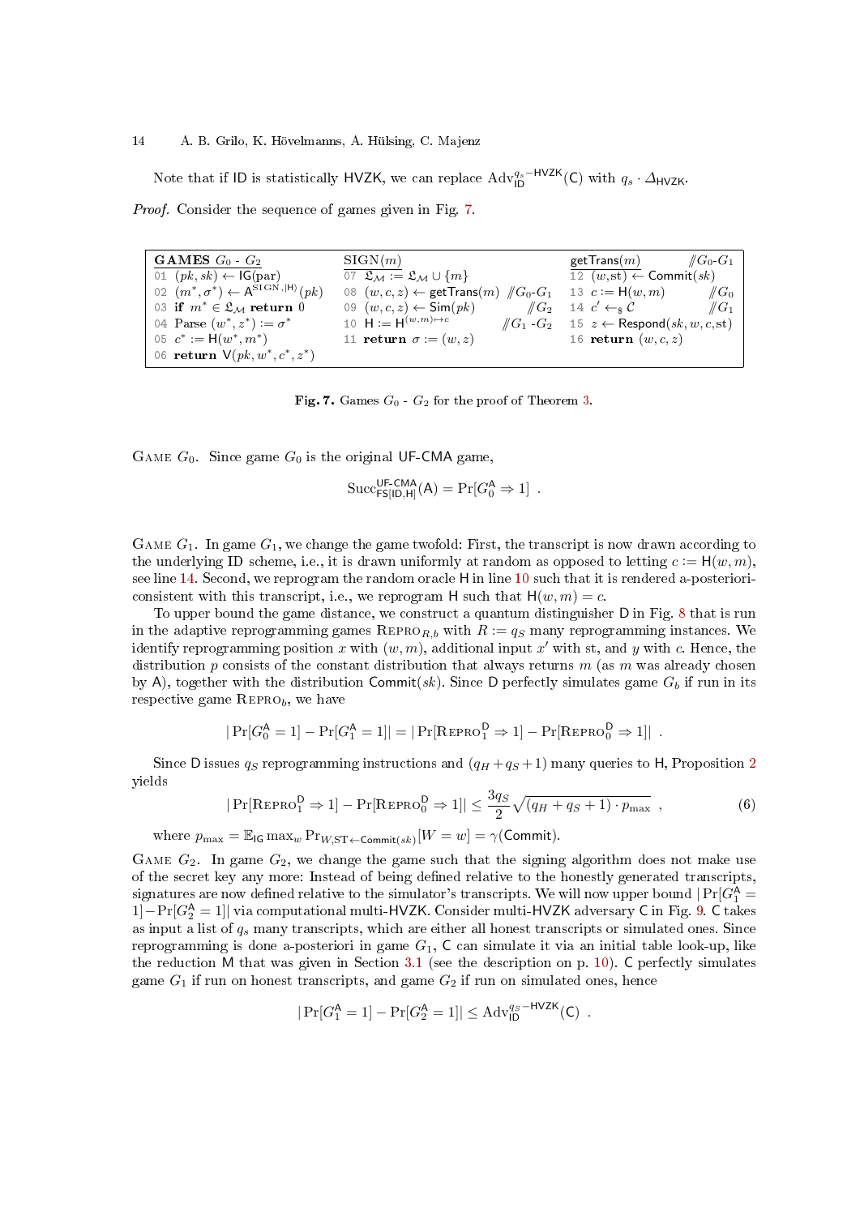Note that if ID is statistically HVZK, we can replace $\text{Adv}_{\mathsf{ID}}^{q_s-\mathsf{HVZK}}(\mathsf{C})$ with $q_s \cdot \Delta_{\mathsf{HVZK}}$.

*Proof.* Consider the sequence of games given in Fig. 7.

```
GAMES G0 - G2                     SIGN(m)                                  getTrans(m)          // G0-G1
01 (pk, sk) ← IG(par)             07 𝔏_M := 𝔏_M ∪ {m}                      12 (w, st) ← Commit(sk)
02 (m*, σ*) ← A^{SIGN,|H⟩}(pk)    08 (w, c, z) ← getTrans(m)  // G0-G1     13 c := H(w, m)       // G0
03 if m* ∈ 𝔏_M return 0           09 (w, c, z) ← Sim(pk)      // G2        14 c' ←$ C            // G1
04 Parse (w*, z*) := σ*           10 H := H^{(w,m)↦c}         // G1-G2     15 z ← Respond(sk, w, c, st)
05 c* := H(w*, m*)                11 return σ := (w, z)                    16 return (w, c, z)
06 return V(pk, w*, c*, z*)
```

**Fig. 7.** Games $G_0$ - $G_2$ for the proof of Theorem 3.

GAME $G_0$. Since game $G_0$ is the original UF-CMA game,

$$\text{Succ}_{\mathsf{FS[ID,H]}}^{\mathsf{UF\text{-}CMA}}(\mathsf{A}) = \Pr[G_0^{\mathsf{A}} \Rightarrow 1] \ .$$

GAME $G_1$. In game $G_1$, we change the game twofold: First, the transcript is now drawn according to the underlying ID scheme, i.e., it is drawn uniformly at random as opposed to letting $c := \mathsf{H}(w, m)$, see line 14. Second, we reprogram the random oracle H in line 10 such that it is rendered a-posteriori-consistent with this transcript, i.e., we reprogram H such that $\mathsf{H}(w, m) = c$.

To upper bound the game distance, we construct a quantum distinguisher D in Fig. 8 that is run in the adaptive reprogramming games $\text{REPRO}_{R,b}$ with $R := q_S$ many reprogramming instances. We identify reprogramming position $x$ with $(w, m)$, additional input $x'$ with st, and $y$ with $c$. Hence, the distribution $p$ consists of the constant distribution that always returns $m$ (as $m$ was already chosen by A), together with the distribution $\mathsf{Commit}(sk)$. Since D perfectly simulates game $G_b$ if run in its respective game $\text{REPRO}_b$, we have

$$|\Pr[G_0^{\mathsf{A}} = 1] - \Pr[G_1^{\mathsf{A}} = 1]| = |\Pr[\text{REPRO}_1^{\mathsf{D}} \Rightarrow 1] - \Pr[\text{REPRO}_0^{\mathsf{D}} \Rightarrow 1]| \ .$$

Since D issues $q_S$ reprogramming instructions and $(q_H + q_S + 1)$ many queries to H, Proposition 2 yields

$$|\Pr[\text{REPRO}_1^{\mathsf{D}} \Rightarrow 1] - \Pr[\text{REPRO}_0^{\mathsf{D}} \Rightarrow 1]| \leq \frac{3q_S}{2}\sqrt{(q_H + q_S + 1) \cdot p_{\max}} \ , \tag{6}$$

where $p_{\max} = \mathbb{E}_{\mathsf{IG}} \max_w \Pr_{W,\mathrm{ST} \leftarrow \mathsf{Commit}(sk)}[W = w] = \gamma(\mathsf{Commit})$.

GAME $G_2$. In game $G_2$, we change the game such that the signing algorithm does not make use of the secret key any more: Instead of being defined relative to the honestly generated transcripts, signatures are now defined relative to the simulator's transcripts. We will now upper bound $|\Pr[G_1^{\mathsf{A}} = 1] - \Pr[G_2^{\mathsf{A}} = 1]|$ via computational multi-HVZK. Consider multi-HVZK adversary C in Fig. 9. C takes as input a list of $q_s$ many transcripts, which are either all honest transcripts or simulated ones. Since reprogramming is done a-posteriori in game $G_1$, C can simulate it via an initial table look-up, like the reduction M that was given in Section 3.1 (see the description on p. 10). C perfectly simulates game $G_1$ if run on honest transcripts, and game $G_2$ if run on simulated ones, hence

$$|\Pr[G_1^{\mathsf{A}} = 1] - \Pr[G_2^{\mathsf{A}} = 1]| \leq \text{Adv}_{\mathsf{ID}}^{q_S-\mathsf{HVZK}}(\mathsf{C}) \ .$$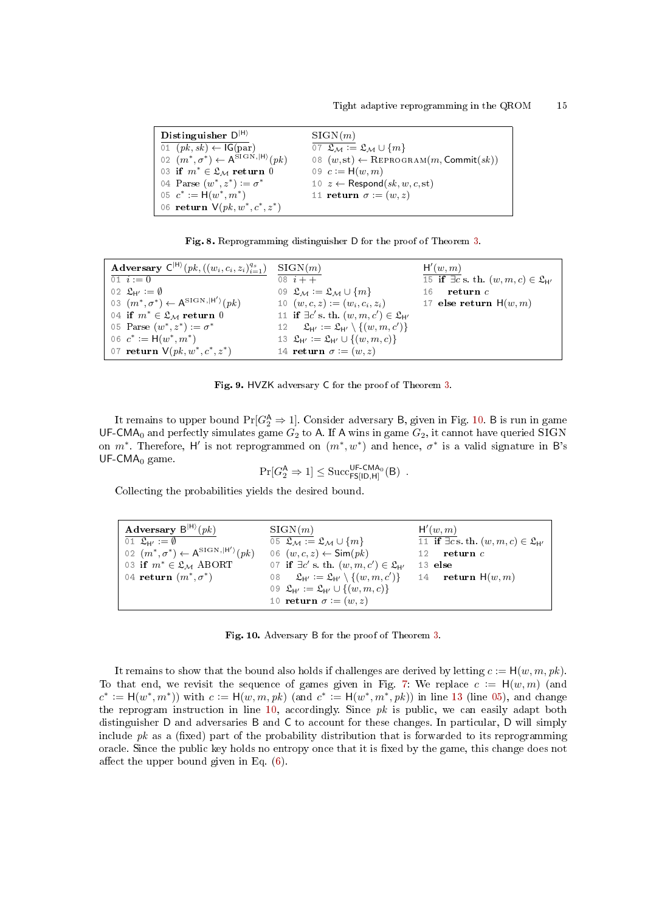```
Distinguisher D^{|H⟩}
01 (pk, sk) ← IG(par)
02 (m*, σ*) ← A^{SIGN,|H⟩}(pk)
03 if m* ∈ 𝔏_M return 0
04 Parse (w*, z*) := σ*
05 c* := H(w*, m*)
06 return V(pk, w*, c*, z*)

SIGN(m)
07 𝔏_M := 𝔏_M ∪ {m}
08 (w, st) ← REPROGRAM(m, Commit(sk))
09 c := H(w, m)
10 z ← Respond(sk, w, c, st)
11 return σ := (w, z)
```

**Fig. 8.** Reprogramming distinguisher D for the proof of Theorem 3.

```
Adversary C^{|H⟩}(pk, ((w_i, c_i, z_i))_{i=1}^{q_s})
01 i := 0
02 𝔏_{H'} := ∅
03 (m*, σ*) ← A^{SIGN,|H'⟩}(pk)
04 if m* ∈ 𝔏_M return 0
05 Parse (w*, z*) := σ*
06 c* := H(w*, m*)
07 return V(pk, w*, c*, z*)

SIGN(m)
08 i++
09 𝔏_M := 𝔏_M ∪ {m}
10 (w, c, z) := (w_i, c_i, z_i)
11 if ∃c' s. th. (w, m, c') ∈ 𝔏_{H'}
12    𝔏_{H'} := 𝔏_{H'} \ {(w, m, c')}
13 𝔏_{H'} := 𝔏_{H'} ∪ {(w, m, c)}
14 return σ := (w, z)

H'(w, m)
15 if ∃c s. th. (w, m, c) ∈ 𝔏_{H'}
16    return c
17 else return H(w, m)
```

**Fig. 9.** HVZK adversary C for the proof of Theorem 3.

It remains to upper bound $\Pr[G_2^{\mathsf{A}} \Rightarrow 1]$. Consider adversary B, given in Fig. 10. B is run in game UF-CMA$_0$ and perfectly simulates game $G_2$ to A. If A wins in game $G_2$, it cannot have queried SIGN on $m^*$. Therefore, $\mathsf{H}'$ is not reprogrammed on $(m^*, w^*)$ and hence, $\sigma^*$ is a valid signature in B's UF-CMA$_0$ game.

$$\Pr[G_2^{\mathsf{A}} \Rightarrow 1] \leq \mathrm{Succ}_{\mathsf{FS[ID,H]}}^{\mathsf{UF\text{-}CMA_0}}(\mathsf{B}) \enspace .$$

Collecting the probabilities yields the desired bound.

```
Adversary B^{|H⟩}(pk)
01 𝔏_{H'} := ∅
02 (m*, σ*) ← A^{SIGN,|H'⟩}(pk)
03 if m* ∈ 𝔏_M ABORT
04 return (m*, σ*)

SIGN(m)
05 𝔏_M := 𝔏_M ∪ {m}
06 (w, c, z) ← Sim(pk)
07 if ∃c' s. th. (w, m, c') ∈ 𝔏_{H'}
08    𝔏_{H'} := 𝔏_{H'} \ {(w, m, c')}
09 𝔏_{H'} := 𝔏_{H'} ∪ {(w, m, c)}
10 return σ := (w, z)

H'(w, m)
11 if ∃c s. th. (w, m, c) ∈ 𝔏_{H'}
12    return c
13 else
14    return H(w, m)
```

**Fig. 10.** Adversary B for the proof of Theorem 3.

It remains to show that the bound also holds if challenges are derived by letting $c := \mathsf{H}(w, m, pk)$. To that end, we revisit the sequence of games given in Fig. 7: We replace $c := \mathsf{H}(w, m)$ (and $c^* := \mathsf{H}(w^*, m^*)$) with $c := \mathsf{H}(w, m, pk)$ (and $c^* := \mathsf{H}(w^*, m^*, pk)$) in line 13 (line 05), and change the reprogram instruction in line 10, accordingly. Since $pk$ is public, we can easily adapt both distinguisher D and adversaries B and C to account for these changes. In particular, D will simply include $pk$ as a (fixed) part of the probability distribution that is forwarded to its reprogramming oracle. Since the public key holds no entropy once that it is fixed by the game, this change does not affect the upper bound given in Eq. (6).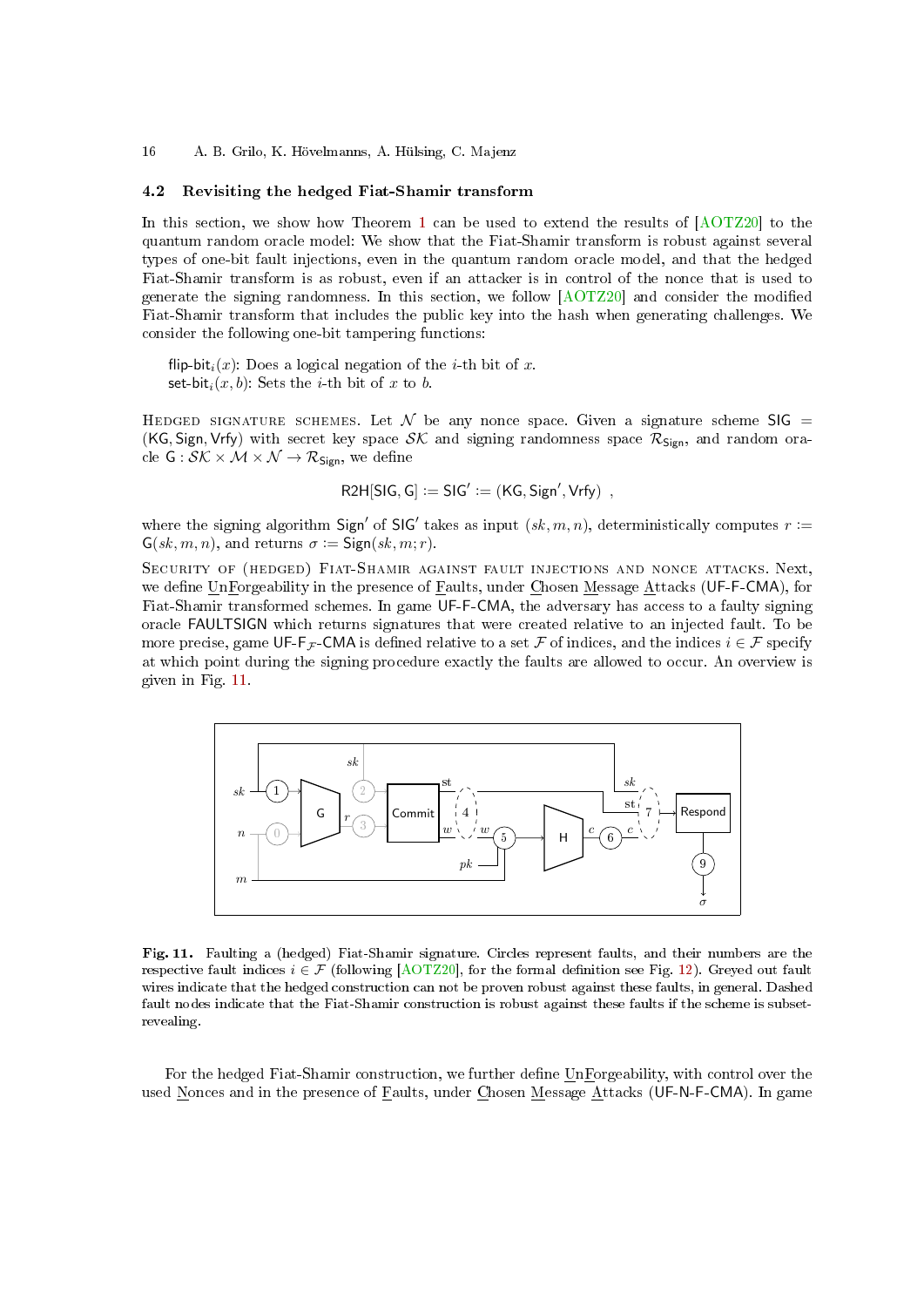### 4.2 Revisiting the hedged Fiat-Shamir transform

In this section, we show how Theorem 1 can be used to extend the results of [AOTZ20] to the quantum random oracle model: We show that the Fiat-Shamir transform is robust against several types of one-bit fault injections, even in the quantum random oracle model, and that the hedged Fiat-Shamir transform is as robust, even if an attacker is in control of the nonce that is used to generate the signing randomness. In this section, we follow [AOTZ20] and consider the modified Fiat-Shamir transform that includes the public key into the hash when generating challenges. We consider the following one-bit tampering functions:

$\mathsf{flip\text{-}bit}_i(x)$: Does a logical negation of the $i$-th bit of $x$.
$\mathsf{set\text{-}bit}_i(x, b)$: Sets the $i$-th bit of $x$ to $b$.

Hedged signature schemes. Let $\mathcal{N}$ be any nonce space. Given a signature scheme $\mathsf{SIG} = (\mathsf{KG}, \mathsf{Sign}, \mathsf{Vrfy})$ with secret key space $\mathcal{SK}$ and signing randomness space $\mathcal{R}_{\mathsf{Sign}}$, and random oracle $\mathsf{G} : \mathcal{SK} \times \mathcal{M} \times \mathcal{N} \to \mathcal{R}_{\mathsf{Sign}}$, we define

$$\mathsf{R2H}[\mathsf{SIG}, \mathsf{G}] := \mathsf{SIG}' := (\mathsf{KG}, \mathsf{Sign}', \mathsf{Vrfy}) \ ,$$

where the signing algorithm $\mathsf{Sign}'$ of $\mathsf{SIG}'$ takes as input $(sk, m, n)$, deterministically computes $r := \mathsf{G}(sk, m, n)$, and returns $\sigma := \mathsf{Sign}(sk, m; r)$.

Security of (hedged) Fiat-Shamir against fault injections and nonce attacks. Next, we define UnForgeability in the presence of Faults, under Chosen Message Attacks (UF-F-CMA), for Fiat-Shamir transformed schemes. In game UF-F-CMA, the adversary has access to a faulty signing oracle FAULTSIGN which returns signatures that were created relative to an injected fault. To be more precise, game UF-$\mathsf{F}_{\mathcal{F}}$-CMA is defined relative to a set $\mathcal{F}$ of indices, and the indices $i \in \mathcal{F}$ specify at which point during the signing procedure exactly the faults are allowed to occur. An overview is given in Fig. 11.

Fig. 11. Faulting a (hedged) Fiat-Shamir signature. Circles represent faults, and their numbers are the respective fault indices $i \in \mathcal{F}$ (following [AOTZ20], for the formal definition see Fig. 12). Greyed out fault wires indicate that the hedged construction can not be proven robust against these faults, in general. Dashed fault nodes indicate that the Fiat-Shamir construction is robust against these faults if the scheme is subset-revealing.

For the hedged Fiat-Shamir construction, we further define UnForgeability, with control over the used Nonces and in the presence of Faults, under Chosen Message Attacks (UF-N-F-CMA). In game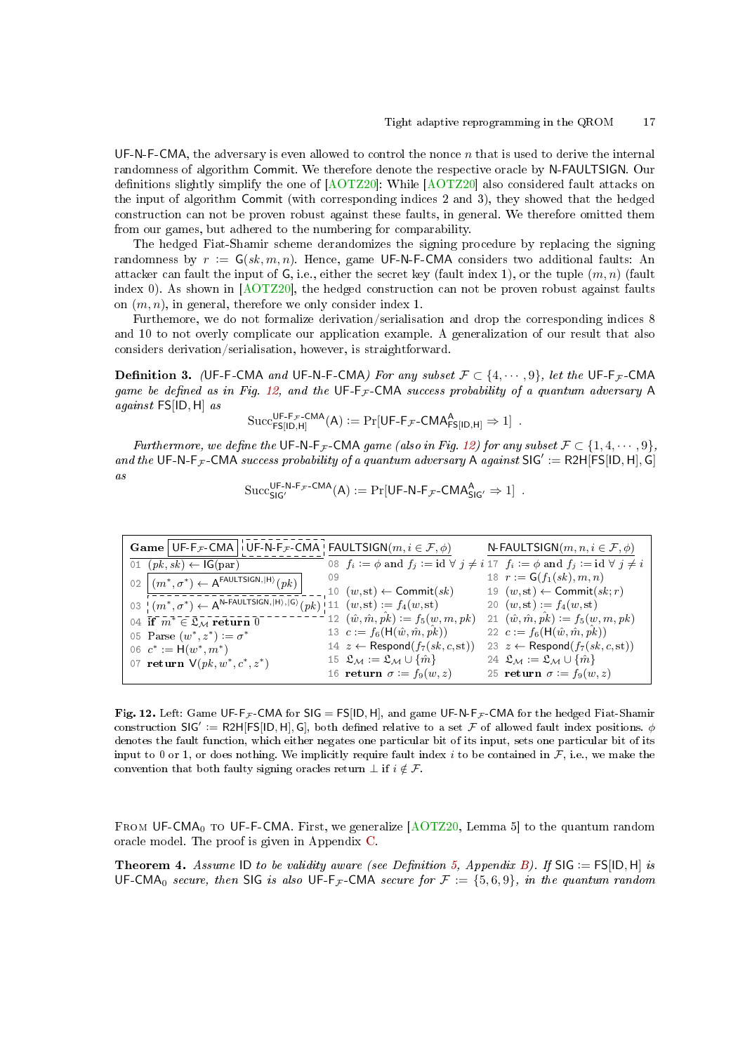UF-N-F-CMA, the adversary is even allowed to control the nonce $n$ that is used to derive the internal randomness of algorithm Commit. We therefore denote the respective oracle by N-FAULTSIGN. Our definitions slightly simplify the one of [AOTZ20]: While [AOTZ20] also considered fault attacks on the input of algorithm Commit (with corresponding indices 2 and 3), they showed that the hedged construction can not be proven robust against these faults, in general. We therefore omitted them from our games, but adhered to the numbering for comparability.

The hedged Fiat-Shamir scheme derandomizes the signing procedure by replacing the signing randomness by $r := \mathsf{G}(sk, m, n)$. Hence, game UF-N-F-CMA considers two additional faults: An attacker can fault the input of G, i.e., either the secret key (fault index 1), or the tuple $(m, n)$ (fault index 0). As shown in [AOTZ20], the hedged construction can not be proven robust against faults on $(m, n)$, in general, therefore we only consider index 1.

Furthermore, we do not formalize derivation/serialisation and drop the corresponding indices 8 and 10 to not overly complicate our application example. A generalization of our result that also considers derivation/serialisation, however, is straightforward.

**Definition 3.** *(UF-F-CMA and UF-N-F-CMA) For any subset $\mathcal{F} \subset \{4, \cdots, 9\}$, let the UF-$\mathsf{F}_{\mathcal{F}}$-CMA game be defined as in Fig. 12, and the UF-$\mathsf{F}_{\mathcal{F}}$-CMA success probability of a quantum adversary A against FS[ID, H] as*

$$\mathrm{Succ}^{\mathsf{UF\text{-}F}_{\mathcal{F}}\text{-}\mathsf{CMA}}_{\mathsf{FS[ID,H]}}(\mathsf{A}) := \Pr[\mathsf{UF\text{-}F}_{\mathcal{F}}\text{-}\mathsf{CMA}^{\mathsf{A}}_{\mathsf{FS[ID,H]}} \Rightarrow 1] \enspace .$$

*Furthermore, we define the UF-N-$\mathsf{F}_{\mathcal{F}}$-CMA game (also in Fig. 12) for any subset $\mathcal{F} \subset \{1, 4, \cdots, 9\}$, and the UF-N-$\mathsf{F}_{\mathcal{F}}$-CMA success probability of a quantum adversary A against $\mathsf{SIG}' := \mathsf{R2H}[\mathsf{FS[ID,H]}, \mathsf{G}]$ as*

$$\mathrm{Succ}^{\mathsf{UF\text{-}N\text{-}F}_{\mathcal{F}}\text{-}\mathsf{CMA}}_{\mathsf{SIG}'}(\mathsf{A}) := \Pr[\mathsf{UF\text{-}N\text{-}F}_{\mathcal{F}}\text{-}\mathsf{CMA}^{\mathsf{A}}_{\mathsf{SIG}'} \Rightarrow 1] \enspace .$$

| **Game** UF-$\mathsf{F}_{\mathcal{F}}$-CMA / UF-N-$\mathsf{F}_{\mathcal{F}}$-CMA | FAULTSIGN$(m, i \in \mathcal{F}, \phi)$ | N-FAULTSIGN$(m, n, i \in \mathcal{F}, \phi)$ |
|---|---|---|
| 01 $(pk, sk) \leftarrow \mathsf{IG}(\mathrm{par})$ | 08 $f_i := \phi$ and $f_j := \mathrm{id}\ \forall\ j \neq i$ | 17 $f_i := \phi$ and $f_j := \mathrm{id}\ \forall\ j \neq i$ |
| 02 $(m^*, \sigma^*) \leftarrow \mathsf{A}^{\mathsf{FAULTSIGN}, \|\mathsf{H}\rangle}(pk)$ [UF-$\mathsf{F}_{\mathcal{F}}$-CMA] | 09 | 18 $r := \mathsf{G}(f_1(sk), m, n)$ |
| 03 $(m^*, \sigma^*) \leftarrow \mathsf{A}^{\mathsf{N\text{-}FAULTSIGN}, \|\mathsf{H}\rangle, \|\mathsf{G}\rangle}(pk)$ [UF-N-$\mathsf{F}_{\mathcal{F}}$-CMA] | 10 $(w, \mathrm{st}) \leftarrow \mathsf{Commit}(sk)$ | 19 $(w, \mathrm{st}) \leftarrow \mathsf{Commit}(sk; r)$ |
| 04 **if** $m^* \in \mathfrak{L}_{\mathcal{M}}$ **return** 0 | 11 $(w, \mathrm{st}) := f_4(w, \mathrm{st})$ | 20 $(w, \mathrm{st}) := f_4(w, \mathrm{st})$ |
| 05 Parse $(w^*, z^*) := \sigma^*$ | 12 $(\hat{w}, \hat{m}, \hat{pk}) := f_5(w, m, pk)$ | 21 $(\hat{w}, \hat{m}, \hat{pk}) := f_5(w, m, pk)$ |
| 06 $c^* := \mathsf{H}(w^*, m^*)$ | 13 $c := f_6(\mathsf{H}(\hat{w}, \hat{m}, \hat{pk}))$ | 22 $c := f_6(\mathsf{H}(\hat{w}, \hat{m}, \hat{pk}))$ |
| 07 **return** $\mathsf{V}(pk, w^*, c^*, z^*)$ | 14 $z \leftarrow \mathsf{Respond}(f_7(sk, c, \mathrm{st}))$ | 23 $z \leftarrow \mathsf{Respond}(f_7(sk, c, \mathrm{st}))$ |
| | 15 $\mathfrak{L}_{\mathcal{M}} := \mathfrak{L}_{\mathcal{M}} \cup \{\hat{m}\}$ | 24 $\mathfrak{L}_{\mathcal{M}} := \mathfrak{L}_{\mathcal{M}} \cup \{\hat{m}\}$ |
| | 16 **return** $\sigma := f_9(w, z)$ | 25 **return** $\sigma := f_9(w, z)$ |

**Fig. 12.** Left: Game UF-$\mathsf{F}_{\mathcal{F}}$-CMA for SIG = FS[ID, H], and game UF-N-$\mathsf{F}_{\mathcal{F}}$-CMA for the hedged Fiat-Shamir construction $\mathsf{SIG}' := \mathsf{R2H}[\mathsf{FS[ID,H]}, \mathsf{G}]$, both defined relative to a set $\mathcal{F}$ of allowed fault index positions. $\phi$ denotes the fault function, which either negates one particular bit of its input, sets one particular bit of its input to 0 or 1, or does nothing. We implicitly require fault index $i$ to be contained in $\mathcal{F}$, i.e., we make the convention that both faulty signing oracles return $\perp$ if $i \notin \mathcal{F}$.

From $\mathsf{UF\text{-}CMA}_0$ to UF-F-CMA. First, we generalize [AOTZ20, Lemma 5] to the quantum random oracle model. The proof is given in Appendix C.

**Theorem 4.** *Assume ID to be validity aware (see Definition 5, Appendix B). If SIG := FS[ID, H] is $\mathsf{UF\text{-}CMA}_0$ secure, then SIG is also UF-$\mathsf{F}_{\mathcal{F}}$-CMA secure for $\mathcal{F} := \{5, 6, 9\}$, in the quantum random*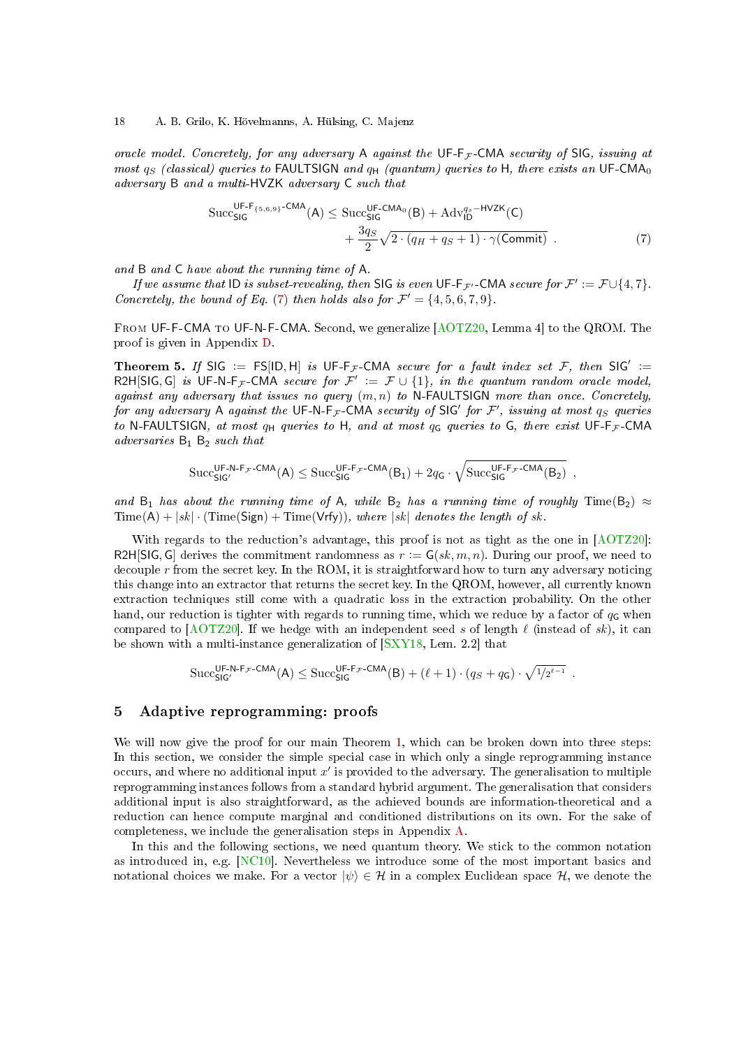*oracle model. Concretely, for any adversary* A *against the* UF-F$_\mathcal{F}$-CMA *security of* SIG*, issuing at most* $q_S$ *(classical) queries to* FAULTSIGN *and* $q_\mathsf{H}$ *(quantum) queries to* H*, there exists an* UF-CMA$_0$ *adversary* B *and a multi-*HVZK *adversary* C *such that*

$$\mathrm{Succ}_{\mathsf{SIG}}^{\mathsf{UF\text{-}F}_{\{5,6,9\}}\text{-}\mathsf{CMA}}(\mathsf{A}) \leq \mathrm{Succ}_{\mathsf{SIG}}^{\mathsf{UF\text{-}CMA}_0}(\mathsf{B}) + \mathrm{Adv}_{\mathsf{ID}}^{q_s-\mathsf{HVZK}}(\mathsf{C}) + \frac{3q_S}{2}\sqrt{2\cdot(q_H+q_S+1)\cdot\gamma(\mathsf{Commit})} \ . \tag{7}$$

*and* B *and* C *have about the running time of* A*.*

*If we assume that* ID *is subset-revealing, then* SIG *is even* UF-F$_{\mathcal{F}'}$-CMA *secure for* $\mathcal{F}' := \mathcal{F}\cup\{4,7\}$*. Concretely, the bound of Eq. (7) then holds also for* $\mathcal{F}' = \{4,5,6,7,9\}$*.*

From UF-F-CMA to UF-N-F-CMA. Second, we generalize [AOTZ20, Lemma 4] to the QROM. The proof is given in Appendix D.

**Theorem 5.** *If* SIG := FS[ID, H] *is* UF-F$_\mathcal{F}$-CMA *secure for a fault index set* $\mathcal{F}$*, then* SIG$'$ := R2H[SIG, G] *is* UF-N-F$_{\mathcal{F}'}$-CMA *secure for* $\mathcal{F}' := \mathcal{F}\cup\{1\}$*, in the quantum random oracle model, against any adversary that issues no query* $(m, n)$ *to* N-FAULTSIGN *more than once. Concretely, for any adversary* A *against the* UF-N-F$_\mathcal{F}$-CMA *security of* SIG$'$ *for* $\mathcal{F}'$*, issuing at most* $q_S$ *queries to* N-FAULTSIGN*, at most* $q_\mathsf{H}$ *queries to* H*, and at most* $q_\mathsf{G}$ *queries to* G*, there exist* UF-F$_\mathcal{F}$-CMA *adversaries* B$_1$ B$_2$ *such that*

$$\mathrm{Succ}_{\mathsf{SIG}'}^{\mathsf{UF\text{-}N\text{-}F}_\mathcal{F}\text{-}\mathsf{CMA}}(\mathsf{A}) \leq \mathrm{Succ}_{\mathsf{SIG}}^{\mathsf{UF\text{-}F}_\mathcal{F}\text{-}\mathsf{CMA}}(\mathsf{B}_1) + 2q_\mathsf{G}\cdot\sqrt{\mathrm{Succ}_{\mathsf{SIG}}^{\mathsf{UF\text{-}F}_\mathcal{F}\text{-}\mathsf{CMA}}(\mathsf{B}_2)} \ ,$$

*and* B$_1$ *has about the running time of* A*, while* B$_2$ *has a running time of roughly* $\mathrm{Time}(\mathsf{B}_2) \approx \mathrm{Time}(\mathsf{A}) + |sk|\cdot(\mathrm{Time}(\mathsf{Sign}) + \mathrm{Time}(\mathsf{Vrfy}))$*, where* $|sk|$ *denotes the length of* $sk$*.*

With regards to the reduction's advantage, this proof is not as tight as the one in [AOTZ20]: R2H[SIG, G] derives the commitment randomness as $r := \mathsf{G}(sk, m, n)$. During our proof, we need to decouple $r$ from the secret key. In the ROM, it is straightforward how to turn any adversary noticing this change into an extractor that returns the secret key. In the QROM, however, all currently known extraction techniques still come with a quadratic loss in the extraction probability. On the other hand, our reduction is tighter with regards to running time, which we reduce by a factor of $q_\mathsf{G}$ when compared to [AOTZ20]. If we hedge with an independent seed $s$ of length $\ell$ (instead of $sk$), it can be shown with a multi-instance generalization of [SXY18, Lem. 2.2] that

$$\mathrm{Succ}_{\mathsf{SIG}'}^{\mathsf{UF\text{-}N\text{-}F}_\mathcal{F}\text{-}\mathsf{CMA}}(\mathsf{A}) \leq \mathrm{Succ}_{\mathsf{SIG}}^{\mathsf{UF\text{-}F}_\mathcal{F}\text{-}\mathsf{CMA}}(\mathsf{B}) + (\ell+1)\cdot(q_S+q_\mathsf{G})\cdot\sqrt{1/2^{\ell-1}} \ .$$

## 5 Adaptive reprogramming: proofs

We will now give the proof for our main Theorem 1, which can be broken down into three steps: In this section, we consider the simple special case in which only a single reprogramming instance occurs, and where no additional input $x'$ is provided to the adversary. The generalisation to multiple reprogramming instances follows from a standard hybrid argument. The generalisation that considers additional input is also straightforward, as the achieved bounds are information-theoretical and a reduction can hence compute marginal and conditioned distributions on its own. For the sake of completeness, we include the generalisation steps in Appendix A.

In this and the following sections, we need quantum theory. We stick to the common notation as introduced in, e.g. [NC10]. Nevertheless we introduce some of the most important basics and notational choices we make. For a vector $|\psi\rangle \in \mathcal{H}$ in a complex Euclidean space $\mathcal{H}$, we denote the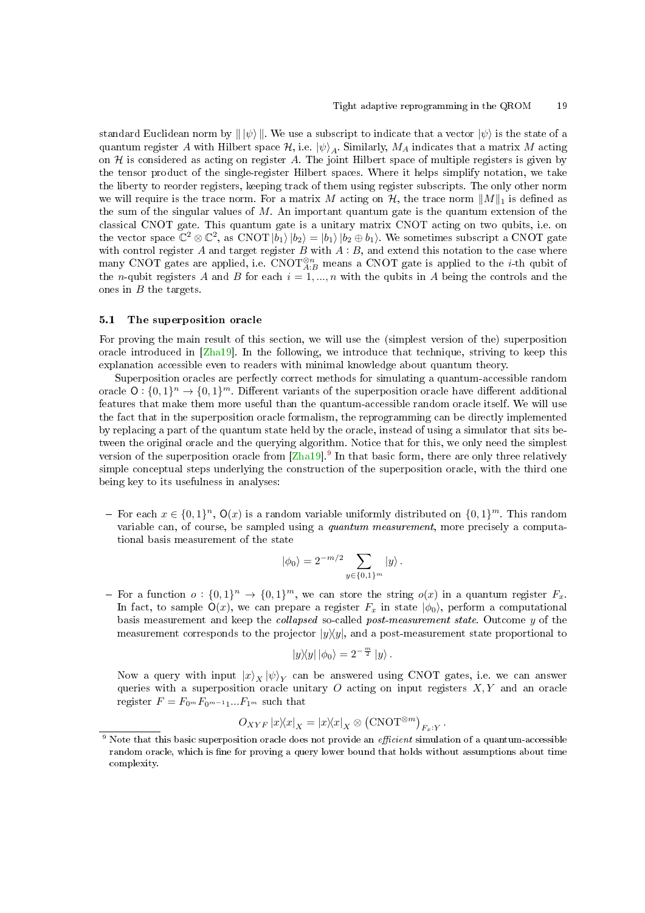standard Euclidean norm by $\| |\psi\rangle \|$. We use a subscript to indicate that a vector $|\psi\rangle$ is the state of a quantum register $A$ with Hilbert space $\mathcal{H}$, i.e. $|\psi\rangle_A$. Similarly, $M_A$ indicates that a matrix $M$ acting on $\mathcal{H}$ is considered as acting on register $A$. The joint Hilbert space of multiple registers is given by the tensor product of the single-register Hilbert spaces. Where it helps simplify notation, we take the liberty to reorder registers, keeping track of them using register subscripts. The only other norm we will require is the trace norm. For a matrix $M$ acting on $\mathcal{H}$, the trace norm $\|M\|_1$ is defined as the sum of the singular values of $M$. An important quantum gate is the quantum extension of the classical CNOT gate. This quantum gate is a unitary matrix CNOT acting on two qubits, i.e. on the vector space $\mathbb{C}^2 \otimes \mathbb{C}^2$, as $\mathrm{CNOT}\,|b_1\rangle\,|b_2\rangle = |b_1\rangle\,|b_2 \oplus b_1\rangle$. We sometimes subscript a CNOT gate with control register $A$ and target register $B$ with $A : B$, and extend this notation to the case where many CNOT gates are applied, i.e. $\mathrm{CNOT}^{\otimes n}_{A:B}$ means a CNOT gate is applied to the $i$-th qubit of the $n$-qubit registers $A$ and $B$ for each $i = 1, ..., n$ with the qubits in $A$ being the controls and the ones in $B$ the targets.

### 5.1 The superposition oracle

For proving the main result of this section, we will use the (simplest version of the) superposition oracle introduced in [Zha19]. In the following, we introduce that technique, striving to keep this explanation accessible even to readers with minimal knowledge about quantum theory.

Superposition oracles are perfectly correct methods for simulating a quantum-accessible random oracle $\mathsf{O} : \{0,1\}^n \to \{0,1\}^m$. Different variants of the superposition oracle have different additional features that make them more useful than the quantum-accessible random oracle itself. We will use the fact that in the superposition oracle formalism, the reprogramming can be directly implemented by replacing a part of the quantum state held by the oracle, instead of using a simulator that sits between the original oracle and the querying algorithm. Notice that for this, we only need the simplest version of the superposition oracle from [Zha19].[9] In that basic form, there are only three relatively simple conceptual steps underlying the construction of the superposition oracle, with the third one being key to its usefulness in analyses:

- For each $x \in \{0,1\}^n$, $\mathsf{O}(x)$ is a random variable uniformly distributed on $\{0,1\}^m$. This random variable can, of course, be sampled using a *quantum measurement*, more precisely a computational basis measurement of the state

$$|\phi_0\rangle = 2^{-m/2} \sum_{y \in \{0,1\}^m} |y\rangle \,.$$

- For a function $o : \{0,1\}^n \to \{0,1\}^m$, we can store the string $o(x)$ in a quantum register $F_x$. In fact, to sample $\mathsf{O}(x)$, we can prepare a register $F_x$ in state $|\phi_0\rangle$, perform a computational basis measurement and keep the *collapsed* so-called *post-measurement state*. Outcome $y$ of the measurement corresponds to the projector $|y\rangle\langle y|$, and a post-measurement state proportional to

$$|y\rangle\langle y|\,|\phi_0\rangle = 2^{-\frac{m}{2}}\,|y\rangle \,.$$

  Now a query with input $|x\rangle_X\,|\psi\rangle_Y$ can be answered using CNOT gates, i.e. we can answer queries with a superposition oracle unitary $O$ acting on input registers $X, Y$ and an oracle register $F = F_{0^m} F_{0^{m-1}1} ... F_{1^m}$ such that

$$O_{XYF}\,|x\rangle\langle x|_X = |x\rangle\langle x|_X \otimes \left(\mathrm{CNOT}^{\otimes m}\right)_{F_x:Y} .$$

[9] Note that this basic superposition oracle does not provide an *efficient* simulation of a quantum-accessible random oracle, which is fine for proving a query lower bound that holds without assumptions about time complexity.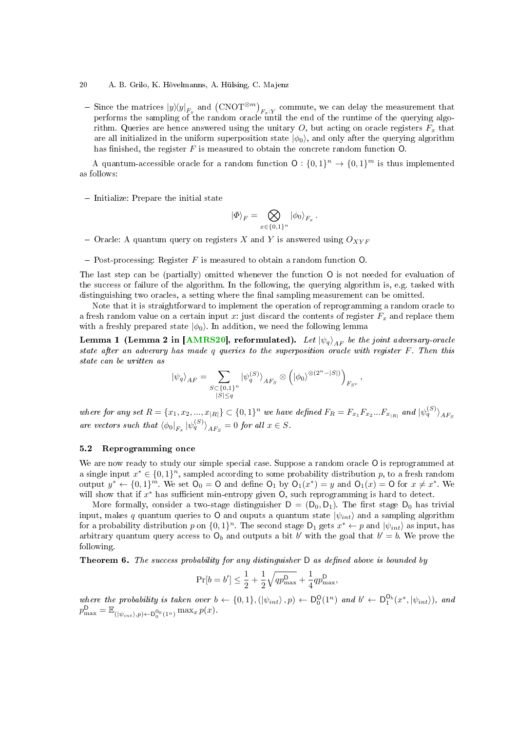– Since the matrices $|y\rangle\langle y|_{F_x}$ and $\left(\mathrm{CNOT}^{\otimes m}\right)_{F_x:Y}$ commute, we can delay the measurement that performs the sampling of the random oracle until the end of the runtime of the querying algorithm. Queries are hence answered using the unitary $O$, but acting on oracle registers $F_x$ that are all initialized in the uniform superposition state $|\phi_0\rangle$, and only after the querying algorithm has finished, the register $F$ is measured to obtain the concrete random function $\mathsf{O}$.

A quantum-accessible oracle for a random function $\mathsf{O} : \{0,1\}^n \to \{0,1\}^m$ is thus implemented as follows:

– Initialize: Prepare the initial state

$$|\Phi\rangle_F = \bigotimes_{x \in \{0,1\}^n} |\phi_0\rangle_{F_x}.$$

– Oracle: A quantum query on registers $X$ and $Y$ is answered using $O_{XYF}$

– Post-processing: Register $F$ is measured to obtain a random function $\mathsf{O}$.

The last step can be (partially) omitted whenever the function $\mathsf{O}$ is not needed for evaluation of the success or failure of the algorithm. In the following, the querying algorithm is, e.g. tasked with distinguishing two oracles, a setting where the final sampling measurement can be omitted.

Note that it is straightforward to implement the operation of reprogramming a random oracle to a fresh random value on a certain input $x$: just discard the contents of register $F_x$ and replace them with a freshly prepared state $|\phi_0\rangle$. In addition, we need the following lemma

**Lemma 1 (Lemma 2 in [AMRS20], reformulated).** *Let $|\psi_q\rangle_{AF}$ be the joint adversary-oracle state after an adverary has made $q$ queries to the superposition oracle with register $F$. Then this state can be written as*

$$|\psi_q\rangle_{AF} = \sum_{\substack{S \subset \{0,1\}^n \\ |S| \leq q}} |\psi_q^{(S)}\rangle_{AF_S} \otimes \left(|\phi_0\rangle^{\otimes(2^n - |S|)}\right)_{F_{S^c}},$$

*where for any set $R = \{x_1, x_2, ..., x_{|R|}\} \subset \{0,1\}^n$ we have defined $F_R = F_{x_1} F_{x_2} ... F_{x_{|R|}}$ and $|\psi_q^{(S)}\rangle_{AF_S}$ are vectors such that $\langle\phi_0|_{F_x} |\psi_q^{(S)}\rangle_{AF_S} = 0$ for all $x \in S$.*

### 5.2 Reprogramming once

We are now ready to study our simple special case. Suppose a random oracle $\mathsf{O}$ is reprogrammed at a single input $x^* \in \{0,1\}^n$, sampled according to some probability distribution $p$, to a fresh random output $y^* \leftarrow \{0,1\}^m$. We set $\mathsf{O}_0 = \mathsf{O}$ and define $\mathsf{O}_1$ by $\mathsf{O}_1(x^*) = y$ and $\mathsf{O}_1(x) = \mathsf{O}$ for $x \neq x^*$. We will show that if $x^*$ has sufficient min-entropy given $\mathsf{O}$, such reprogramming is hard to detect.

More formally, consider a two-stage distinguisher $\mathsf{D} = (\mathsf{D}_0, \mathsf{D}_1)$. The first stage $\mathsf{D}_0$ has trivial input, makes $q$ quantum queries to $\mathsf{O}$ and ouputs a quantum state $|\psi_{int}\rangle$ and a sampling algorithm for a probability distribution $p$ on $\{0,1\}^n$. The second stage $\mathsf{D}_1$ gets $x^* \leftarrow p$ and $|\psi_{int}\rangle$ as input, has arbitrary quantum query access to $\mathsf{O}_b$ and outputs a bit $b'$ with the goal that $b' = b$. We prove the following.

**Theorem 6.** *The success probability for any distinguisher $\mathsf{D}$ as defined above is bounded by*

$$\Pr[b = b'] \leq \frac{1}{2} + \frac{1}{2}\sqrt{q p_{\max}^{\mathsf{D}}} + \frac{1}{4} q p_{\max}^{\mathsf{D}},$$

*where the probability is taken over $b \leftarrow \{0,1\}, (|\psi_{int}\rangle, p) \leftarrow \mathsf{D}_0^{\mathsf{O}}(1^n)$ and $b' \leftarrow \mathsf{D}_1^{\mathsf{O}_b}(x^*, |\psi_{int}\rangle)$, and $p_{\max}^{\mathsf{D}} = \mathbb{E}_{(|\psi_{int}\rangle, p) \leftarrow \mathsf{D}_0^{\mathsf{O}_0}(1^n)} \max_x p(x)$.*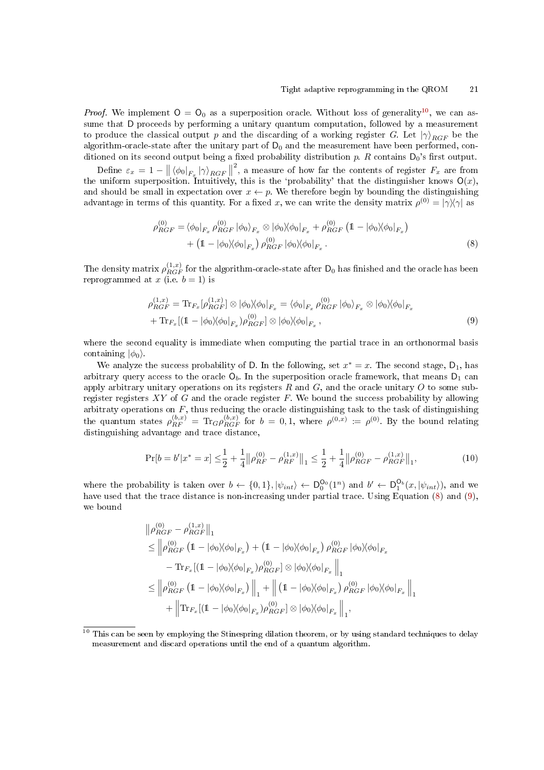*Proof.* We implement $\mathsf{O} = \mathsf{O}_0$ as a superposition oracle. Without loss of generality[10], we can assume that $\mathsf{D}$ proceeds by performing a unitary quantum computation, followed by a measurement to produce the classical output $p$ and the discarding of a working register $G$. Let $|\gamma\rangle_{RGF}$ be the algorithm-oracle-state after the unitary part of $\mathsf{D}_0$ and the measurement have been performed, conditioned on its second output being a fixed probability distribution $p$. $R$ contains $\mathsf{D}_0$'s first output.

Define $\varepsilon_x = 1 - \left\| \langle\phi_0|_{F_x} |\gamma\rangle_{RGF} \right\|^2$, a measure of how far the contents of register $F_x$ are from the uniform superposition. Intuitively, this is the 'probability' that the distinguisher knows $\mathsf{O}(x)$, and should be small in expectation over $x \leftarrow p$. We therefore begin by bounding the distinguishing advantage in terms of this quantity. For a fixed $x$, we can write the density matrix $\rho^{(0)} = |\gamma\rangle\langle\gamma|$ as

$$
\begin{aligned}
\rho^{(0)}_{RGF} =& \langle\phi_0|_{F_x} \rho^{(0)}_{RGF} |\phi_0\rangle_{F_x} \otimes |\phi_0\rangle\langle\phi_0|_{F_x} + \rho^{(0)}_{RGF} \left(\mathbb{1} - |\phi_0\rangle\langle\phi_0|_{F_x}\right) \\
&+ \left(\mathbb{1} - |\phi_0\rangle\langle\phi_0|_{F_x}\right) \rho^{(0)}_{RGF} |\phi_0\rangle\langle\phi_0|_{F_x} .
\end{aligned} \tag{8}
$$

The density matrix $\rho^{(1,x)}_{RGF}$ for the algorithm-oracle-state after $\mathsf{D}_0$ has finished and the oracle has been reprogrammed at $x$ (i.e. $b = 1$) is

$$
\begin{aligned}
\rho^{(1,x)}_{RGF} =& \operatorname{Tr}_{F_x}[\rho^{(1,x)}_{RGF}] \otimes |\phi_0\rangle\langle\phi_0|_{F_x} = \langle\phi_0|_{F_x} \rho^{(0)}_{RGF} |\phi_0\rangle_{F_x} \otimes |\phi_0\rangle\langle\phi_0|_{F_x} \\
&+ \operatorname{Tr}_{F_x}[(\mathbb{1} - |\phi_0\rangle\langle\phi_0|_{F_x})\rho^{(0)}_{RGF}] \otimes |\phi_0\rangle\langle\phi_0|_{F_x} ,
\end{aligned} \tag{9}
$$

where the second equality is immediate when computing the partial trace in an orthonormal basis containing $|\phi_0\rangle$.

We analyze the success probability of $\mathsf{D}$. In the following, set $x^* = x$. The second stage, $\mathsf{D}_1$, has arbitrary query access to the oracle $\mathsf{O}_b$. In the superposition oracle framework, that means $\mathsf{D}_1$ can apply arbitrary unitary operations on its registers $R$ and $G$, and the oracle unitary $O$ to some subregister registers $XY$ of $G$ and the oracle register $F$. We bound the success probability by allowing arbitraty operations on $F$, thus reducing the oracle distinguishing task to the task of distinguishing the quantum states $\rho^{(b,x)}_{RF} = \operatorname{Tr}_G \rho^{(b,x)}_{RGF}$ for $b = 0, 1$, where $\rho^{(0,x)} := \rho^{(0)}$. By the bound relating distinguishing advantage and trace distance,

$$
\Pr[b = b' | x^* = x] \leq \frac{1}{2} + \frac{1}{4} \left\| \rho^{(0)}_{RF} - \rho^{(1,x)}_{RF} \right\|_1 \leq \frac{1}{2} + \frac{1}{4} \left\| \rho^{(0)}_{RGF} - \rho^{(1,x)}_{RGF} \right\|_1, \tag{10}
$$

where the probability is taken over $b \leftarrow \{0,1\}, |\psi_{int}\rangle \leftarrow \mathsf{D}_0^{\mathsf{O}_0}(1^n)$ and $b' \leftarrow \mathsf{D}_1^{\mathsf{O}_b}(x, |\psi_{int}\rangle)$, and we have used that the trace distance is non-increasing under partial trace. Using Equation (8) and (9), we bound

$$
\begin{aligned}
&\left\| \rho^{(0)}_{RGF} - \rho^{(1,x)}_{RGF} \right\|_1 \\
\leq& \Big\| \rho^{(0)}_{RGF} \left(\mathbb{1} - |\phi_0\rangle\langle\phi_0|_{F_x}\right) + \left(\mathbb{1} - |\phi_0\rangle\langle\phi_0|_{F_x}\right) \rho^{(0)}_{RGF} |\phi_0\rangle\langle\phi_0|_{F_x} \\
&\quad - \operatorname{Tr}_{F_x}[(\mathbb{1} - |\phi_0\rangle\langle\phi_0|_{F_x})\rho^{(0)}_{RGF}] \otimes |\phi_0\rangle\langle\phi_0|_{F_x} \Big\|_1 \\
\leq& \left\| \rho^{(0)}_{RGF} \left(\mathbb{1} - |\phi_0\rangle\langle\phi_0|_{F_x}\right) \right\|_1 + \left\| \left(\mathbb{1} - |\phi_0\rangle\langle\phi_0|_{F_x}\right) \rho^{(0)}_{RGF} |\phi_0\rangle\langle\phi_0|_{F_x} \right\|_1 \\
&\quad + \left\| \operatorname{Tr}_{F_x}[(\mathbb{1} - |\phi_0\rangle\langle\phi_0|_{F_x})\rho^{(0)}_{RGF}] \otimes |\phi_0\rangle\langle\phi_0|_{F_x} \right\|_1,
\end{aligned}
$$

[10] This can be seen by employing the Stinespring dilation theorem, or by using standard techniques to delay measurement and discard operations until the end of a quantum algorithm.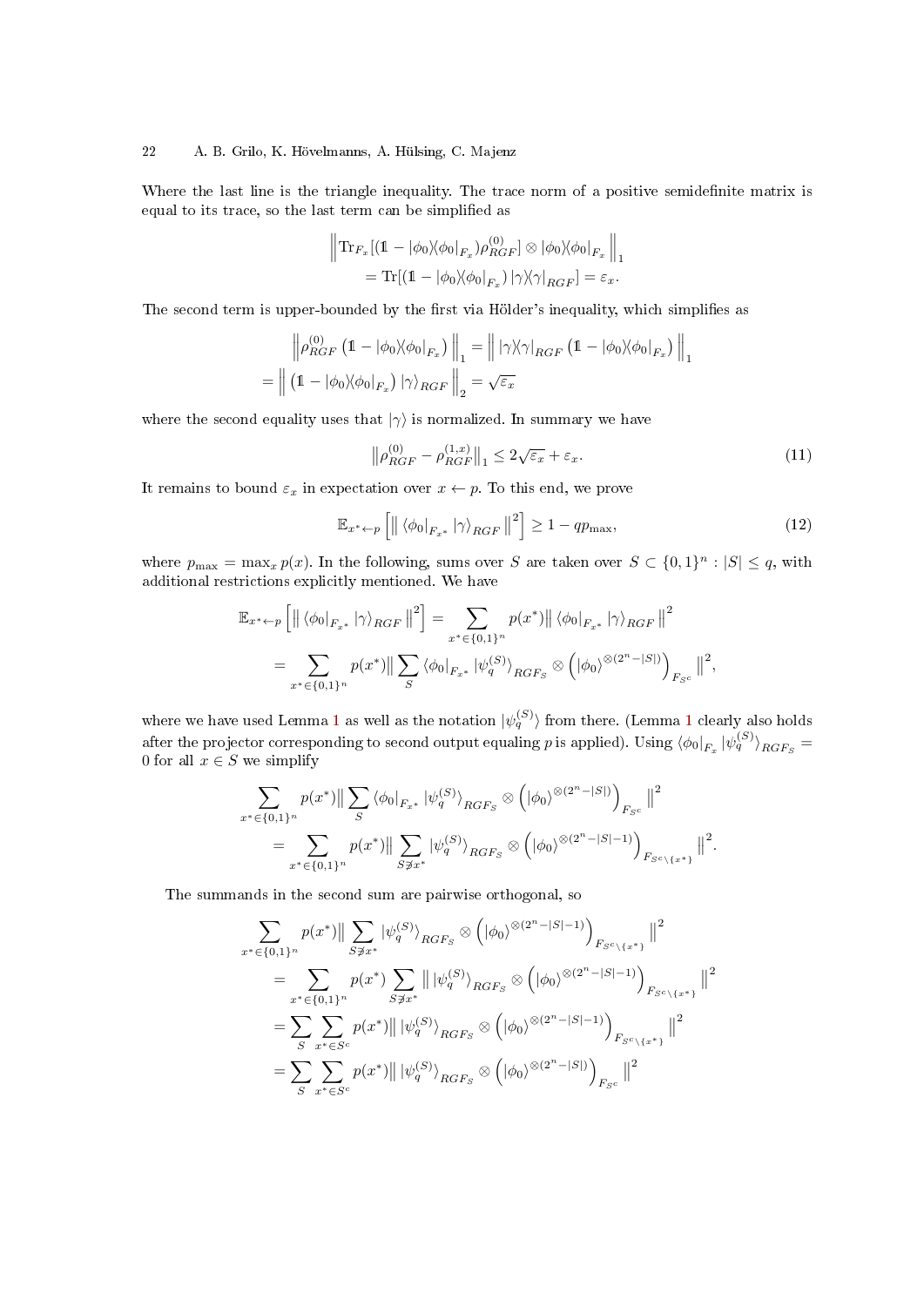Where the last line is the triangle inequality. The trace norm of a positive semidefinite matrix is equal to its trace, so the last term can be simplified as

$$\left\| \mathrm{Tr}_{F_x}[(\mathbb{1} - |\phi_0\rangle\langle\phi_0|_{F_x})\rho^{(0)}_{RGF}] \otimes |\phi_0\rangle\langle\phi_0|_{F_x} \right\|_1 \\ = \mathrm{Tr}[(\mathbb{1} - |\phi_0\rangle\langle\phi_0|_{F_x}) |\gamma\rangle\langle\gamma|_{RGF}] = \varepsilon_x.$$

The second term is upper-bounded by the first via Hölder's inequality, which simplifies as

$$\left\| \rho^{(0)}_{RGF} \left(\mathbb{1} - |\phi_0\rangle\langle\phi_0|_{F_x}\right) \right\|_1 = \left\| |\gamma\rangle\langle\gamma|_{RGF} \left(\mathbb{1} - |\phi_0\rangle\langle\phi_0|_{F_x}\right) \right\|_1 \\ = \left\| \left(\mathbb{1} - |\phi_0\rangle\langle\phi_0|_{F_x}\right) |\gamma\rangle_{RGF} \right\|_2 = \sqrt{\varepsilon_x}$$

where the second equality uses that $|\gamma\rangle$ is normalized. In summary we have

$$\left\| \rho^{(0)}_{RGF} - \rho^{(1,x)}_{RGF} \right\|_1 \leq 2\sqrt{\varepsilon_x} + \varepsilon_x. \tag{11}$$

It remains to bound $\varepsilon_x$ in expectation over $x \leftarrow p$. To this end, we prove

$$\mathbb{E}_{x^* \leftarrow p}\left[ \left\| \langle\phi_0|_{F_{x^*}} |\gamma\rangle_{RGF} \right\|^2 \right] \geq 1 - qp_{\max}, \tag{12}$$

where $p_{\max} = \max_x p(x)$. In the following, sums over $S$ are taken over $S \subset \{0,1\}^n : |S| \leq q$, with additional restrictions explicitly mentioned. We have

$$\mathbb{E}_{x^* \leftarrow p}\left[ \left\| \langle\phi_0|_{F_{x^*}} |\gamma\rangle_{RGF} \right\|^2 \right] = \sum_{x^* \in \{0,1\}^n} p(x^*) \left\| \langle\phi_0|_{F_{x^*}} |\gamma\rangle_{RGF} \right\|^2 \\ = \sum_{x^* \in \{0,1\}^n} p(x^*) \left\| \sum_S \langle\phi_0|_{F_{x^*}} |\psi_q^{(S)}\rangle_{RGF_S} \otimes \left(|\phi_0\rangle^{\otimes(2^n - |S|)}\right)_{F_{S^c}} \right\|^2,$$

where we have used Lemma 1 as well as the notation $|\psi_q^{(S)}\rangle$ from there. (Lemma 1 clearly also holds after the projector corresponding to second output equaling $p$ is applied). Using $\langle\phi_0|_{F_x} |\psi_q^{(S)}\rangle_{RGF_S} = 0$ for all $x \in S$ we simplify

$$\sum_{x^* \in \{0,1\}^n} p(x^*) \left\| \sum_S \langle\phi_0|_{F_{x^*}} |\psi_q^{(S)}\rangle_{RGF_S} \otimes \left(|\phi_0\rangle^{\otimes(2^n - |S|)}\right)_{F_{S^c}} \right\|^2 \\ = \sum_{x^* \in \{0,1\}^n} p(x^*) \left\| \sum_{S \not\ni x^*} |\psi_q^{(S)}\rangle_{RGF_S} \otimes \left(|\phi_0\rangle^{\otimes(2^n - |S| - 1)}\right)_{F_{S^c \setminus \{x^*\}}} \right\|^2.$$

The summands in the second sum are pairwise orthogonal, so

$$\sum_{x^* \in \{0,1\}^n} p(x^*) \left\| \sum_{S \not\ni x^*} |\psi_q^{(S)}\rangle_{RGF_S} \otimes \left(|\phi_0\rangle^{\otimes(2^n - |S| - 1)}\right)_{F_{S^c \setminus \{x^*\}}} \right\|^2 \\ = \sum_{x^* \in \{0,1\}^n} p(x^*) \sum_{S \not\ni x^*} \left\| |\psi_q^{(S)}\rangle_{RGF_S} \otimes \left(|\phi_0\rangle^{\otimes(2^n - |S| - 1)}\right)_{F_{S^c \setminus \{x^*\}}} \right\|^2 \\ = \sum_S \sum_{x^* \in S^c} p(x^*) \left\| |\psi_q^{(S)}\rangle_{RGF_S} \otimes \left(|\phi_0\rangle^{\otimes(2^n - |S| - 1)}\right)_{F_{S^c \setminus \{x^*\}}} \right\|^2 \\ = \sum_S \sum_{x^* \in S^c} p(x^*) \left\| |\psi_q^{(S)}\rangle_{RGF_S} \otimes \left(|\phi_0\rangle^{\otimes(2^n - |S|)}\right)_{F_{S^c}} \right\|^2$$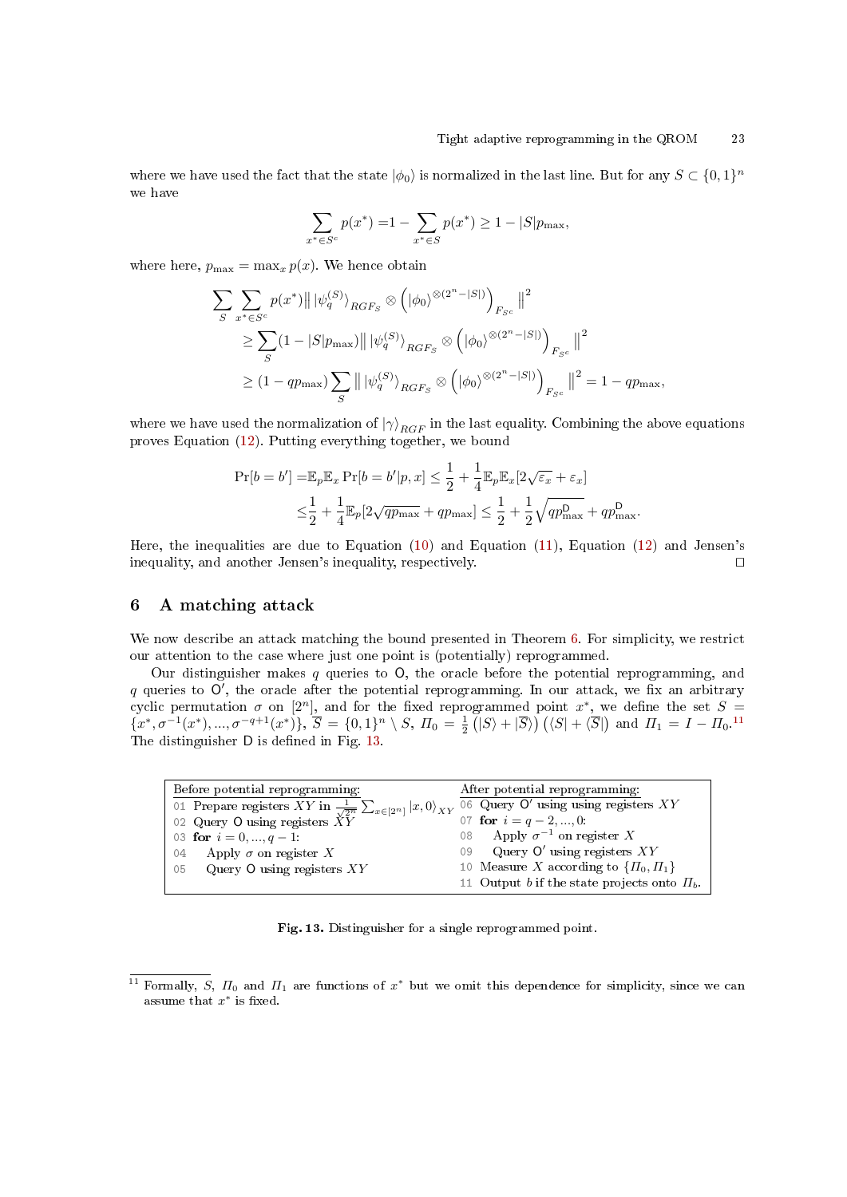where we have used the fact that the state $|\phi_0\rangle$ is normalized in the last line. But for any $S \subset \{0,1\}^n$ we have

$$\sum_{x^* \in S^c} p(x^*) = 1 - \sum_{x^* \in S} p(x^*) \geq 1 - |S| p_{\max},$$

where here, $p_{\max} = \max_x p(x)$. We hence obtain

$$\begin{aligned}
\sum_S \sum_{x^* \in S^c} p(x^*) \big\| \, |\psi_q^{(S)}\rangle_{RGF_S} \otimes \left(|\phi_0\rangle^{\otimes(2^n - |S|)}\right)_{F_{S^c}} \big\|^2 \\
\geq \sum_S (1 - |S| p_{\max}) \big\| \, |\psi_q^{(S)}\rangle_{RGF_S} \otimes \left(|\phi_0\rangle^{\otimes(2^n - |S|)}\right)_{F_{S^c}} \big\|^2 \\
\geq (1 - q p_{\max}) \sum_S \big\| \, |\psi_q^{(S)}\rangle_{RGF_S} \otimes \left(|\phi_0\rangle^{\otimes(2^n - |S|)}\right)_{F_{S^c}} \big\|^2 = 1 - q p_{\max},
\end{aligned}$$

where we have used the normalization of $|\gamma\rangle_{RGF}$ in the last equality. Combining the above equations proves Equation (12). Putting everything together, we bound

$$\begin{aligned}
\Pr[b = b'] =& \mathbb{E}_p \mathbb{E}_x \Pr[b = b' | p, x] \leq \frac{1}{2} + \frac{1}{4} \mathbb{E}_p \mathbb{E}_x [2\sqrt{\varepsilon_x} + \varepsilon_x] \\
\leq& \frac{1}{2} + \frac{1}{4} \mathbb{E}_p [2\sqrt{q p_{\max}} + q p_{\max}] \leq \frac{1}{2} + \frac{1}{2} \sqrt{q p_{\max}^{\mathsf{D}}} + q p_{\max}^{\mathsf{D}}.
\end{aligned}$$

Here, the inequalities are due to Equation (10) and Equation (11), Equation (12) and Jensen's inequality, and another Jensen's inequality, respectively. □

## 6 A matching attack

We now describe an attack matching the bound presented in Theorem 6. For simplicity, we restrict our attention to the case where just one point is (potentially) reprogrammed.

Our distinguisher makes $q$ queries to $\mathsf{O}$, the oracle before the potential reprogramming, and $q$ queries to $\mathsf{O}'$, the oracle after the potential reprogramming. In our attack, we fix an arbitrary cyclic permutation $\sigma$ on $[2^n]$, and for the fixed reprogrammed point $x^*$, we define the set $S = \{x^*, \sigma^{-1}(x^*), ..., \sigma^{-q+1}(x^*)\}$, $\overline{S} = \{0,1\}^n \setminus S$, $\Pi_0 = \frac{1}{2}\left(|S\rangle + |\overline{S}\rangle\right)\left(\langle S| + \langle \overline{S}|\right)$ and $\Pi_1 = I - \Pi_0$.[11] The distinguisher $\mathsf{D}$ is defined in Fig. 13.

| Before potential reprogramming: | After potential reprogramming: |
|---|---|
| 01 Prepare registers $XY$ in $\frac{1}{\sqrt{2^n}} \sum_{x \in [2^n]} \|x, 0\rangle_{XY}$ | 06 Query $\mathsf{O}'$ using using registers $XY$ |
| 02 Query $\mathsf{O}$ using registers $XY$ | 07 **for** $i = q-2, ..., 0$: |
| 03 **for** $i = 0, ..., q-1$: | 08 Apply $\sigma^{-1}$ on register $X$ |
| 04 Apply $\sigma$ on register $X$ | 09 Query $\mathsf{O}'$ using registers $XY$ |
| 05 Query $\mathsf{O}$ using registers $XY$ | 10 Measure $X$ according to $\{\Pi_0, \Pi_1\}$ |
| | 11 Output $b$ if the state projects onto $\Pi_b$. |

**Fig. 13.** Distinguisher for a single reprogrammed point.

[11] Formally, $S$, $\Pi_0$ and $\Pi_1$ are functions of $x^*$ but we omit this dependence for simplicity, since we can assume that $x^*$ is fixed.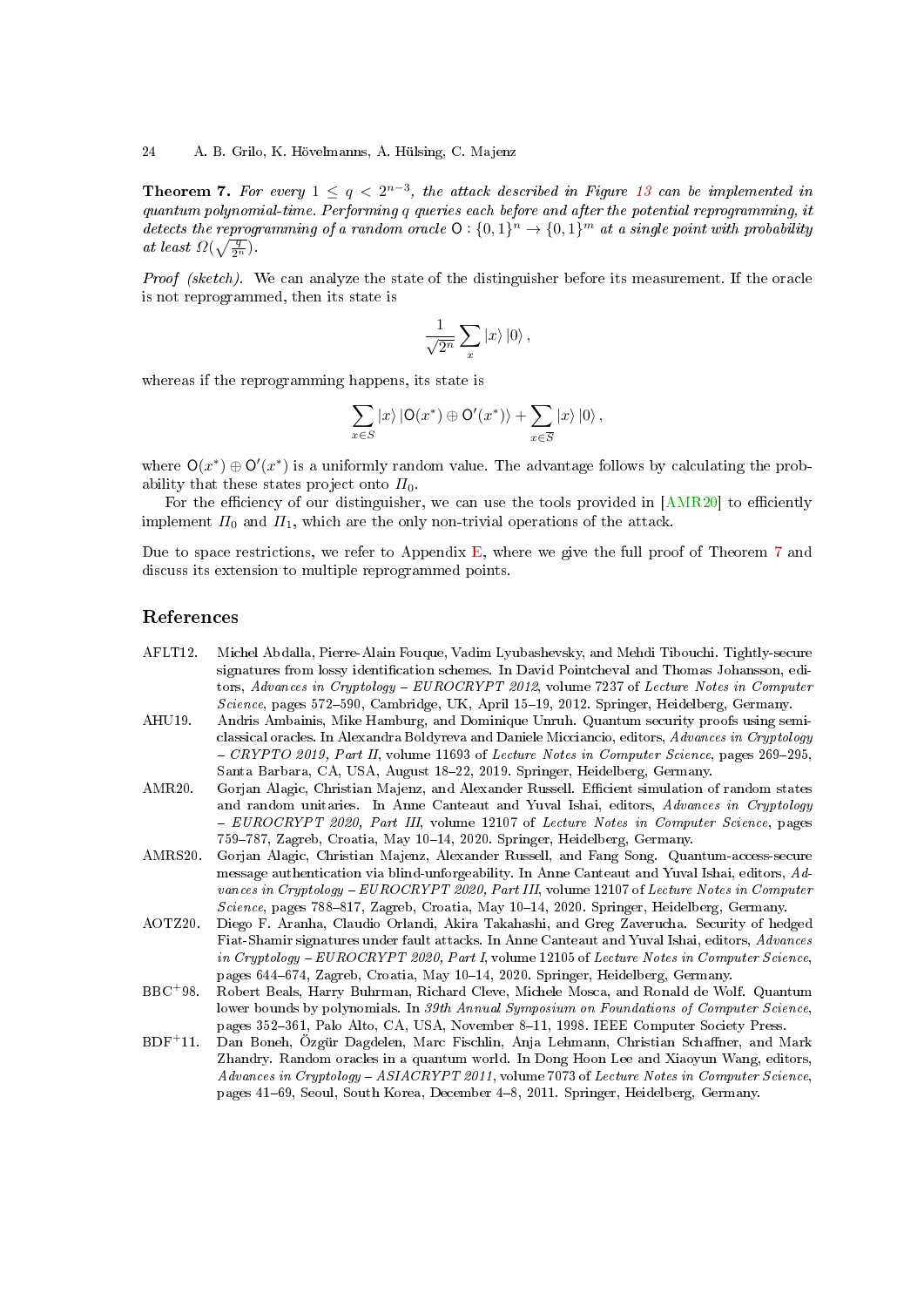**Theorem 7.** *For every $1 \leq q < 2^{n-3}$, the attack described in Figure 13 can be implemented in quantum polynomial-time. Performing $q$ queries each before and after the potential reprogramming, it detects the reprogramming of a random oracle $\mathsf{O} : \{0,1\}^n \to \{0,1\}^m$ at a single point with probability at least $\Omega(\sqrt{\frac{q}{2^n}})$.*

*Proof (sketch).* We can analyze the state of the distinguisher before its measurement. If the oracle is not reprogrammed, then its state is

$$\frac{1}{\sqrt{2^n}} \sum_x |x\rangle |0\rangle ,$$

whereas if the reprogramming happens, its state is

$$\sum_{x \in S} |x\rangle |\mathsf{O}(x^*) \oplus \mathsf{O}'(x^*)\rangle + \sum_{x \in \overline{S}} |x\rangle |0\rangle ,$$

where $\mathsf{O}(x^*) \oplus \mathsf{O}'(x^*)$ is a uniformly random value. The advantage follows by calculating the probability that these states project onto $\Pi_0$.

For the efficiency of our distinguisher, we can use the tools provided in [AMR20] to efficiently implement $\Pi_0$ and $\Pi_1$, which are the only non-trivial operations of the attack.

Due to space restrictions, we refer to Appendix E, where we give the full proof of Theorem 7 and discuss its extension to multiple reprogrammed points.

## References

AFLT12. Michel Abdalla, Pierre-Alain Fouque, Vadim Lyubashevsky, and Mehdi Tibouchi. Tightly-secure signatures from lossy identification schemes. In David Pointcheval and Thomas Johansson, editors, *Advances in Cryptology – EUROCRYPT 2012*, volume 7237 of *Lecture Notes in Computer Science*, pages 572–590, Cambridge, UK, April 15–19, 2012. Springer, Heidelberg, Germany.

AHU19. Andris Ambainis, Mike Hamburg, and Dominique Unruh. Quantum security proofs using semi-classical oracles. In Alexandra Boldyreva and Daniele Micciancio, editors, *Advances in Cryptology – CRYPTO 2019, Part II*, volume 11693 of *Lecture Notes in Computer Science*, pages 269–295, Santa Barbara, CA, USA, August 18–22, 2019. Springer, Heidelberg, Germany.

AMR20. Gorjan Alagic, Christian Majenz, and Alexander Russell. Efficient simulation of random states and random unitaries. In Anne Canteaut and Yuval Ishai, editors, *Advances in Cryptology – EUROCRYPT 2020, Part III*, volume 12107 of *Lecture Notes in Computer Science*, pages 759–787, Zagreb, Croatia, May 10–14, 2020. Springer, Heidelberg, Germany.

AMRS20. Gorjan Alagic, Christian Majenz, Alexander Russell, and Fang Song. Quantum-access-secure message authentication via blind-unforgeability. In Anne Canteaut and Yuval Ishai, editors, *Advances in Cryptology – EUROCRYPT 2020, Part III*, volume 12107 of *Lecture Notes in Computer Science*, pages 788–817, Zagreb, Croatia, May 10–14, 2020. Springer, Heidelberg, Germany.

AOTZ20. Diego F. Aranha, Claudio Orlandi, Akira Takahashi, and Greg Zaverucha. Security of hedged Fiat-Shamir signatures under fault attacks. In Anne Canteaut and Yuval Ishai, editors, *Advances in Cryptology – EUROCRYPT 2020, Part I*, volume 12105 of *Lecture Notes in Computer Science*, pages 644–674, Zagreb, Croatia, May 10–14, 2020. Springer, Heidelberg, Germany.

BBC+98. Robert Beals, Harry Buhrman, Richard Cleve, Michele Mosca, and Ronald de Wolf. Quantum lower bounds by polynomials. In *39th Annual Symposium on Foundations of Computer Science*, pages 352–361, Palo Alto, CA, USA, November 8–11, 1998. IEEE Computer Society Press.

BDF+11. Dan Boneh, Özgür Dagdelen, Marc Fischlin, Anja Lehmann, Christian Schaffner, and Mark Zhandry. Random oracles in a quantum world. In Dong Hoon Lee and Xiaoyun Wang, editors, *Advances in Cryptology – ASIACRYPT 2011*, volume 7073 of *Lecture Notes in Computer Science*, pages 41–69, Seoul, South Korea, December 4–8, 2011. Springer, Heidelberg, Germany.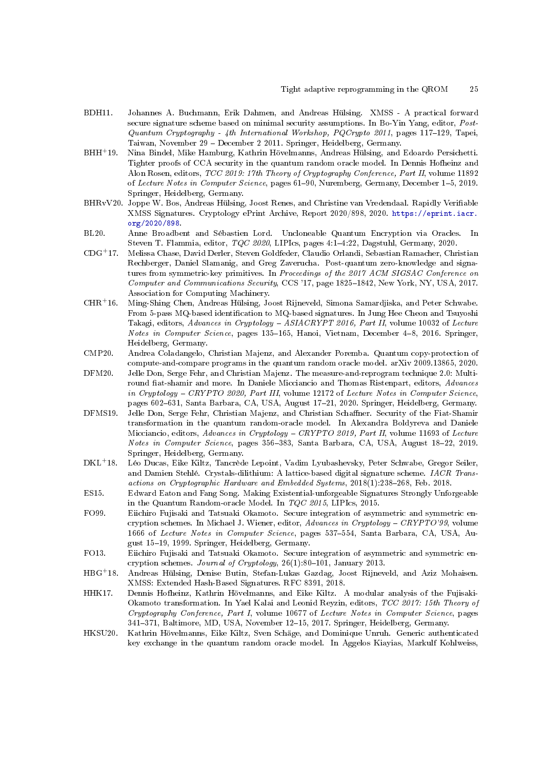BDH11. Johannes A. Buchmann, Erik Dahmen, and Andreas Hülsing. XMSS - A practical forward secure signature scheme based on minimal security assumptions. In Bo-Yin Yang, editor, *Post-Quantum Cryptography - 4th International Workshop, PQCrypto 2011*, pages 117–129, Tapei, Taiwan, November 29 – December 2 2011. Springer, Heidelberg, Germany.

BHH+19. Nina Bindel, Mike Hamburg, Kathrin Hövelmanns, Andreas Hülsing, and Edoardo Persichetti. Tighter proofs of CCA security in the quantum random oracle model. In Dennis Hofheinz and Alon Rosen, editors, *TCC 2019: 17th Theory of Cryptography Conference, Part II*, volume 11892 of *Lecture Notes in Computer Science*, pages 61–90, Nuremberg, Germany, December 1–5, 2019. Springer, Heidelberg, Germany.

BHRvV20. Joppe W. Bos, Andreas Hülsing, Joost Renes, and Christine van Vredendaal. Rapidly Verifiable XMSS Signatures. Cryptology ePrint Archive, Report 2020/898, 2020. https://eprint.iacr.org/2020/898.

BL20. Anne Broadbent and Sébastien Lord. Uncloneable Quantum Encryption via Oracles. In Steven T. Flammia, editor, *TQC 2020*, LIPIcs, pages 4:1–4:22, Dagstuhl, Germany, 2020.

CDG+17. Melissa Chase, David Derler, Steven Goldfeder, Claudio Orlandi, Sebastian Ramacher, Christian Rechberger, Daniel Slamanig, and Greg Zaverucha. Post-quantum zero-knowledge and signatures from symmetric-key primitives. In *Proceedings of the 2017 ACM SIGSAC Conference on Computer and Communications Security*, CCS '17, page 1825–1842, New York, NY, USA, 2017. Association for Computing Machinery.

CHR+16. Ming-Shing Chen, Andreas Hülsing, Joost Rijneveld, Simona Samardjiska, and Peter Schwabe. From 5-pass MQ-based identification to MQ-based signatures. In Jung Hee Cheon and Tsuyoshi Takagi, editors, *Advances in Cryptology – ASIACRYPT 2016, Part II*, volume 10032 of *Lecture Notes in Computer Science*, pages 135–165, Hanoi, Vietnam, December 4–8, 2016. Springer, Heidelberg, Germany.

CMP20. Andrea Coladangelo, Christian Majenz, and Alexander Poremba. Quantum copy-protection of compute-and-compare programs in the quantum random oracle model. arXiv 2009.13865, 2020.

DFM20. Jelle Don, Serge Fehr, and Christian Majenz. The measure-and-reprogram technique 2.0: Multi-round fiat-shamir and more. In Daniele Micciancio and Thomas Ristenpart, editors, *Advances in Cryptology – CRYPTO 2020, Part III*, volume 12172 of *Lecture Notes in Computer Science*, pages 602–631, Santa Barbara, CA, USA, August 17–21, 2020. Springer, Heidelberg, Germany.

DFMS19. Jelle Don, Serge Fehr, Christian Majenz, and Christian Schaffner. Security of the Fiat-Shamir transformation in the quantum random-oracle model. In Alexandra Boldyreva and Daniele Micciancio, editors, *Advances in Cryptology – CRYPTO 2019, Part II*, volume 11693 of *Lecture Notes in Computer Science*, pages 356–383, Santa Barbara, CA, USA, August 18–22, 2019. Springer, Heidelberg, Germany.

DKL+18. Léo Ducas, Eike Kiltz, Tancrède Lepoint, Vadim Lyubashevsky, Peter Schwabe, Gregor Seiler, and Damien Stehlé. Crystals-dilithium: A lattice-based digital signature scheme. *IACR Transactions on Cryptographic Hardware and Embedded Systems*, 2018(1):238–268, Feb. 2018.

ES15. Edward Eaton and Fang Song. Making Existential-unforgeable Signatures Strongly Unforgeable in the Quantum Random-oracle Model. In *TQC 2015*, LIPIcs, 2015.

FO99. Eiichiro Fujisaki and Tatsuaki Okamoto. Secure integration of asymmetric and symmetric encryption schemes. In Michael J. Wiener, editor, *Advances in Cryptology – CRYPTO'99*, volume 1666 of *Lecture Notes in Computer Science*, pages 537–554, Santa Barbara, CA, USA, August 15–19, 1999. Springer, Heidelberg, Germany.

FO13. Eiichiro Fujisaki and Tatsuaki Okamoto. Secure integration of asymmetric and symmetric encryption schemes. *Journal of Cryptology*, 26(1):80–101, January 2013.

HBG+18. Andreas Hülsing, Denise Butin, Stefan-Lukas Gazdag, Joost Rijneveld, and Aziz Mohaisen. XMSS: Extended Hash-Based Signatures. RFC 8391, 2018.

HHK17. Dennis Hofheinz, Kathrin Hövelmanns, and Eike Kiltz. A modular analysis of the Fujisaki-Okamoto transformation. In Yael Kalai and Leonid Reyzin, editors, *TCC 2017: 15th Theory of Cryptography Conference, Part I*, volume 10677 of *Lecture Notes in Computer Science*, pages 341–371, Baltimore, MD, USA, November 12–15, 2017. Springer, Heidelberg, Germany.

HKSU20. Kathrin Hövelmanns, Eike Kiltz, Sven Schäge, and Dominique Unruh. Generic authenticated key exchange in the quantum random oracle model. In Aggelos Kiayias, Markulf Kohlweiss,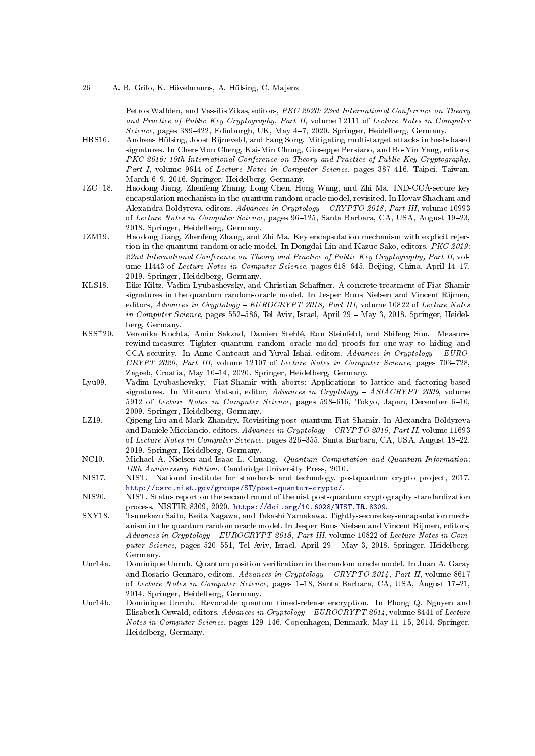Petros Wallden, and Vassilis Zikas, editors, *PKC 2020: 23rd International Conference on Theory and Practice of Public Key Cryptography, Part II*, volume 12111 of *Lecture Notes in Computer Science*, pages 389–422, Edinburgh, UK, May 4–7, 2020. Springer, Heidelberg, Germany.

HRS16. Andreas Hülsing, Joost Rijneveld, and Fang Song. Mitigating multi-target attacks in hash-based signatures. In Chen-Mou Cheng, Kai-Min Chung, Giuseppe Persiano, and Bo-Yin Yang, editors, *PKC 2016: 19th International Conference on Theory and Practice of Public Key Cryptography, Part I*, volume 9614 of *Lecture Notes in Computer Science*, pages 387–416, Taipei, Taiwan, March 6–9, 2016. Springer, Heidelberg, Germany.

JZC+18. Haodong Jiang, Zhenfeng Zhang, Long Chen, Hong Wang, and Zhi Ma. IND-CCA-secure key encapsulation mechanism in the quantum random oracle model, revisited. In Hovav Shacham and Alexandra Boldyreva, editors, *Advances in Cryptology – CRYPTO 2018, Part III*, volume 10993 of *Lecture Notes in Computer Science*, pages 96–125, Santa Barbara, CA, USA, August 19–23, 2018. Springer, Heidelberg, Germany.

JZM19. Haodong Jiang, Zhenfeng Zhang, and Zhi Ma. Key encapsulation mechanism with explicit rejection in the quantum random oracle model. In Dongdai Lin and Kazue Sako, editors, *PKC 2019: 22nd International Conference on Theory and Practice of Public Key Cryptography, Part II*, volume 11443 of *Lecture Notes in Computer Science*, pages 618–645, Beijing, China, April 14–17, 2019. Springer, Heidelberg, Germany.

KLS18. Eike Kiltz, Vadim Lyubashevsky, and Christian Schaffner. A concrete treatment of Fiat-Shamir signatures in the quantum random-oracle model. In Jesper Buus Nielsen and Vincent Rijmen, editors, *Advances in Cryptology – EUROCRYPT 2018, Part III*, volume 10822 of *Lecture Notes in Computer Science*, pages 552–586, Tel Aviv, Israel, April 29 – May 3, 2018. Springer, Heidelberg, Germany.

KSS+20. Veronika Kuchta, Amin Sakzad, Damien Stehlé, Ron Steinfeld, and Shifeng Sun. Measure-rewind-measure: Tighter quantum random oracle model proofs for one-way to hiding and CCA security. In Anne Canteaut and Yuval Ishai, editors, *Advances in Cryptology – EUROCRYPT 2020, Part III*, volume 12107 of *Lecture Notes in Computer Science*, pages 703–728, Zagreb, Croatia, May 10–14, 2020. Springer, Heidelberg, Germany.

Lyu09. Vadim Lyubashevsky. Fiat-Shamir with aborts: Applications to lattice and factoring-based signatures. In Mitsuru Matsui, editor, *Advances in Cryptology – ASIACRYPT 2009*, volume 5912 of *Lecture Notes in Computer Science*, pages 598–616, Tokyo, Japan, December 6–10, 2009. Springer, Heidelberg, Germany.

LZ19. Qipeng Liu and Mark Zhandry. Revisiting post-quantum Fiat-Shamir. In Alexandra Boldyreva and Daniele Micciancio, editors, *Advances in Cryptology – CRYPTO 2019, Part II*, volume 11693 of *Lecture Notes in Computer Science*, pages 326–355, Santa Barbara, CA, USA, August 18–22, 2019. Springer, Heidelberg, Germany.

NC10. Michael A. Nielsen and Isaac L. Chuang. *Quantum Computation and Quantum Information: 10th Anniversary Edition*. Cambridge University Press, 2010.

NIS17. NIST. National institute for standards and technology. postquantum crypto project, 2017. http://csrc.nist.gov/groups/ST/post-quantum-crypto/.

NIS20. NIST. Status report on the second round of the nist post-quantum cryptography standardization process. NISTIR 8309, 2020. https://doi.org/10.6028/NIST.IR.8309.

SXY18. Tsunekazu Saito, Keita Xagawa, and Takashi Yamakawa. Tightly-secure key-encapsulation mechanism in the quantum random oracle model. In Jesper Buus Nielsen and Vincent Rijmen, editors, *Advances in Cryptology – EUROCRYPT 2018, Part III*, volume 10822 of *Lecture Notes in Computer Science*, pages 520–551, Tel Aviv, Israel, April 29 – May 3, 2018. Springer, Heidelberg, Germany.

Unr14a. Dominique Unruh. Quantum position verification in the random oracle model. In Juan A. Garay and Rosario Gennaro, editors, *Advances in Cryptology – CRYPTO 2014, Part II*, volume 8617 of *Lecture Notes in Computer Science*, pages 1–18, Santa Barbara, CA, USA, August 17–21, 2014. Springer, Heidelberg, Germany.

Unr14b. Dominique Unruh. Revocable quantum timed-release encryption. In Phong Q. Nguyen and Elisabeth Oswald, editors, *Advances in Cryptology – EUROCRYPT 2014*, volume 8441 of *Lecture Notes in Computer Science*, pages 129–146, Copenhagen, Denmark, May 11–15, 2014. Springer, Heidelberg, Germany.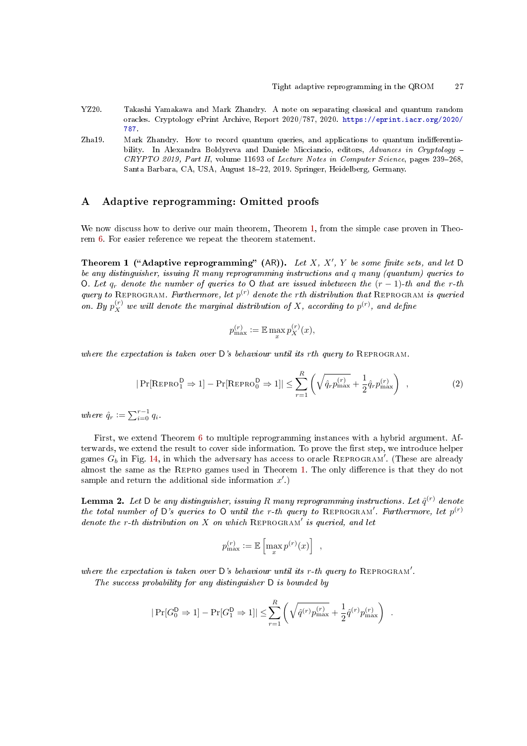YZ20. Takashi Yamakawa and Mark Zhandry. A note on separating classical and quantum random oracles. Cryptology ePrint Archive, Report 2020/787, 2020. https://eprint.iacr.org/2020/787.

Zha19. Mark Zhandry. How to record quantum queries, and applications to quantum indifferentiability. In Alexandra Boldyreva and Daniele Micciancio, editors, *Advances in Cryptology – CRYPTO 2019, Part II*, volume 11693 of *Lecture Notes in Computer Science*, pages 239–268, Santa Barbara, CA, USA, August 18–22, 2019. Springer, Heidelberg, Germany.

# A Adaptive reprogramming: Omitted proofs

We now discuss how to derive our main theorem, Theorem 1, from the simple case proven in Theorem 6. For easier reference we repeat the theorem statement.

**Theorem 1 ("Adaptive reprogramming" (AR)).** *Let $X$, $X'$, $Y$ be some finite sets, and let $\mathsf{D}$ be any distinguisher, issuing $R$ many reprogramming instructions and $q$ many (quantum) queries to $\mathsf{O}$. Let $q_r$ denote the number of queries to $\mathsf{O}$ that are issued inbetween the $(r-1)$-th and the $r$-th query to* Reprogram. *Furthermore, let $p^{(r)}$ denote the $r$th distribution that* Reprogram *is queried on. By $p_X^{(r)}$ we will denote the marginal distribution of $X$, according to $p^{(r)}$, and define*

$$p_{\max}^{(r)} := \mathbb{E} \max_x p_X^{(r)}(x),$$

*where the expectation is taken over $\mathsf{D}$'s behaviour until its $r$th query to* Reprogram.

$$|\Pr[\text{Repro}_1^{\mathsf{D}} \Rightarrow 1] - \Pr[\text{Repro}_0^{\mathsf{D}} \Rightarrow 1]| \leq \sum_{r=1}^{R} \left( \sqrt{\hat{q}_r p_{\max}^{(r)}} + \frac{1}{2}\hat{q}_r p_{\max}^{(r)} \right) \quad , \tag{2}$$

*where $\hat{q}_r := \sum_{i=0}^{r-1} q_i$.*

First, we extend Theorem 6 to multiple reprogramming instances with a hybrid argument. Afterwards, we extend the result to cover side information. To prove the first step, we introduce helper games $G_b$ in Fig. 14, in which the adversary has access to oracle Reprogram$'$. (These are already almost the same as the Repro games used in Theorem 1. The only difference is that they do not sample and return the additional side information $x'$.)

**Lemma 2.** *Let $\mathsf{D}$ be any distinguisher, issuing $R$ many reprogramming instructions. Let $\hat{q}^{(r)}$ denote the total number of $\mathsf{D}$'s queries to $\mathsf{O}$ until the $r$-th query to* Reprogram$'$. *Furthermore, let $p^{(r)}$ denote the $r$-th distribution on $X$ on which* Reprogram$'$ *is queried, and let*

$$p_{\max}^{(r)} := \mathbb{E}\left[\max_x p^{(r)}(x)\right] \quad ,$$

*where the expectation is taken over $\mathsf{D}$'s behaviour until its $r$-th query to* Reprogram$'$.

*The success probability for any distinguisher $\mathsf{D}$ is bounded by*

$$|\Pr[G_0^{\mathsf{D}} \Rightarrow 1] - \Pr[G_1^{\mathsf{D}} \Rightarrow 1]| \leq \sum_{r=1}^{R} \left( \sqrt{\hat{q}^{(r)} p_{\max}^{(r)}} + \frac{1}{2}\hat{q}^{(r)} p_{\max}^{(r)} \right) \quad .$$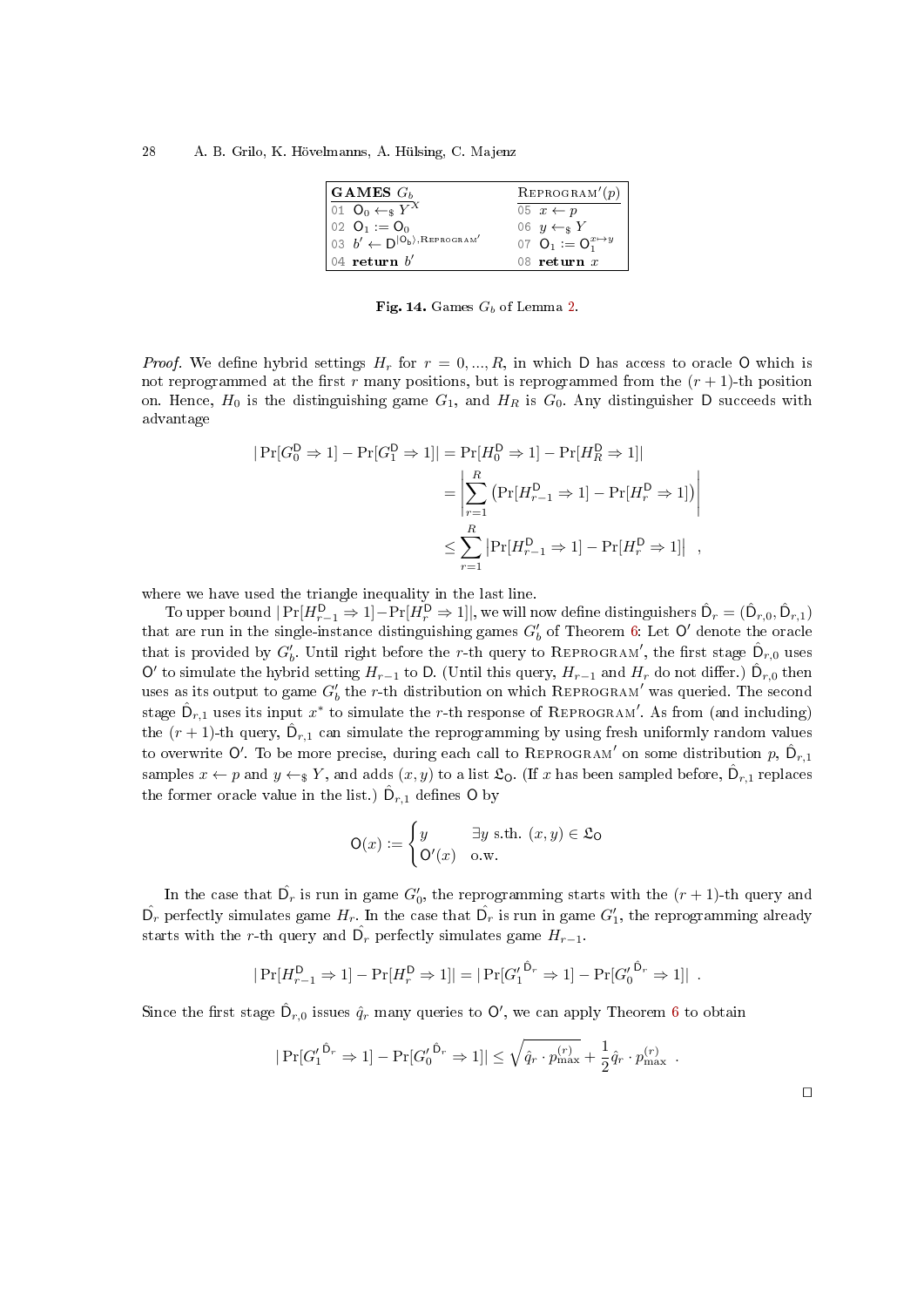| **GAMES** $G_b$ | $\text{Reprogram}'(p)$ |
|---|---|
| 01 $\mathsf{O}_0 \leftarrow_\$ Y^X$ | 05 $x \leftarrow p$ |
| 02 $\mathsf{O}_1 := \mathsf{O}_0$ | 06 $y \leftarrow_\$ Y$ |
| 03 $b' \leftarrow \mathsf{D}^{\vert \mathsf{O}_b \rangle, \text{Reprogram}'}$ | 07 $\mathsf{O}_1 := \mathsf{O}_1^{x \mapsto y}$ |
| 04 **return** $b'$ | 08 **return** $x$ |

**Fig. 14.** Games $G_b$ of Lemma 2.

*Proof.* We define hybrid settings $H_r$ for $r = 0, ..., R$, in which $\mathsf{D}$ has access to oracle $\mathsf{O}$ which is not reprogrammed at the first $r$ many positions, but is reprogrammed from the $(r+1)$-th position on. Hence, $H_0$ is the distinguishing game $G_1$, and $H_R$ is $G_0$. Any distinguisher $\mathsf{D}$ succeeds with advantage

$$\begin{aligned}
|\Pr[G_0^{\mathsf{D}} \Rightarrow 1] - \Pr[G_1^{\mathsf{D}} \Rightarrow 1]| &= \Pr[H_0^{\mathsf{D}} \Rightarrow 1] - \Pr[H_R^{\mathsf{D}} \Rightarrow 1]| \\
&= \left| \sum_{r=1}^{R} \left( \Pr[H_{r-1}^{\mathsf{D}} \Rightarrow 1] - \Pr[H_r^{\mathsf{D}} \Rightarrow 1] \right) \right| \\
&\leq \sum_{r=1}^{R} \left| \Pr[H_{r-1}^{\mathsf{D}} \Rightarrow 1] - \Pr[H_r^{\mathsf{D}} \Rightarrow 1] \right| \quad ,
\end{aligned}$$

where we have used the triangle inequality in the last line.

To upper bound $|\Pr[H_{r-1}^{\mathsf{D}} \Rightarrow 1] - \Pr[H_r^{\mathsf{D}} \Rightarrow 1]|$, we will now define distinguishers $\hat{\mathsf{D}}_r = (\hat{\mathsf{D}}_{r,0}, \hat{\mathsf{D}}_{r,1})$ that are run in the single-instance distinguishing games $G'_b$ of Theorem 6: Let $\mathsf{O}'$ denote the oracle that is provided by $G'_b$. Until right before the $r$-th query to $\text{Reprogram}'$, the first stage $\hat{\mathsf{D}}_{r,0}$ uses $\mathsf{O}'$ to simulate the hybrid setting $H_{r-1}$ to $\mathsf{D}$. (Until this query, $H_{r-1}$ and $H_r$ do not differ.) $\hat{\mathsf{D}}_{r,0}$ then uses as its output to game $G'_b$ the $r$-th distribution on which $\text{Reprogram}'$ was queried. The second stage $\hat{\mathsf{D}}_{r,1}$ uses its input $x^*$ to simulate the $r$-th response of $\text{Reprogram}'$. As from (and including) the $(r+1)$-th query, $\hat{\mathsf{D}}_{r,1}$ can simulate the reprogramming by using fresh uniformly random values to overwrite $\mathsf{O}'$. To be more precise, during each call to $\text{Reprogram}'$ on some distribution $p$, $\hat{\mathsf{D}}_{r,1}$ samples $x \leftarrow p$ and $y \leftarrow_\$ Y$, and adds $(x, y)$ to a list $\mathfrak{L}_{\mathsf{O}}$. (If $x$ has been sampled before, $\hat{\mathsf{D}}_{r,1}$ replaces the former oracle value in the list.) $\hat{\mathsf{D}}_{r,1}$ defines $\mathsf{O}$ by

$$\mathsf{O}(x) := \begin{cases} y & \exists y \text{ s.th. } (x, y) \in \mathfrak{L}_{\mathsf{O}} \\ \mathsf{O}'(x) & \text{o.w.} \end{cases}$$

In the case that $\hat{\mathsf{D}}_r$ is run in game $G'_0$, the reprogramming starts with the $(r+1)$-th query and $\hat{\mathsf{D}}_r$ perfectly simulates game $H_r$. In the case that $\hat{\mathsf{D}}_r$ is run in game $G'_1$, the reprogramming already starts with the $r$-th query and $\hat{\mathsf{D}}_r$ perfectly simulates game $H_{r-1}$.

$$|\Pr[H_{r-1}^{\mathsf{D}} \Rightarrow 1] - \Pr[H_r^{\mathsf{D}} \Rightarrow 1]| = |\Pr[G_1'^{\hat{\mathsf{D}}_r} \Rightarrow 1] - \Pr[G_0'^{\hat{\mathsf{D}}_r} \Rightarrow 1]| \quad .$$

Since the first stage $\hat{\mathsf{D}}_{r,0}$ issues $\hat{q}_r$ many queries to $\mathsf{O}'$, we can apply Theorem 6 to obtain

$$|\Pr[G_1'^{\hat{\mathsf{D}}_r} \Rightarrow 1] - \Pr[G_0'^{\hat{\mathsf{D}}_r} \Rightarrow 1]| \leq \sqrt{\hat{q}_r \cdot p_{\max}^{(r)}} + \frac{1}{2} \hat{q}_r \cdot p_{\max}^{(r)} \quad .$$

□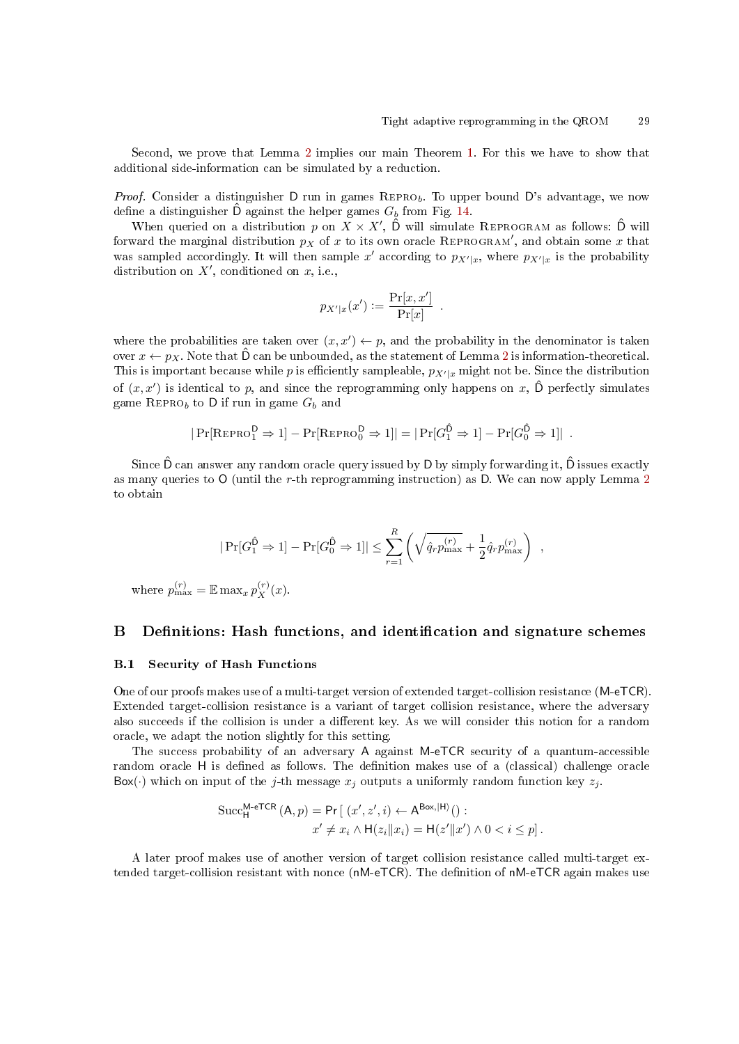Second, we prove that Lemma 2 implies our main Theorem 1. For this we have to show that additional side-information can be simulated by a reduction.

*Proof.* Consider a distinguisher $\mathsf{D}$ run in games $\text{Repro}_b$. To upper bound $\mathsf{D}$'s advantage, we now define a distinguisher $\hat{\mathsf{D}}$ against the helper games $G_b$ from Fig. 14.

When queried on a distribution $p$ on $X \times X'$, $\hat{\mathsf{D}}$ will simulate $\text{Reprogram}$ as follows: $\hat{\mathsf{D}}$ will forward the marginal distribution $p_X$ of $x$ to its own oracle $\text{Reprogram}'$, and obtain some $x$ that was sampled accordingly. It will then sample $x'$ according to $p_{X'|x}$, where $p_{X'|x}$ is the probability distribution on $X'$, conditioned on $x$, i.e.,

$$p_{X'|x}(x') := \frac{\Pr[x, x']}{\Pr[x]} \ .$$

where the probabilities are taken over $(x, x') \leftarrow p$, and the probability in the denominator is taken over $x \leftarrow p_X$. Note that $\hat{\mathsf{D}}$ can be unbounded, as the statement of Lemma 2 is information-theoretical. This is important because while $p$ is efficiently sampleable, $p_{X'|x}$ might not be. Since the distribution of $(x, x')$ is identical to $p$, and since the reprogramming only happens on $x$, $\hat{\mathsf{D}}$ perfectly simulates game $\text{Repro}_b$ to $\mathsf{D}$ if run in game $G_b$ and

$$|\Pr[\text{Repro}_1^{\mathsf{D}} \Rightarrow 1] - \Pr[\text{Repro}_0^{\mathsf{D}} \Rightarrow 1]| = |\Pr[G_1^{\hat{\mathsf{D}}} \Rightarrow 1] - \Pr[G_0^{\hat{\mathsf{D}}} \Rightarrow 1]| \ .$$

Since $\hat{\mathsf{D}}$ can answer any random oracle query issued by $\mathsf{D}$ by simply forwarding it, $\hat{\mathsf{D}}$ issues exactly as many queries to $\mathsf{O}$ (until the $r$-th reprogramming instruction) as $\mathsf{D}$. We can now apply Lemma 2 to obtain

$$|\Pr[G_1^{\hat{\mathsf{D}}} \Rightarrow 1] - \Pr[G_0^{\hat{\mathsf{D}}} \Rightarrow 1]| \leq \sum_{r=1}^{R} \left( \sqrt{\hat{q}_r p_{\max}^{(r)}} + \frac{1}{2} \hat{q}_r p_{\max}^{(r)} \right) \ ,$$

where $p_{\max}^{(r)} = \mathbb{E} \max_x p_X^{(r)}(x)$.

# B Definitions: Hash functions, and identification and signature schemes

## B.1 Security of Hash Functions

One of our proofs makes use of a multi-target version of extended target-collision resistance (M-eTCR). Extended target-collision resistance is a variant of target collision resistance, where the adversary also succeeds if the collision is under a different key. As we will consider this notion for a random oracle, we adapt the notion slightly for this setting.

The success probability of an adversary $\mathsf{A}$ against M-eTCR security of a quantum-accessible random oracle $\mathsf{H}$ is defined as follows. The definition makes use of a (classical) challenge oracle $\mathsf{Box}(\cdot)$ which on input of the $j$-th message $x_j$ outputs a uniformly random function key $z_j$.

$$\begin{aligned} \text{Succ}_{\mathsf{H}}^{\mathsf{M\text{-}eTCR}}(\mathsf{A}, p) = \Pr\big[\, & (x', z', i) \leftarrow \mathsf{A}^{\mathsf{Box}, |\mathsf{H}\rangle}() : \\ & x' \neq x_i \wedge \mathsf{H}(z_i \| x_i) = \mathsf{H}(z' \| x') \wedge 0 < i \leq p \big] . \end{aligned}$$

A later proof makes use of another version of target collision resistance called multi-target extended target-collision resistant with nonce (nM-eTCR). The definition of nM-eTCR again makes use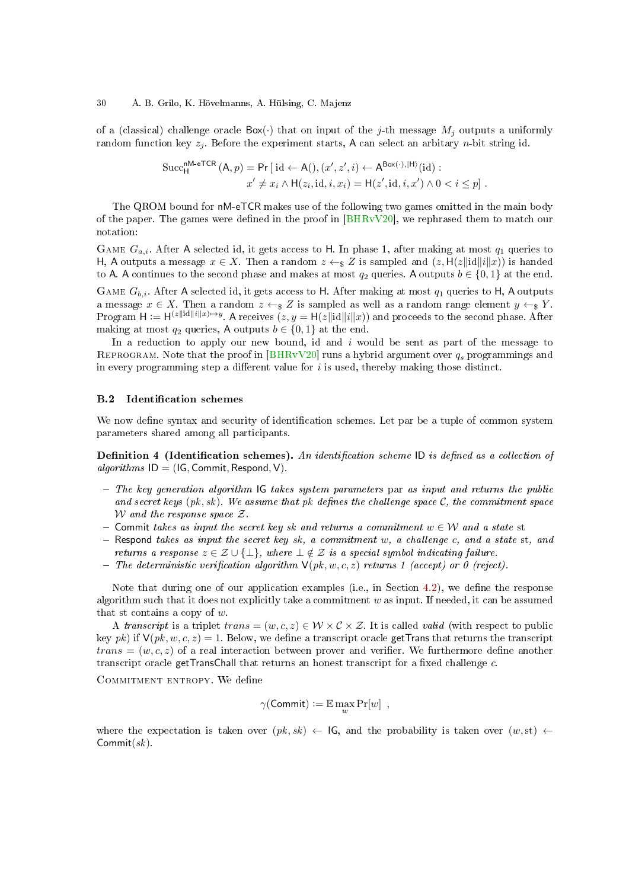of a (classical) challenge oracle $\mathsf{Box}(\cdot)$ that on input of the $j$-th message $M_j$ outputs a uniformly random function key $z_j$. Before the experiment starts, $\mathsf{A}$ can select an arbitary $n$-bit string id.

$$\mathrm{Succ}_{\mathsf{H}}^{\mathsf{nM\text{-}eTCR}}(\mathsf{A}, p) = \Pr\left[\, \mathrm{id} \leftarrow \mathsf{A}(), (x', z', i) \leftarrow \mathsf{A}^{\mathsf{Box}(\cdot), |\mathsf{H}\rangle}(\mathrm{id}) : \right.$$
$$\left. x' \neq x_i \wedge \mathsf{H}(z_i, \mathrm{id}, i, x_i) = \mathsf{H}(z', \mathrm{id}, i, x') \wedge 0 < i \leq p \,\right] .$$

The QROM bound for nM-eTCR makes use of the following two games omitted in the main body of the paper. The games were defined in the proof in [BHRvV20], we rephrased them to match our notation:

Game $G_{a,i}$. After $\mathsf{A}$ selected id, it gets access to $\mathsf{H}$. In phase 1, after making at most $q_1$ queries to $\mathsf{H}$, $\mathsf{A}$ outputs a message $x \in X$. Then a random $z \leftarrow_\$ Z$ is sampled and $(z, \mathsf{H}(z\|\mathrm{id}\|i\|x))$ is handed to $\mathsf{A}$. $\mathsf{A}$ continues to the second phase and makes at most $q_2$ queries. $\mathsf{A}$ outputs $b \in \{0,1\}$ at the end.

Game $G_{b,i}$. After $\mathsf{A}$ selected id, it gets access to $\mathsf{H}$. After making at most $q_1$ queries to $\mathsf{H}$, $\mathsf{A}$ outputs a message $x \in X$. Then a random $z \leftarrow_\$ Z$ is sampled as well as a random range element $y \leftarrow_\$ Y$. Program $\mathsf{H} := \mathsf{H}^{(z\|\mathrm{id}\|i\|x) \mapsto y}$. $\mathsf{A}$ receives $(z, y = \mathsf{H}(z\|\mathrm{id}\|i\|x))$ and proceeds to the second phase. After making at most $q_2$ queries, $\mathsf{A}$ outputs $b \in \{0,1\}$ at the end.

In a reduction to apply our new bound, id and $i$ would be sent as part of the message to Reprogram. Note that the proof in [BHRvV20] runs a hybrid argument over $q_s$ programmings and in every programming step a different value for $i$ is used, thereby making those distinct.

## B.2 Identification schemes

We now define syntax and security of identification schemes. Let par be a tuple of common system parameters shared among all participants.

**Definition 4 (Identification schemes).** *An identification scheme* $\mathsf{ID}$ *is defined as a collection of algorithms* $\mathsf{ID} = (\mathsf{IG}, \mathsf{Commit}, \mathsf{Respond}, \mathsf{V})$.

- *The key generation algorithm* $\mathsf{IG}$ *takes system parameters* par *as input and returns the public and secret keys* $(pk, sk)$. *We assume that* $pk$ *defines the challenge space* $\mathcal{C}$, *the commitment space* $\mathcal{W}$ *and the response space* $\mathcal{Z}$.
- $\mathsf{Commit}$ *takes as input the secret key* $sk$ *and returns a commitment* $w \in \mathcal{W}$ *and a state* st
- $\mathsf{Respond}$ *takes as input the secret key* $sk$, *a commitment* $w$, *a challenge* $c$, *and a state* st, *and returns a response* $z \in \mathcal{Z} \cup \{\bot\}$, *where* $\bot \notin \mathcal{Z}$ *is a special symbol indicating failure.*
- *The deterministic verification algorithm* $\mathsf{V}(pk, w, c, z)$ *returns 1 (accept) or 0 (reject).*

Note that during one of our application examples (i.e., in Section 4.2), we define the response algorithm such that it does not explicitly take a commitment $w$ as input. If needed, it can be assumed that st contains a copy of $w$.

A *transcript* is a triplet $trans = (w, c, z) \in \mathcal{W} \times \mathcal{C} \times \mathcal{Z}$. It is called *valid* (with respect to public key $pk$) if $\mathsf{V}(pk, w, c, z) = 1$. Below, we define a transcript oracle $\mathsf{getTrans}$ that returns the transcript $trans = (w, c, z)$ of a real interaction between prover and verifier. We furthermore define another transcript oracle $\mathsf{getTransChall}$ that returns an honest transcript for a fixed challenge $c$.

Commitment entropy. We define

$$\gamma(\mathsf{Commit}) := \mathbb{E} \max_w \Pr[w] \ ,$$

where the expectation is taken over $(pk, sk) \leftarrow \mathsf{IG}$, and the probability is taken over $(w, \mathrm{st}) \leftarrow \mathsf{Commit}(sk)$.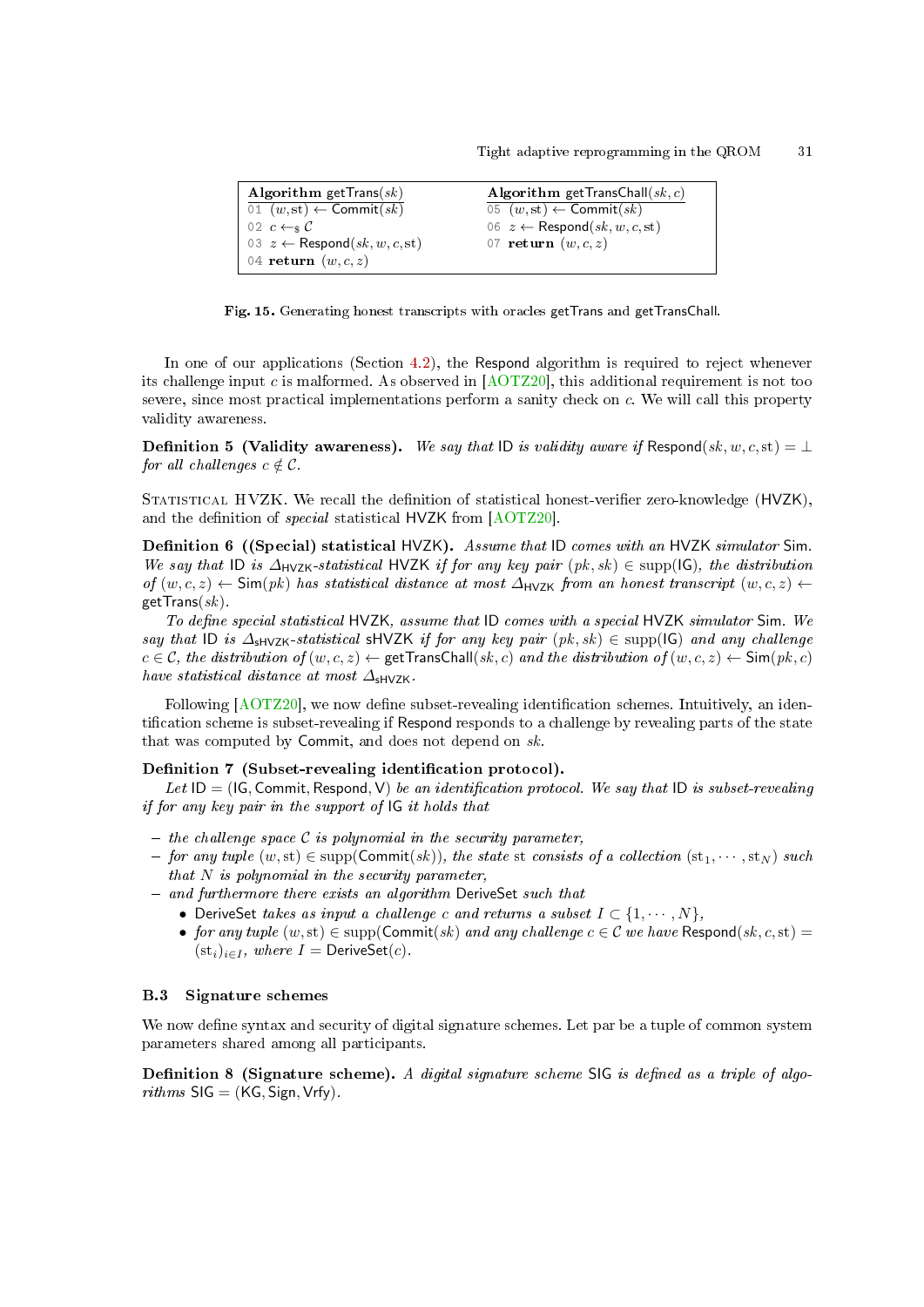```
Algorithm getTrans(sk)
01 (w, st) ← Commit(sk)
02 c ←$ C
03 z ← Respond(sk, w, c, st)
04 return (w, c, z)

Algorithm getTransChall(sk, c)
05 (w, st) ← Commit(sk)
06 z ← Respond(sk, w, c, st)
07 return (w, c, z)
```

**Fig. 15.** Generating honest transcripts with oracles getTrans and getTransChall.

In one of our applications (Section 4.2), the Respond algorithm is required to reject whenever its challenge input $c$ is malformed. As observed in [AOTZ20], this additional requirement is not too severe, since most practical implementations perform a sanity check on $c$. We will call this property validity awareness.

**Definition 5 (Validity awareness).** *We say that* ID *is validity aware if* $\mathsf{Respond}(sk, w, c, \mathrm{st}) = \bot$ *for all challenges* $c \notin \mathcal{C}$.

Statistical HVZK. We recall the definition of statistical honest-verifier zero-knowledge (HVZK), and the definition of *special* statistical HVZK from [AOTZ20].

**Definition 6 ((Special) statistical HVZK).** *Assume that* ID *comes with an* HVZK *simulator* Sim. *We say that* ID *is* $\Delta_{\mathsf{HVZK}}$*-statistical* HVZK *if for any key pair* $(pk, sk) \in \mathrm{supp}(\mathsf{IG})$*, the distribution of* $(w, c, z) \leftarrow \mathsf{Sim}(pk)$ *has statistical distance at most* $\Delta_{\mathsf{HVZK}}$ *from an honest transcript* $(w, c, z) \leftarrow \mathsf{getTrans}(sk)$.

*To define special statistical* HVZK*, assume that* ID *comes with a special* HVZK *simulator* Sim. *We say that* ID *is* $\Delta_{\mathsf{sHVZK}}$*-statistical* sHVZK *if for any key pair* $(pk, sk) \in \mathrm{supp}(\mathsf{IG})$ *and any challenge* $c \in \mathcal{C}$*, the distribution of* $(w, c, z) \leftarrow \mathsf{getTransChall}(sk, c)$ *and the distribution of* $(w, c, z) \leftarrow \mathsf{Sim}(pk, c)$ *have statistical distance at most* $\Delta_{\mathsf{sHVZK}}$.

Following [AOTZ20], we now define subset-revealing identification schemes. Intuitively, an identification scheme is subset-revealing if Respond responds to a challenge by revealing parts of the state that was computed by Commit, and does not depend on $sk$.

**Definition 7 (Subset-revealing identification protocol).**
*Let* $\mathsf{ID} = (\mathsf{IG}, \mathsf{Commit}, \mathsf{Respond}, \mathsf{V})$ *be an identification protocol. We say that* ID *is subset-revealing if for any key pair in the support of* IG *it holds that*

- *the challenge space* $\mathcal{C}$ *is polynomial in the security parameter,*
- *for any tuple* $(w, \mathrm{st}) \in \mathrm{supp}(\mathsf{Commit}(sk))$*, the state* st *consists of a collection* $(\mathrm{st}_1, \cdots, \mathrm{st}_N)$ *such that* $N$ *is polynomial in the security parameter,*
- *and furthermore there exists an algorithm* DeriveSet *such that*
  - DeriveSet *takes as input a challenge* $c$ *and returns a subset* $I \subset \{1, \cdots, N\}$,
  - *for any tuple* $(w, \mathrm{st}) \in \mathrm{supp}(\mathsf{Commit}(sk)$ *and any challenge* $c \in \mathcal{C}$ *we have* $\mathsf{Respond}(sk, c, \mathrm{st}) = (\mathrm{st}_i)_{i \in I}$*, where* $I = \mathsf{DeriveSet}(c)$.

### B.3 Signature schemes

We now define syntax and security of digital signature schemes. Let par be a tuple of common system parameters shared among all participants.

**Definition 8 (Signature scheme).** *A digital signature scheme* SIG *is defined as a triple of algorithms* $\mathsf{SIG} = (\mathsf{KG}, \mathsf{Sign}, \mathsf{Vrfy})$.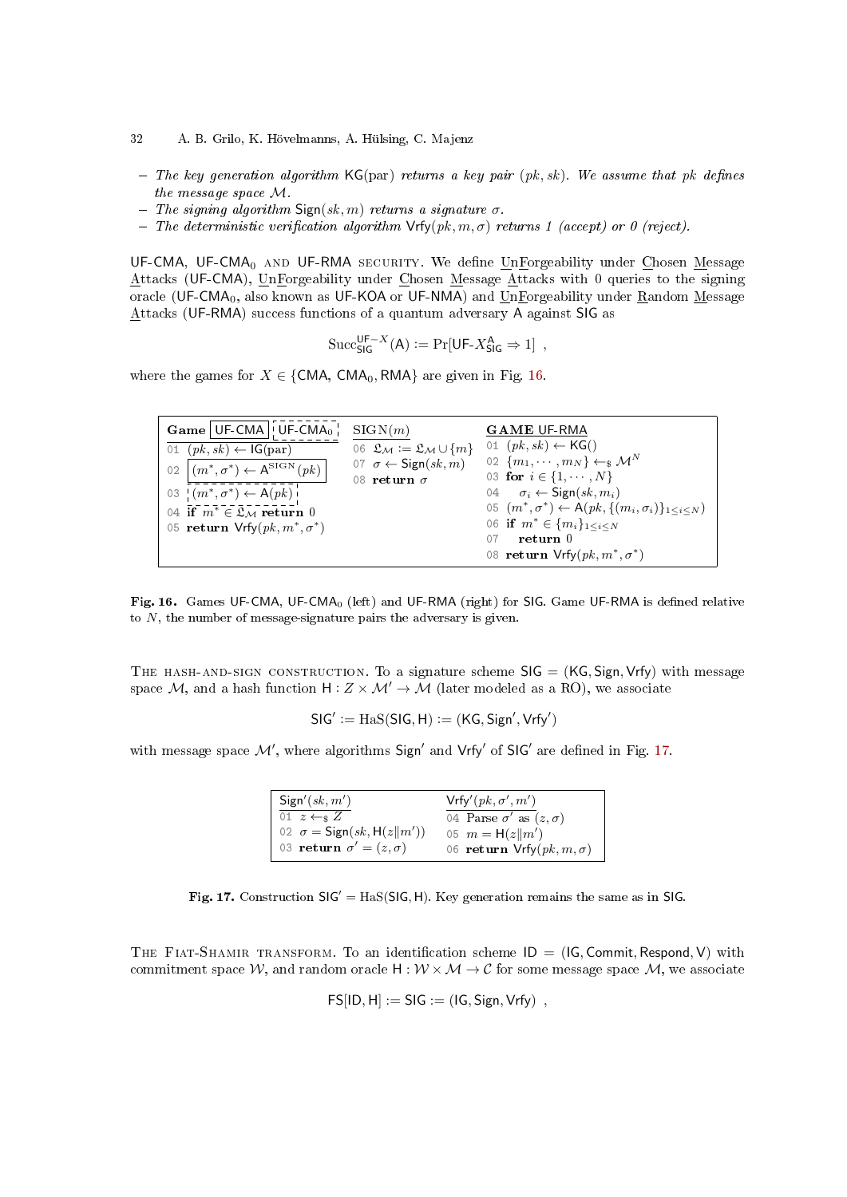- *The key generation algorithm* $\mathsf{KG}(\text{par})$ *returns a key pair* $(pk, sk)$. *We assume that* $pk$ *defines the message space* $\mathcal{M}$.
- *The signing algorithm* $\mathsf{Sign}(sk, m)$ *returns a signature* $\sigma$.
- *The deterministic verification algorithm* $\mathsf{Vrfy}(pk, m, \sigma)$ *returns 1 (accept) or 0 (reject).*

$\mathsf{UF\text{-}CMA}$, $\mathsf{UF\text{-}CMA}_0$ and $\mathsf{UF\text{-}RMA}$ security. We define UnForgeability under Chosen Message Attacks ($\mathsf{UF\text{-}CMA}$), UnForgeability under Chosen Message Attacks with 0 queries to the signing oracle ($\mathsf{UF\text{-}CMA}_0$, also known as $\mathsf{UF\text{-}KOA}$ or $\mathsf{UF\text{-}NMA}$) and UnForgeability under Random Message Attacks ($\mathsf{UF\text{-}RMA}$) success functions of a quantum adversary $\mathsf{A}$ against $\mathsf{SIG}$ as

$$\mathrm{Succ}^{\mathsf{UF}-X}_{\mathsf{SIG}}(\mathsf{A}) := \Pr[\mathsf{UF\text{-}}X^{\mathsf{A}}_{\mathsf{SIG}} \Rightarrow 1] \enspace ,$$

where the games for $X \in \{\mathsf{CMA}, \mathsf{CMA}_0, \mathsf{RMA}\}$ are given in Fig. 16.

```
Game [UF-CMA] [UF-CMA_0]
01 (pk, sk) ← IG(par)
02 [(m*, σ*) ← A^SIGN(pk)]
03 [(m*, σ*) ← A(pk)]
04 if m* ∈ 𝔏_M return 0
05 return Vrfy(pk, m*, σ*)

SIGN(m)
06 𝔏_M := 𝔏_M ∪ {m}
07 σ ← Sign(sk, m)
08 return σ

GAME UF-RMA
01 (pk, sk) ← KG()
02 {m_1, ..., m_N} ←$ M^N
03 for i ∈ {1, ..., N}
04    σ_i ← Sign(sk, m_i)
05 (m*, σ*) ← A(pk, {(m_i, σ_i)}_{1≤i≤N})
06 if m* ∈ {m_i}_{1≤i≤N}
07    return 0
08 return Vrfy(pk, m*, σ*)
```

**Fig. 16.** Games $\mathsf{UF\text{-}CMA}$, $\mathsf{UF\text{-}CMA}_0$ (left) and $\mathsf{UF\text{-}RMA}$ (right) for $\mathsf{SIG}$. Game $\mathsf{UF\text{-}RMA}$ is defined relative to $N$, the number of message-signature pairs the adversary is given.

The hash-and-sign construction. To a signature scheme $\mathsf{SIG} = (\mathsf{KG}, \mathsf{Sign}, \mathsf{Vrfy})$ with message space $\mathcal{M}$, and a hash function $\mathsf{H} : Z \times \mathcal{M}' \to \mathcal{M}$ (later modeled as a RO), we associate

$$\mathsf{SIG}' := \mathrm{HaS}(\mathsf{SIG}, \mathsf{H}) := (\mathsf{KG}, \mathsf{Sign}', \mathsf{Vrfy}')$$

with message space $\mathcal{M}'$, where algorithms $\mathsf{Sign}'$ and $\mathsf{Vrfy}'$ of $\mathsf{SIG}'$ are defined in Fig. 17.

```
Sign'(sk, m')
01 z ←$ Z
02 σ = Sign(sk, H(z||m'))
03 return σ' = (z, σ)

Vrfy'(pk, σ', m')
04 Parse σ' as (z, σ)
05 m = H(z||m')
06 return Vrfy(pk, m, σ)
```

**Fig. 17.** Construction $\mathsf{SIG}' = \mathrm{HaS}(\mathsf{SIG}, \mathsf{H})$. Key generation remains the same as in $\mathsf{SIG}$.

The Fiat-Shamir transform. To an identification scheme $\mathsf{ID} = (\mathsf{IG}, \mathsf{Commit}, \mathsf{Respond}, \mathsf{V})$ with commitment space $\mathcal{W}$, and random oracle $\mathsf{H} : \mathcal{W} \times \mathcal{M} \to \mathcal{C}$ for some message space $\mathcal{M}$, we associate

$$\mathsf{FS}[\mathsf{ID}, \mathsf{H}] := \mathsf{SIG} := (\mathsf{IG}, \mathsf{Sign}, \mathsf{Vrfy}) \enspace ,$$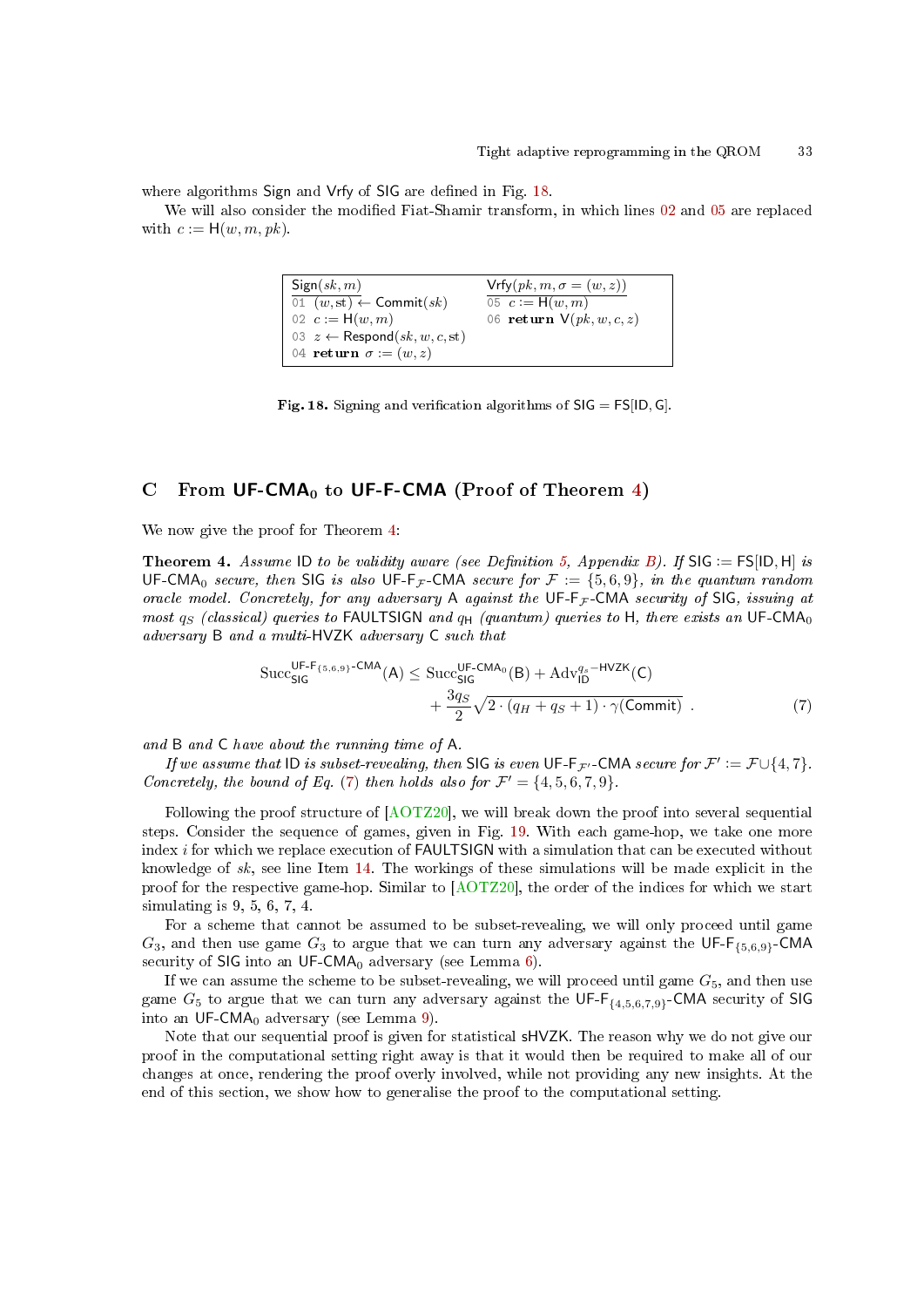where algorithms Sign and Vrfy of SIG are defined in Fig. 18.

We will also consider the modified Fiat-Shamir transform, in which lines 02 and 05 are replaced with $c := \mathsf{H}(w, m, pk)$.

```
Sign(sk, m)                         Vrfy(pk, m, σ = (w, z))
01 (w, st) ← Commit(sk)             05 c := H(w, m)
02 c := H(w, m)                     06 return V(pk, w, c, z)
03 z ← Respond(sk, w, c, st)
04 return σ := (w, z)
```

**Fig. 18.** Signing and verification algorithms of $\mathsf{SIG} = \mathsf{FS}[\mathsf{ID}, \mathsf{G}]$.

## C From $\mathsf{UF\text{-}CMA_0}$ to $\mathsf{UF\text{-}F\text{-}CMA}$ (Proof of Theorem 4)

We now give the proof for Theorem 4:

**Theorem 4.** *Assume* ID *to be validity aware (see Definition 5, Appendix B). If* $\mathsf{SIG} := \mathsf{FS}[\mathsf{ID}, \mathsf{H}]$ *is* $\mathsf{UF\text{-}CMA_0}$ *secure, then* SIG *is also* $\mathsf{UF\text{-}F}_{\mathcal{F}}\text{-}\mathsf{CMA}$ *secure for* $\mathcal{F} := \{5, 6, 9\}$*, in the quantum random oracle model. Concretely, for any adversary* A *against the* $\mathsf{UF\text{-}F}_{\mathcal{F}}\text{-}\mathsf{CMA}$ *security of* SIG*, issuing at most* $q_S$ *(classical) queries to* FAULTSIGN *and* $q_{\mathsf{H}}$ *(quantum) queries to* H*, there exists an* $\mathsf{UF\text{-}CMA_0}$ *adversary* B *and a multi-*HVZK *adversary* C *such that*

$$\mathrm{Succ}_{\mathsf{SIG}}^{\mathsf{UF\text{-}F}_{\{5,6,9\}}\text{-}\mathsf{CMA}}(\mathsf{A}) \leq \mathrm{Succ}_{\mathsf{SIG}}^{\mathsf{UF\text{-}CMA_0}}(\mathsf{B}) + \mathrm{Adv}_{\mathsf{ID}}^{q_s\text{-}\mathsf{HVZK}}(\mathsf{C}) + \frac{3q_S}{2}\sqrt{2 \cdot (q_H + q_S + 1) \cdot \gamma(\mathsf{Commit})} \ . \tag{7}$$

*and* B *and* C *have about the running time of* A*.*

*If we assume that* ID *is subset-revealing, then* SIG *is even* $\mathsf{UF\text{-}F}_{\mathcal{F}'}\text{-}\mathsf{CMA}$ *secure for* $\mathcal{F}' := \mathcal{F} \cup \{4, 7\}$*. Concretely, the bound of Eq. (7) then holds also for* $\mathcal{F}' = \{4, 5, 6, 7, 9\}$*.*

Following the proof structure of [AOTZ20], we will break down the proof into several sequential steps. Consider the sequence of games, given in Fig. 19. With each game-hop, we take one more index $i$ for which we replace execution of FAULTSIGN with a simulation that can be executed without knowledge of $sk$, see line Item 14. The workings of these simulations will be made explicit in the proof for the respective game-hop. Similar to [AOTZ20], the order of the indices for which we start simulating is 9, 5, 6, 7, 4.

For a scheme that cannot be assumed to be subset-revealing, we will only proceed until game $G_3$, and then use game $G_3$ to argue that we can turn any adversary against the $\mathsf{UF\text{-}F}_{\{5,6,9\}}\text{-}\mathsf{CMA}$ security of SIG into an $\mathsf{UF\text{-}CMA_0}$ adversary (see Lemma 6).

If we can assume the scheme to be subset-revealing, we will proceed until game $G_5$, and then use game $G_5$ to argue that we can turn any adversary against the $\mathsf{UF\text{-}F}_{\{4,5,6,7,9\}}\text{-}\mathsf{CMA}$ security of SIG into an $\mathsf{UF\text{-}CMA_0}$ adversary (see Lemma 9).

Note that our sequential proof is given for statistical sHVZK. The reason why we do not give our proof in the computational setting right away is that it would then be required to make all of our changes at once, rendering the proof overly involved, while not providing any new insights. At the end of this section, we show how to generalise the proof to the computational setting.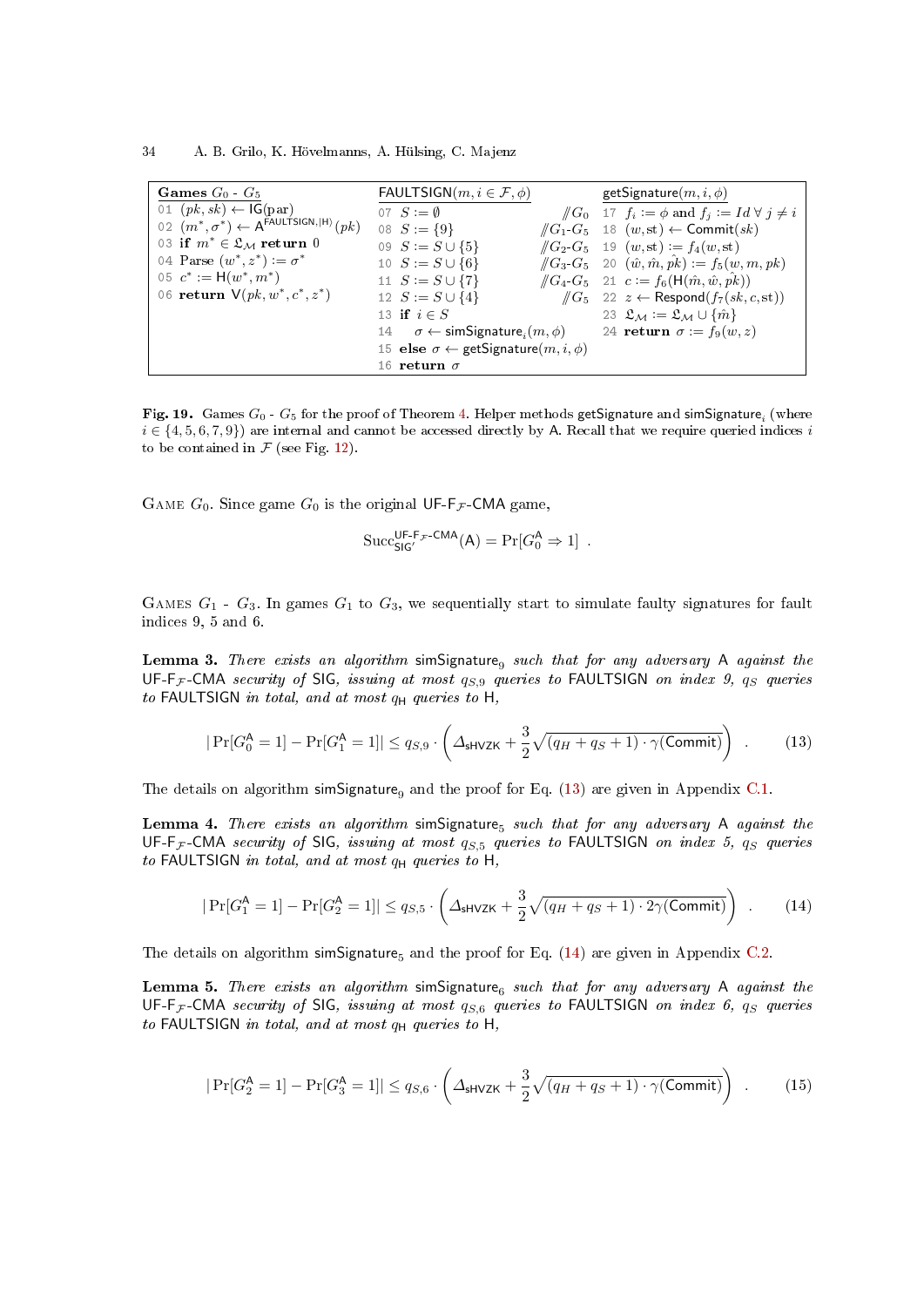```
Games G_0 - G_5
01 (pk, sk) ← IG(par)
02 (m*, σ*) ← A^{FAULTSIGN,|H⟩}(pk)
03 if m* ∈ 𝔏_M return 0
04 Parse (w*, z*) := σ*
05 c* := H(w*, m*)
06 return V(pk, w*, c*, z*)

FAULTSIGN(m, i ∈ F, φ)
07 S := ∅                              // G_0
08 S := {9}                            // G_1-G_5
09 S := S ∪ {5}                        // G_2-G_5
10 S := S ∪ {6}                        // G_3-G_5
11 S := S ∪ {7}                        // G_4-G_5
12 S := S ∪ {4}                        // G_5
13 if i ∈ S
14   σ ← simSignature_i(m, φ)
15 else σ ← getSignature(m, i, φ)
16 return σ

getSignature(m, i, φ)
17 f_i := φ and f_j := Id ∀ j ≠ i
18 (w, st) ← Commit(sk)
19 (w, st) := f_4(w, st)
20 (ŵ, m̂, p̂k) := f_5(w, m, pk)
21 c := f_6(H(m̂, ŵ, p̂k))
22 z ← Respond(f_7(sk, c, st))
23 𝔏_M := 𝔏_M ∪ {m̂}
24 return σ := f_9(w, z)
```

**Fig. 19.** Games $G_0$ - $G_5$ for the proof of Theorem 4. Helper methods getSignature and $\mathsf{simSignature}_i$ (where $i \in \{4, 5, 6, 7, 9\}$) are internal and cannot be accessed directly by A. Recall that we require queried indices $i$ to be contained in $\mathcal{F}$ (see Fig. 12).

Game $G_0$. Since game $G_0$ is the original UF-F$_\mathcal{F}$-CMA game,

$$\mathrm{Succ}_{\mathsf{SIG}'}^{\mathsf{UF\text{-}F}_\mathcal{F}\text{-}\mathsf{CMA}}(\mathsf{A}) = \Pr[G_0^\mathsf{A} \Rightarrow 1] \ .$$

Games $G_1$ - $G_3$. In games $G_1$ to $G_3$, we sequentially start to simulate faulty signatures for fault indices 9, 5 and 6.

**Lemma 3.** *There exists an algorithm* $\mathsf{simSignature}_9$ *such that for any adversary* A *against the* UF-F$_\mathcal{F}$-CMA *security of* SIG*, issuing at most* $q_{S,9}$ *queries to* FAULTSIGN *on index 9,* $q_S$ *queries to* FAULTSIGN *in total, and at most* $q_\mathsf{H}$ *queries to* H*,*

$$|\Pr[G_0^\mathsf{A} = 1] - \Pr[G_1^\mathsf{A} = 1]| \leq q_{S,9} \cdot \left( \Delta_{\mathsf{sHVZK}} + \frac{3}{2}\sqrt{(q_H + q_S + 1) \cdot \gamma(\mathsf{Commit})} \right) \ . \tag{13}$$

The details on algorithm $\mathsf{simSignature}_9$ and the proof for Eq. (13) are given in Appendix C.1.

**Lemma 4.** *There exists an algorithm* $\mathsf{simSignature}_5$ *such that for any adversary* A *against the* UF-F$_\mathcal{F}$-CMA *security of* SIG*, issuing at most* $q_{S,5}$ *queries to* FAULTSIGN *on index 5,* $q_S$ *queries to* FAULTSIGN *in total, and at most* $q_\mathsf{H}$ *queries to* H*,*

$$|\Pr[G_1^\mathsf{A} = 1] - \Pr[G_2^\mathsf{A} = 1]| \leq q_{S,5} \cdot \left( \Delta_{\mathsf{sHVZK}} + \frac{3}{2}\sqrt{(q_H + q_S + 1) \cdot 2\gamma(\mathsf{Commit})} \right) \ . \tag{14}$$

The details on algorithm $\mathsf{simSignature}_5$ and the proof for Eq. (14) are given in Appendix C.2.

**Lemma 5.** *There exists an algorithm* $\mathsf{simSignature}_6$ *such that for any adversary* A *against the* UF-F$_\mathcal{F}$-CMA *security of* SIG*, issuing at most* $q_{S,6}$ *queries to* FAULTSIGN *on index 6,* $q_S$ *queries to* FAULTSIGN *in total, and at most* $q_\mathsf{H}$ *queries to* H*,*

$$|\Pr[G_2^\mathsf{A} = 1] - \Pr[G_3^\mathsf{A} = 1]| \leq q_{S,6} \cdot \left( \Delta_{\mathsf{sHVZK}} + \frac{3}{2}\sqrt{(q_H + q_S + 1) \cdot \gamma(\mathsf{Commit})} \right) \ . \tag{15}$$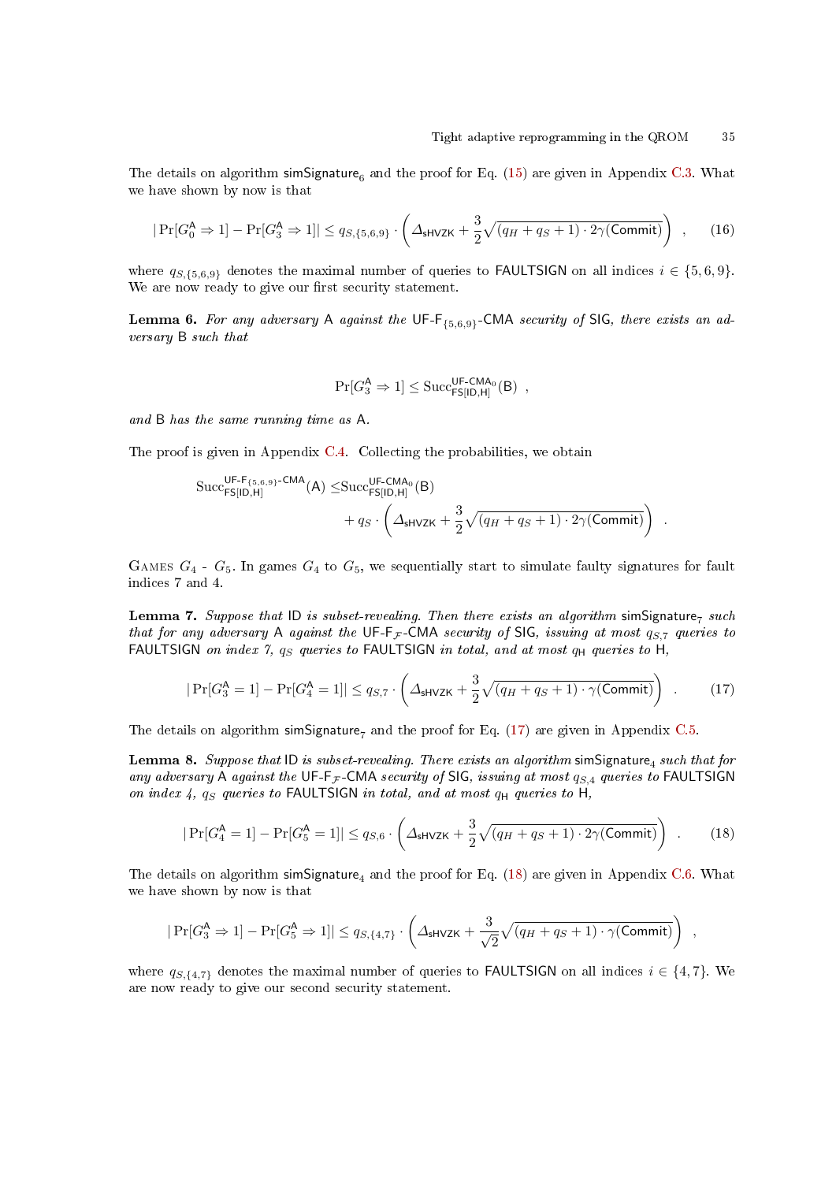The details on algorithm $\mathsf{simSignature}_6$ and the proof for Eq. (15) are given in Appendix C.3. What we have shown by now is that

$$|\Pr[G_0^{\mathsf{A}} \Rightarrow 1] - \Pr[G_3^{\mathsf{A}} \Rightarrow 1]| \leq q_{S,\{5,6,9\}} \cdot \left( \varDelta_{\mathsf{sHVZK}} + \frac{3}{2}\sqrt{(q_H + q_S + 1) \cdot 2\gamma(\mathsf{Commit})} \right) \quad , \tag{16}$$

where $q_{S,\{5,6,9\}}$ denotes the maximal number of queries to $\mathsf{FAULTSIGN}$ on all indices $i \in \{5, 6, 9\}$. We are now ready to give our first security statement.

**Lemma 6.** *For any adversary* $\mathsf{A}$ *against the* $\mathsf{UF\text{-}F}_{\{5,6,9\}}\text{-}\mathsf{CMA}$ *security of* $\mathsf{SIG}$*, there exists an adversary* $\mathsf{B}$ *such that*

$$\Pr[G_3^{\mathsf{A}} \Rightarrow 1] \leq \mathrm{Succ}^{\mathsf{UF\text{-}CMA}_0}_{\mathsf{FS[ID,H]}}(\mathsf{B}) \ ,$$

*and* $\mathsf{B}$ *has the same running time as* $\mathsf{A}$.

The proof is given in Appendix C.4. Collecting the probabilities, we obtain

$$\begin{aligned}\mathrm{Succ}^{\mathsf{UF\text{-}F}_{\{5,6,9\}}\text{-}\mathsf{CMA}}_{\mathsf{FS[ID,H]}}(\mathsf{A}) \leq & \mathrm{Succ}^{\mathsf{UF\text{-}CMA}_0}_{\mathsf{FS[ID,H]}}(\mathsf{B}) \\ & + q_S \cdot \left( \varDelta_{\mathsf{sHVZK}} + \frac{3}{2}\sqrt{(q_H + q_S + 1) \cdot 2\gamma(\mathsf{Commit})} \right) \ .\end{aligned}$$

Games $G_4$ - $G_5$. In games $G_4$ to $G_5$, we sequentially start to simulate faulty signatures for fault indices 7 and 4.

**Lemma 7.** *Suppose that* $\mathsf{ID}$ *is subset-revealing. Then there exists an algorithm* $\mathsf{simSignature}_7$ *such that for any adversary* $\mathsf{A}$ *against the* $\mathsf{UF\text{-}F}_{\mathcal{F}}\text{-}\mathsf{CMA}$ *security of* $\mathsf{SIG}$*, issuing at most* $q_{S,7}$ *queries to* $\mathsf{FAULTSIGN}$ *on index 7,* $q_S$ *queries to* $\mathsf{FAULTSIGN}$ *in total, and at most* $q_{\mathsf{H}}$ *queries to* $\mathsf{H}$*,*

$$|\Pr[G_3^{\mathsf{A}} = 1] - \Pr[G_4^{\mathsf{A}} = 1]| \leq q_{S,7} \cdot \left( \varDelta_{\mathsf{sHVZK}} + \frac{3}{2}\sqrt{(q_H + q_S + 1) \cdot \gamma(\mathsf{Commit})} \right) \ . \tag{17}$$

The details on algorithm $\mathsf{simSignature}_7$ and the proof for Eq. (17) are given in Appendix C.5.

**Lemma 8.** *Suppose that* $\mathsf{ID}$ *is subset-revealing. There exists an algorithm* $\mathsf{simSignature}_4$ *such that for any adversary* $\mathsf{A}$ *against the* $\mathsf{UF\text{-}F}_{\mathcal{F}}\text{-}\mathsf{CMA}$ *security of* $\mathsf{SIG}$*, issuing at most* $q_{S,4}$ *queries to* $\mathsf{FAULTSIGN}$ *on index 4,* $q_S$ *queries to* $\mathsf{FAULTSIGN}$ *in total, and at most* $q_{\mathsf{H}}$ *queries to* $\mathsf{H}$*,*

$$|\Pr[G_4^{\mathsf{A}} = 1] - \Pr[G_5^{\mathsf{A}} = 1]| \leq q_{S,6} \cdot \left( \varDelta_{\mathsf{sHVZK}} + \frac{3}{2}\sqrt{(q_H + q_S + 1) \cdot 2\gamma(\mathsf{Commit})} \right) \ . \tag{18}$$

The details on algorithm $\mathsf{simSignature}_4$ and the proof for Eq. (18) are given in Appendix C.6. What we have shown by now is that

$$|\Pr[G_3^{\mathsf{A}} \Rightarrow 1] - \Pr[G_5^{\mathsf{A}} \Rightarrow 1]| \leq q_{S,\{4,7\}} \cdot \left( \varDelta_{\mathsf{sHVZK}} + \frac{3}{\sqrt{2}}\sqrt{(q_H + q_S + 1) \cdot \gamma(\mathsf{Commit})} \right) \ ,$$

where $q_{S,\{4,7\}}$ denotes the maximal number of queries to $\mathsf{FAULTSIGN}$ on all indices $i \in \{4, 7\}$. We are now ready to give our second security statement.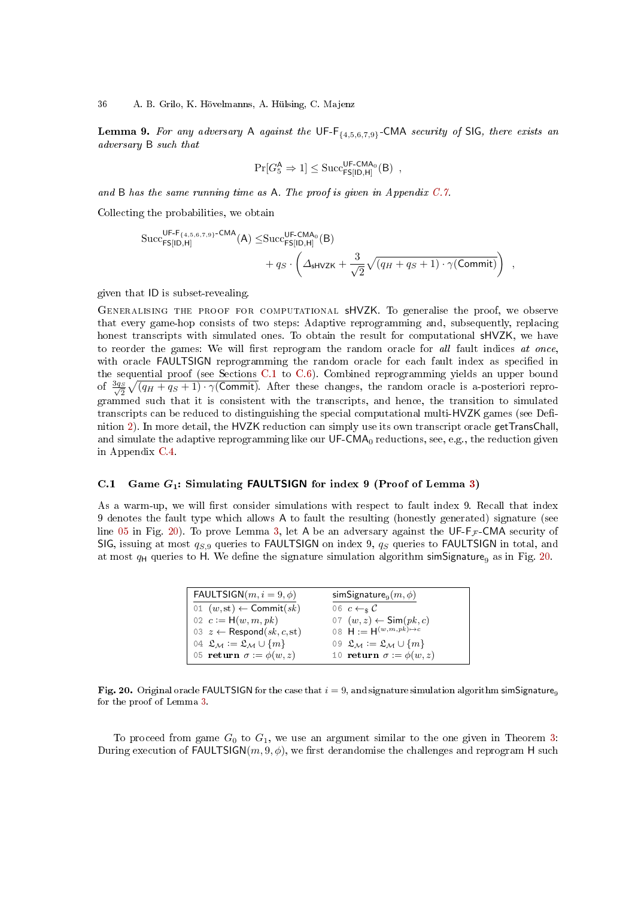**Lemma 9.** *For any adversary* A *against the* UF-F$_{\{4,5,6,7,9\}}$-CMA *security of* SIG*, there exists an adversary* B *such that*

$$\Pr[G_5^{\mathsf{A}} \Rightarrow 1] \leq \mathrm{Succ}^{\mathsf{UF\text{-}CMA_0}}_{\mathsf{FS[ID,H]}}(\mathsf{B}) \enspace ,$$

*and* B *has the same running time as* A*. The proof is given in Appendix C.7.*

Collecting the probabilities, we obtain

$$\mathrm{Succ}^{\mathsf{UF\text{-}F_{\{4,5,6,7,9\}}\text{-}CMA}}_{\mathsf{FS[ID,H]}}(\mathsf{A}) \leq \mathrm{Succ}^{\mathsf{UF\text{-}CMA_0}}_{\mathsf{FS[ID,H]}}(\mathsf{B}) + q_S \cdot \left( \Delta_{\mathsf{sHVZK}} + \frac{3}{\sqrt{2}} \sqrt{(q_H + q_S + 1) \cdot \gamma(\mathsf{Commit})} \right) \enspace ,$$

given that ID is subset-revealing.

Generalising the proof for computational sHVZK. To generalise the proof, we observe that every game-hop consists of two steps: Adaptive reprogramming and, subsequently, replacing honest transcripts with simulated ones. To obtain the result for computational sHVZK, we have to reorder the games: We will first reprogram the random oracle for *all* fault indices *at once*, with oracle FAULTSIGN reprogramming the random oracle for each fault index as specified in the sequential proof (see Sections C.1 to C.6). Combined reprogramming yields an upper bound of $\frac{3q_S}{\sqrt{2}}\sqrt{(q_H + q_S + 1) \cdot \gamma(\mathsf{Commit})}$. After these changes, the random oracle is a-posteriori reprogrammed such that it is consistent with the transcripts, and hence, the transition to simulated transcripts can be reduced to distinguishing the special computational multi-HVZK games (see Definition 2). In more detail, the HVZK reduction can simply use its own transcript oracle getTransChall, and simulate the adaptive reprogramming like our UF-CMA$_0$ reductions, see, e.g., the reduction given in Appendix C.4.

### C.1 Game $G_1$: Simulating FAULTSIGN for index 9 (Proof of Lemma 3)

As a warm-up, we will first consider simulations with respect to fault index 9. Recall that index 9 denotes the fault type which allows A to fault the resulting (honestly generated) signature (see line 05 in Fig. 20). To prove Lemma 3, let A be an adversary against the UF-F$_{\mathcal{F}}$-CMA security of SIG, issuing at most $q_{S,9}$ queries to FAULTSIGN on index 9, $q_S$ queries to FAULTSIGN in total, and at most $q_{\mathsf{H}}$ queries to H. We define the signature simulation algorithm simSignature$_9$ as in Fig. 20.

| FAULTSIGN$(m, i = 9, \phi)$ | simSignature$_9(m, \phi)$ |
|---|---|
| 01 $(w, \mathrm{st}) \leftarrow \mathsf{Commit}(sk)$ | 06 $c \leftarrow_\$ \mathcal{C}$ |
| 02 $c := \mathsf{H}(w, m, pk)$ | 07 $(w, z) \leftarrow \mathsf{Sim}(pk, c)$ |
| 03 $z \leftarrow \mathsf{Respond}(sk, c, \mathrm{st})$ | 08 $\mathsf{H} := \mathsf{H}^{(w,m,pk) \mapsto c}$ |
| 04 $\mathfrak{L}_{\mathcal{M}} := \mathfrak{L}_{\mathcal{M}} \cup \{m\}$ | 09 $\mathfrak{L}_{\mathcal{M}} := \mathfrak{L}_{\mathcal{M}} \cup \{m\}$ |
| 05 **return** $\sigma := \phi(w, z)$ | 10 **return** $\sigma := \phi(w, z)$ |

**Fig. 20.** Original oracle FAULTSIGN for the case that $i = 9$, and signature simulation algorithm simSignature$_9$ for the proof of Lemma 3.

To proceed from game $G_0$ to $G_1$, we use an argument similar to the one given in Theorem 3: During execution of FAULTSIGN$(m, 9, \phi)$, we first derandomise the challenges and reprogram H such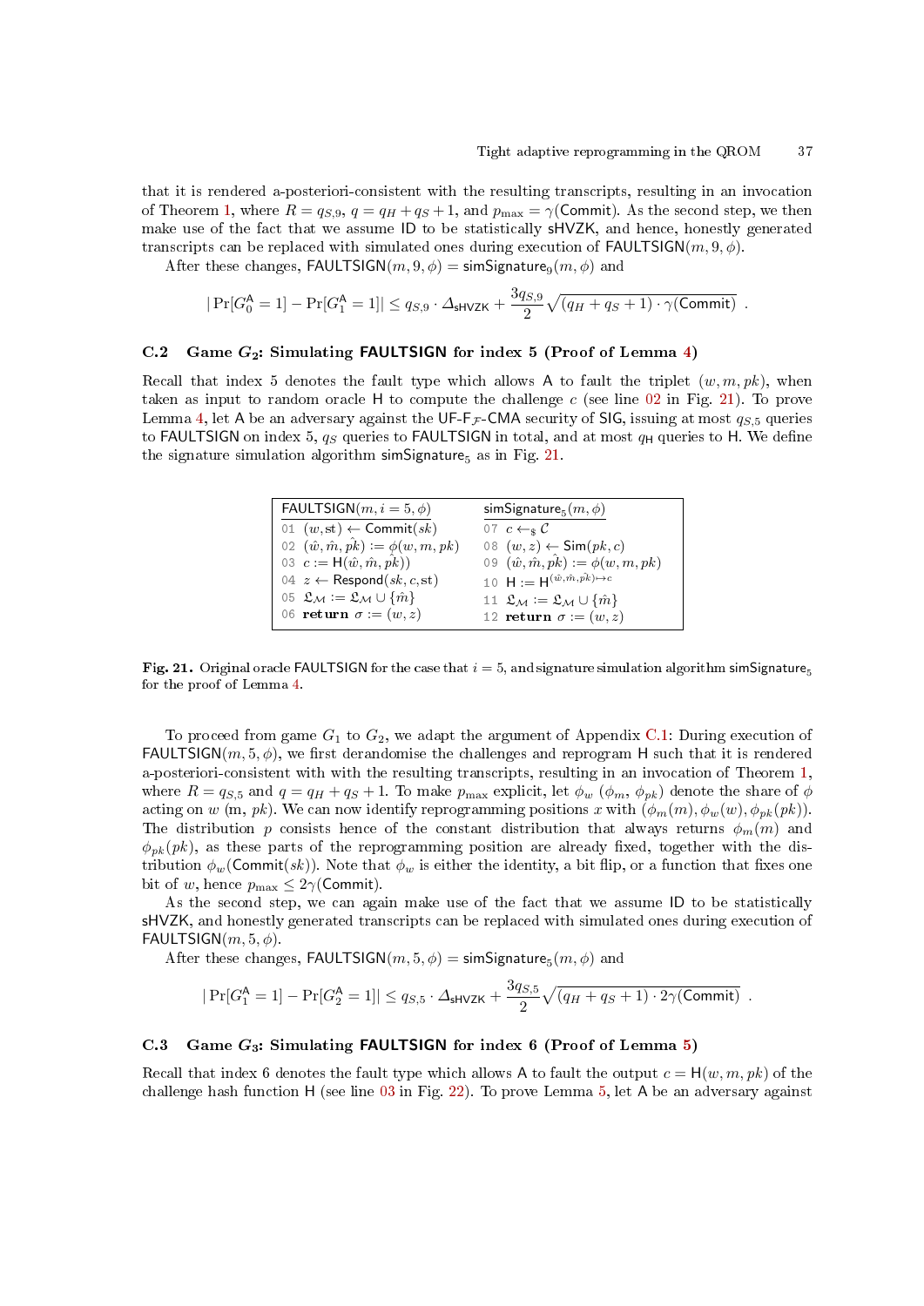that it is rendered a-posteriori-consistent with the resulting transcripts, resulting in an invocation of Theorem 1, where $R = q_{S,9}$, $q = q_H + q_S + 1$, and $p_{\max} = \gamma(\mathsf{Commit})$. As the second step, we then make use of the fact that we assume ID to be statistically sHVZK, and hence, honestly generated transcripts can be replaced with simulated ones during execution of $\mathsf{FAULTSIGN}(m, 9, \phi)$.

After these changes, $\mathsf{FAULTSIGN}(m, 9, \phi) = \mathsf{simSignature}_9(m, \phi)$ and

$$|\Pr[G_0^{\mathsf{A}} = 1] - \Pr[G_1^{\mathsf{A}} = 1]| \leq q_{S,9} \cdot \Delta_{\mathsf{sHVZK}} + \frac{3q_{S,9}}{2}\sqrt{(q_H + q_S + 1) \cdot \gamma(\mathsf{Commit})} \ .$$

### C.2 Game $G_2$: Simulating FAULTSIGN for index 5 (Proof of Lemma 4)

Recall that index 5 denotes the fault type which allows A to fault the triplet $(w, m, pk)$, when taken as input to random oracle H to compute the challenge $c$ (see line 02 in Fig. 21). To prove Lemma 4, let A be an adversary against the UF-$\mathsf{F}_{\mathcal{F}}$-CMA security of SIG, issuing at most $q_{S,5}$ queries to FAULTSIGN on index 5, $q_S$ queries to FAULTSIGN in total, and at most $q_{\mathsf{H}}$ queries to H. We define the signature simulation algorithm $\mathsf{simSignature}_5$ as in Fig. 21.

| $\mathsf{FAULTSIGN}(m, i = 5, \phi)$ | $\mathsf{simSignature}_5(m, \phi)$ |
|---|---|
| 01 $(w, \mathrm{st}) \leftarrow \mathsf{Commit}(sk)$ | 07 $c \leftarrow_\$ \mathcal{C}$ |
| 02 $(\hat{w}, \hat{m}, \hat{pk}) := \phi(w, m, pk)$ | 08 $(w, z) \leftarrow \mathsf{Sim}(pk, c)$ |
| 03 $c := \mathsf{H}(\hat{w}, \hat{m}, \hat{pk})$ | 09 $(\hat{w}, \hat{m}, \hat{pk}) := \phi(w, m, pk)$ |
| 04 $z \leftarrow \mathsf{Respond}(sk, c, \mathrm{st})$ | 10 $\mathsf{H} := \mathsf{H}^{(\hat{w}, \hat{m}, \hat{pk}) \mapsto c}$ |
| 05 $\mathfrak{L}_{\mathcal{M}} := \mathfrak{L}_{\mathcal{M}} \cup \{\hat{m}\}$ | 11 $\mathfrak{L}_{\mathcal{M}} := \mathfrak{L}_{\mathcal{M}} \cup \{\hat{m}\}$ |
| 06 **return** $\sigma := (w, z)$ | 12 **return** $\sigma := (w, z)$ |

**Fig. 21.** Original oracle FAULTSIGN for the case that $i = 5$, and signature simulation algorithm $\mathsf{simSignature}_5$ for the proof of Lemma 4.

To proceed from game $G_1$ to $G_2$, we adapt the argument of Appendix C.1: During execution of $\mathsf{FAULTSIGN}(m, 5, \phi)$, we first derandomise the challenges and reprogram H such that it is rendered a-posteriori-consistent with with the resulting transcripts, resulting in an invocation of Theorem 1, where $R = q_{S,5}$ and $q = q_H + q_S + 1$. To make $p_{\max}$ explicit, let $\phi_w$ ($\phi_m$, $\phi_{pk}$) denote the share of $\phi$ acting on $w$ (m, $pk$). We can now identify reprogramming positions $x$ with $(\phi_m(m), \phi_w(w), \phi_{pk}(pk))$. The distribution $p$ consists hence of the constant distribution that always returns $\phi_m(m)$ and $\phi_{pk}(pk)$, as these parts of the reprogramming position are already fixed, together with the distribution $\phi_w(\mathsf{Commit}(sk))$. Note that $\phi_w$ is either the identity, a bit flip, or a function that fixes one bit of $w$, hence $p_{\max} \leq 2\gamma(\mathsf{Commit})$.

As the second step, we can again make use of the fact that we assume ID to be statistically sHVZK, and honestly generated transcripts can be replaced with simulated ones during execution of $\mathsf{FAULTSIGN}(m, 5, \phi)$.

After these changes, $\mathsf{FAULTSIGN}(m, 5, \phi) = \mathsf{simSignature}_5(m, \phi)$ and

$$|\Pr[G_1^{\mathsf{A}} = 1] - \Pr[G_2^{\mathsf{A}} = 1]| \leq q_{S,5} \cdot \Delta_{\mathsf{sHVZK}} + \frac{3q_{S,5}}{2}\sqrt{(q_H + q_S + 1) \cdot 2\gamma(\mathsf{Commit})} \ .$$

### C.3 Game $G_3$: Simulating FAULTSIGN for index 6 (Proof of Lemma 5)

Recall that index 6 denotes the fault type which allows A to fault the output $c = \mathsf{H}(w, m, pk)$ of the challenge hash function H (see line 03 in Fig. 22). To prove Lemma 5, let A be an adversary against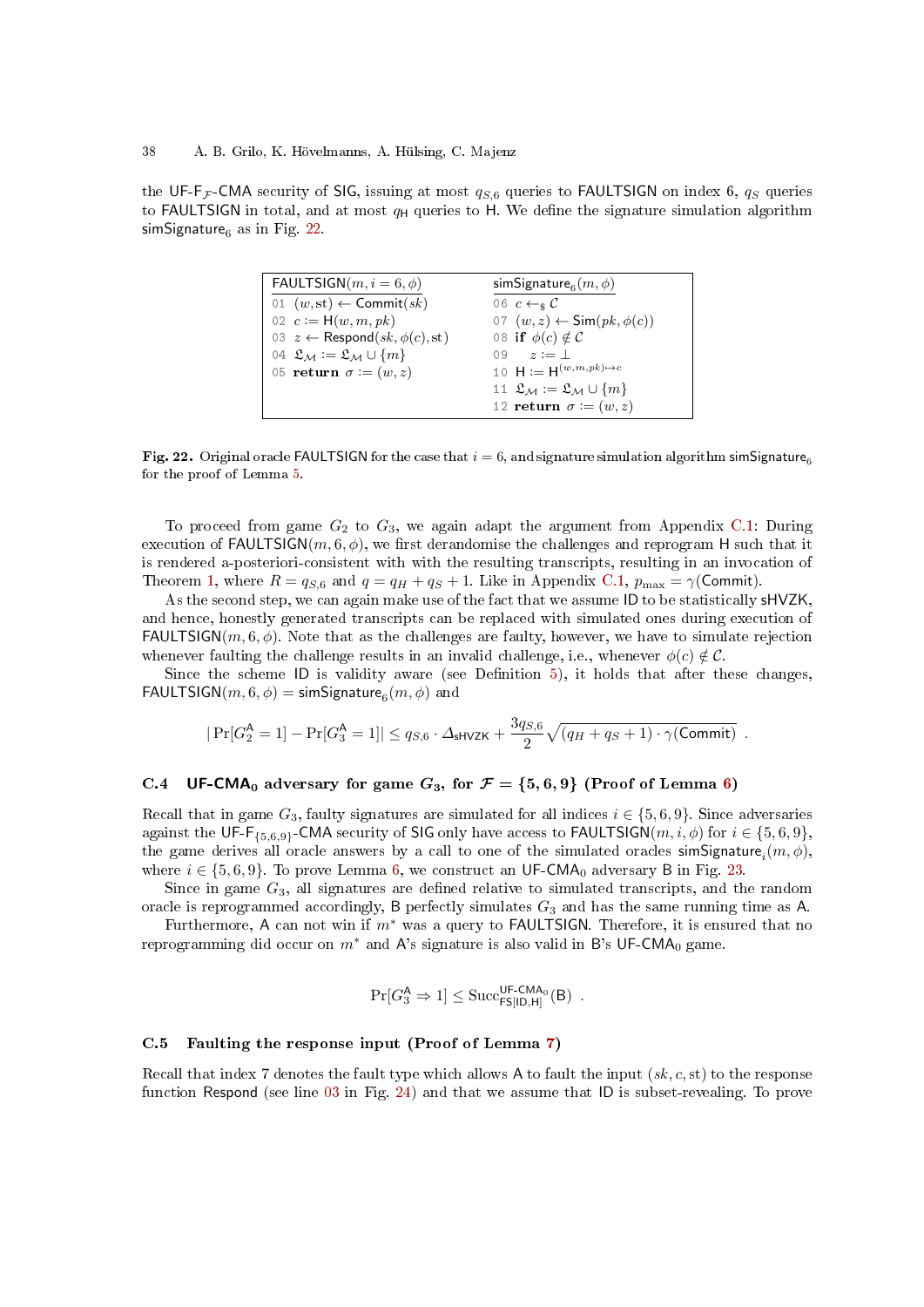the UF-$\mathsf{F}_{\mathcal{F}}$-CMA security of SIG, issuing at most $q_{S,6}$ queries to FAULTSIGN on index 6, $q_S$ queries to FAULTSIGN in total, and at most $q_{\mathsf{H}}$ queries to H. We define the signature simulation algorithm $\mathsf{simSignature}_6$ as in Fig. 22.

| $\mathsf{FAULTSIGN}(m, i = 6, \phi)$ | $\mathsf{simSignature}_6(m, \phi)$ |
|---|---|
| 01 $(w, \mathrm{st}) \leftarrow \mathsf{Commit}(sk)$ | 06 $c \leftarrow_{\$} \mathcal{C}$ |
| 02 $c := \mathsf{H}(w, m, pk)$ | 07 $(w, z) \leftarrow \mathsf{Sim}(pk, \phi(c))$ |
| 03 $z \leftarrow \mathsf{Respond}(sk, \phi(c), \mathrm{st})$ | 08 **if** $\phi(c) \notin \mathcal{C}$ |
| 04 $\mathfrak{L}_{\mathcal{M}} := \mathfrak{L}_{\mathcal{M}} \cup \{m\}$ | 09 $\quad z := \bot$ |
| 05 **return** $\sigma := (w, z)$ | 10 $\mathsf{H} := \mathsf{H}^{(w,m,pk) \mapsto c}$ |
| | 11 $\mathfrak{L}_{\mathcal{M}} := \mathfrak{L}_{\mathcal{M}} \cup \{m\}$ |
| | 12 **return** $\sigma := (w, z)$ |

**Fig. 22.** Original oracle FAULTSIGN for the case that $i = 6$, and signature simulation algorithm $\mathsf{simSignature}_6$ for the proof of Lemma 5.

To proceed from game $G_2$ to $G_3$, we again adapt the argument from Appendix C.1: During execution of $\mathsf{FAULTSIGN}(m, 6, \phi)$, we first derandomise the challenges and reprogram H such that it is rendered a-posteriori-consistent with with the resulting transcripts, resulting in an invocation of Theorem 1, where $R = q_{S,6}$ and $q = q_H + q_S + 1$. Like in Appendix C.1, $p_{\max} = \gamma(\mathsf{Commit})$.

As the second step, we can again make use of the fact that we assume ID to be statistically sHVZK, and hence, honestly generated transcripts can be replaced with simulated ones during execution of $\mathsf{FAULTSIGN}(m, 6, \phi)$. Note that as the challenges are faulty, however, we have to simulate rejection whenever faulting the challenge results in an invalid challenge, i.e., whenever $\phi(c) \notin \mathcal{C}$.

Since the scheme ID is validity aware (see Definition 5), it holds that after these changes, $\mathsf{FAULTSIGN}(m, 6, \phi) = \mathsf{simSignature}_6(m, \phi)$ and

$$|\Pr[G_2^{\mathsf{A}} = 1] - \Pr[G_3^{\mathsf{A}} = 1]| \leq q_{S,6} \cdot \Delta_{\mathsf{sHVZK}} + \frac{3q_{S,6}}{2}\sqrt{(q_H + q_S + 1) \cdot \gamma(\mathsf{Commit})} \ .$$

### C.4 UF-CMA$_0$ adversary for game $G_3$, for $\mathcal{F} = \{5, 6, 9\}$ (Proof of Lemma 6)

Recall that in game $G_3$, faulty signatures are simulated for all indices $i \in \{5, 6, 9\}$. Since adversaries against the UF-$\mathsf{F}_{\{5,6,9\}}$-CMA security of SIG only have access to $\mathsf{FAULTSIGN}(m, i, \phi)$ for $i \in \{5, 6, 9\}$, the game derives all oracle answers by a call to one of the simulated oracles $\mathsf{simSignature}_i(m, \phi)$, where $i \in \{5, 6, 9\}$. To prove Lemma 6, we construct an UF-CMA$_0$ adversary B in Fig. 23.

Since in game $G_3$, all signatures are defined relative to simulated transcripts, and the random oracle is reprogrammed accordingly, B perfectly simulates $G_3$ and has the same running time as A.

Furthermore, A can not win if $m^*$ was a query to FAULTSIGN. Therefore, it is ensured that no reprogramming did occur on $m^*$ and A's signature is also valid in B's UF-CMA$_0$ game.

$$\Pr[G_3^{\mathsf{A}} \Rightarrow 1] \leq \mathrm{Succ}^{\mathsf{UF\text{-}CMA}_0}_{\mathsf{FS[ID,H]}}(\mathsf{B}) \ .$$

### C.5 Faulting the response input (Proof of Lemma 7)

Recall that index 7 denotes the fault type which allows A to fault the input $(sk, c, \mathrm{st})$ to the response function Respond (see line 03 in Fig. 24) and that we assume that ID is subset-revealing. To prove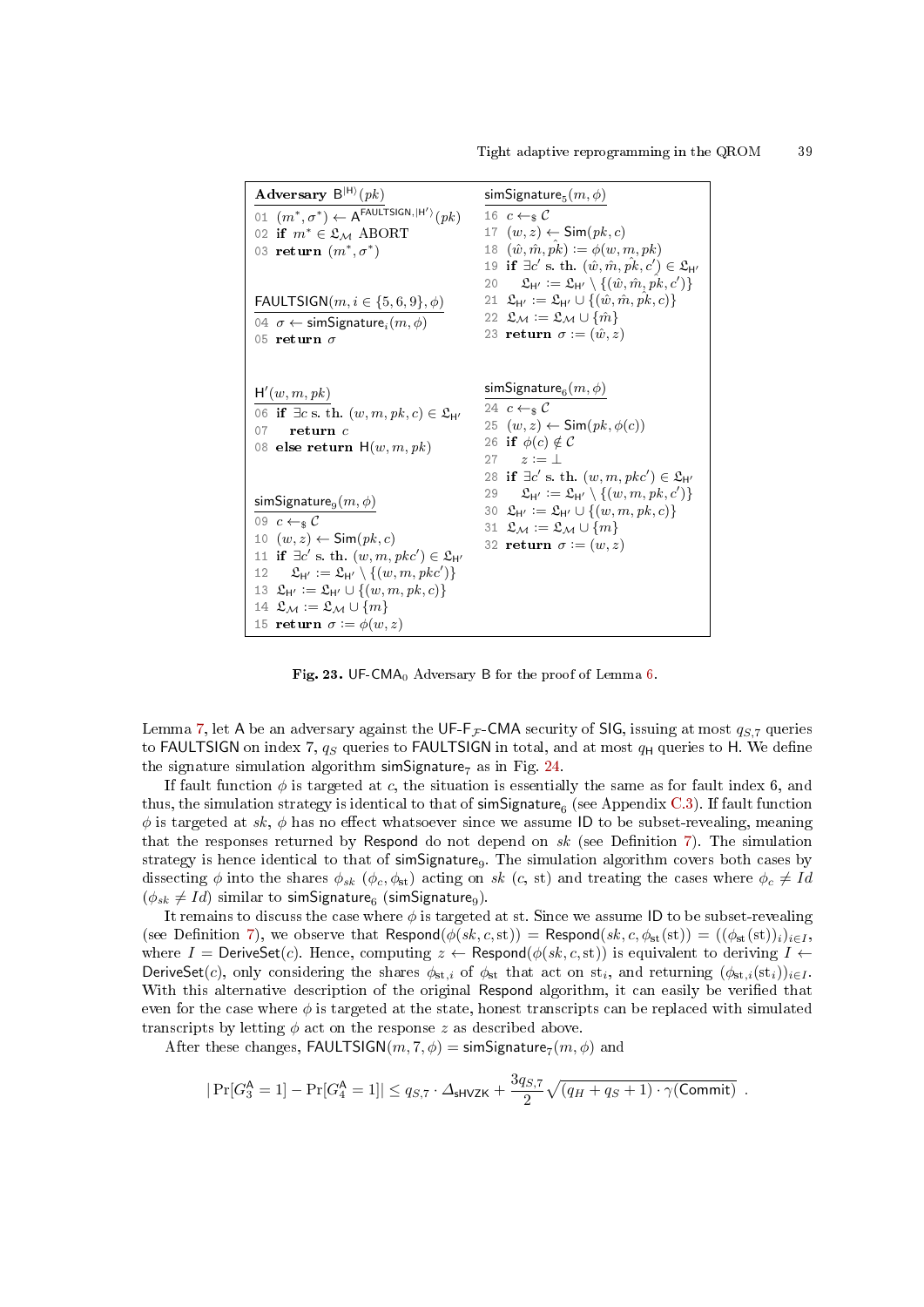```
Adversary B^{|H⟩}(pk)
01 (m*, σ*) ← A^{FAULTSIGN,|H'⟩}(pk)
02 if m* ∈ 𝔏_M ABORT
03 return (m*, σ*)

FAULTSIGN(m, i ∈ {5, 6, 9}, φ)
04 σ ← simSignature_i(m, φ)
05 return σ

H'(w, m, pk)
06 if ∃c s. th. (w, m, pk, c) ∈ 𝔏_{H'}
07    return c
08 else return H(w, m, pk)

simSignature_9(m, φ)
09 c ←$ C
10 (w, z) ← Sim(pk, c)
11 if ∃c' s. th. (w, m, pkc') ∈ 𝔏_{H'}
12    𝔏_{H'} := 𝔏_{H'} \ {(w, m, pkc')}
13 𝔏_{H'} := 𝔏_{H'} ∪ {(w, m, pk, c)}
14 𝔏_M := 𝔏_M ∪ {m}
15 return σ := φ(w, z)

simSignature_5(m, φ)
16 c ←$ C
17 (w, z) ← Sim(pk, c)
18 (ŵ, m̂, p̂k) := φ(w, m, pk)
19 if ∃c' s. th. (ŵ, m̂, p̂k, c') ∈ 𝔏_{H'}
20    𝔏_{H'} := 𝔏_{H'} \ {(ŵ, m̂, p̂k, c')}
21 𝔏_{H'} := 𝔏_{H'} ∪ {(ŵ, m̂, p̂k, c)}
22 𝔏_M := 𝔏_M ∪ {m̂}
23 return σ := (ŵ, z)

simSignature_6(m, φ)
24 c ←$ C
25 (w, z) ← Sim(pk, φ(c))
26 if φ(c) ∉ C
27    z := ⊥
28 if ∃c' s. th. (w, m, pkc') ∈ 𝔏_{H'}
29    𝔏_{H'} := 𝔏_{H'} \ {(w, m, pk, c')}
30 𝔏_{H'} := 𝔏_{H'} ∪ {(w, m, pk, c)}
31 𝔏_M := 𝔏_M ∪ {m}
32 return σ := (w, z)
```

**Fig. 23.** UF-CMA$_0$ Adversary B for the proof of Lemma 6.

Lemma 7, let A be an adversary against the UF-F$_{\mathcal{F}}$-CMA security of SIG, issuing at most $q_{S,7}$ queries to FAULTSIGN on index 7, $q_S$ queries to FAULTSIGN in total, and at most $q_{\mathsf{H}}$ queries to H. We define the signature simulation algorithm simSignature$_7$ as in Fig. 24.

If fault function $\phi$ is targeted at $c$, the situation is essentially the same as for fault index 6, and thus, the simulation strategy is identical to that of simSignature$_6$ (see Appendix C.3). If fault function $\phi$ is targeted at $sk$, $\phi$ has no effect whatsoever since we assume ID to be subset-revealing, meaning that the responses returned by Respond do not depend on $sk$ (see Definition 7). The simulation strategy is hence identical to that of simSignature$_9$. The simulation algorithm covers both cases by dissecting $\phi$ into the shares $\phi_{sk}$ ($\phi_c, \phi_{\mathsf{st}}$) acting on $sk$ ($c$, st) and treating the cases where $\phi_c \neq Id$ ($\phi_{sk} \neq Id$) similar to simSignature$_6$ (simSignature$_9$).

It remains to discuss the case where $\phi$ is targeted at st. Since we assume ID to be subset-revealing (see Definition 7), we observe that $\mathsf{Respond}(\phi(sk, c, \mathsf{st})) = \mathsf{Respond}(sk, c, \phi_{\mathsf{st}}(\mathsf{st})) = ((\phi_{\mathsf{st}}(\mathsf{st}))_i)_{i \in I}$, where $I = \mathsf{DeriveSet}(c)$. Hence, computing $z \leftarrow \mathsf{Respond}(\phi(sk, c, \mathsf{st}))$ is equivalent to deriving $I \leftarrow \mathsf{DeriveSet}(c)$, only considering the shares $\phi_{\mathsf{st},i}$ of $\phi_{\mathsf{st}}$ that act on $\mathsf{st}_i$, and returning $(\phi_{\mathsf{st},i}(\mathsf{st}_i))_{i \in I}$. With this alternative description of the original Respond algorithm, it can easily be verified that even for the case where $\phi$ is targeted at the state, honest transcripts can be replaced with simulated transcripts by letting $\phi$ act on the response $z$ as described above.

After these changes, FAULTSIGN$(m, 7, \phi) = $ simSignature$_7(m, \phi)$ and

$$|\Pr[G_3^{\mathsf{A}} = 1] - \Pr[G_4^{\mathsf{A}} = 1]| \leq q_{S,7} \cdot \Delta_{\mathsf{sHVZK}} + \frac{3q_{S,7}}{2}\sqrt{(q_H + q_S + 1) \cdot \gamma(\mathsf{Commit})} \ .$$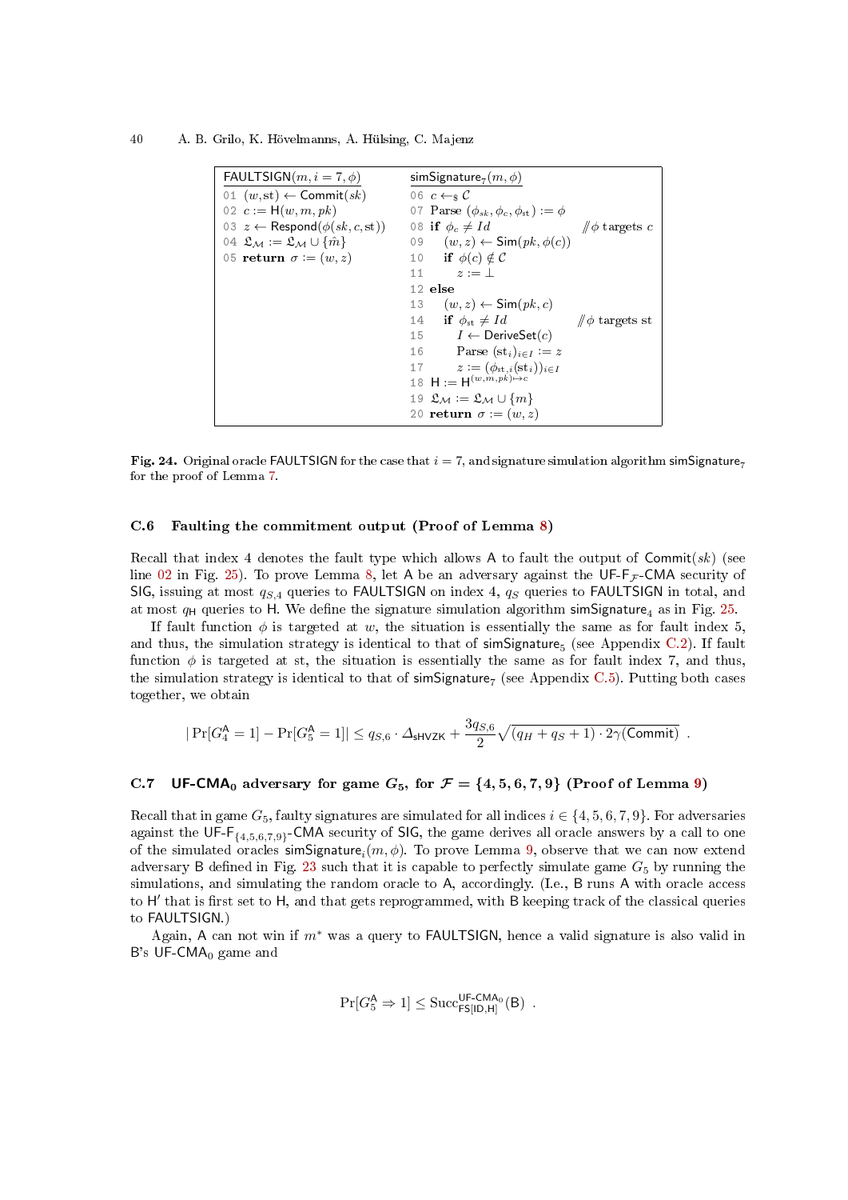```
FAULTSIGN(m, i = 7, φ)
01 (w, st) ← Commit(sk)
02 c := H(w, m, pk)
03 z ← Respond(φ(sk, c, st))
04 𝔏_M := 𝔏_M ∪ {m̂}
05 return σ := (w, z)

simSignature_7(m, φ)
06 c ←$ C
07 Parse (φ_sk, φ_c, φ_st) := φ
08 if φ_c ≠ Id                      // φ targets c
09    (w, z) ← Sim(pk, φ(c))
10    if φ(c) ∉ C
11       z := ⊥
12 else
13    (w, z) ← Sim(pk, c)
14    if φ_st ≠ Id                   // φ targets st
15       I ← DeriveSet(c)
16       Parse (st_i)_{i∈I} := z
17       z := (φ_{st,i}(st_i))_{i∈I}
18 H := H^{(w,m,pk)↦c}
19 𝔏_M := 𝔏_M ∪ {m}
20 return σ := (w, z)
```

**Fig. 24.** Original oracle FAULTSIGN for the case that $i = 7$, and signature simulation algorithm $\mathsf{simSignature}_7$ for the proof of Lemma 7.

### C.6 Faulting the commitment output (Proof of Lemma 8)

Recall that index 4 denotes the fault type which allows A to fault the output of $\mathsf{Commit}(sk)$ (see line 02 in Fig. 25). To prove Lemma 8, let A be an adversary against the UF-$\mathsf{F}_{\mathcal{F}}$-CMA security of SIG, issuing at most $q_{S,4}$ queries to FAULTSIGN on index 4, $q_S$ queries to FAULTSIGN in total, and at most $q_\mathsf{H}$ queries to H. We define the signature simulation algorithm $\mathsf{simSignature}_4$ as in Fig. 25.

If fault function $\phi$ is targeted at $w$, the situation is essentially the same as for fault index 5, and thus, the simulation strategy is identical to that of $\mathsf{simSignature}_5$ (see Appendix C.2). If fault function $\phi$ is targeted at st, the situation is essentially the same as for fault index 7, and thus, the simulation strategy is identical to that of $\mathsf{simSignature}_7$ (see Appendix C.5). Putting both cases together, we obtain

$$|\Pr[G_4^\mathsf{A} = 1] - \Pr[G_5^\mathsf{A} = 1]| \leq q_{S,6} \cdot \Delta_{\mathsf{sHVZK}} + \frac{3q_{S,6}}{2}\sqrt{(q_H + q_S + 1) \cdot 2\gamma(\mathsf{Commit})} \ .$$

### C.7 UF-CMA$_0$ adversary for game $G_5$, for $\mathcal{F} = \{4, 5, 6, 7, 9\}$ (Proof of Lemma 9)

Recall that in game $G_5$, faulty signatures are simulated for all indices $i \in \{4, 5, 6, 7, 9\}$. For adversaries against the UF-$\mathsf{F}_{\{4,5,6,7,9\}}$-CMA security of SIG, the game derives all oracle answers by a call to one of the simulated oracles $\mathsf{simSignature}_i(m, \phi)$. To prove Lemma 9, observe that we can now extend adversary B defined in Fig. 23 such that it is capable to perfectly simulate game $G_5$ by running the simulations, and simulating the random oracle to A, accordingly. (I.e., B runs A with oracle access to H′ that is first set to H, and that gets reprogrammed, with B keeping track of the classical queries to FAULTSIGN.)

Again, A can not win if $m^*$ was a query to FAULTSIGN, hence a valid signature is also valid in B's UF-CMA$_0$ game and

$$\Pr[G_5^\mathsf{A} \Rightarrow 1] \leq \mathrm{Succ}^{\mathsf{UF\text{-}CMA}_0}_{\mathsf{FS[ID,H]}}(\mathsf{B}) \ .$$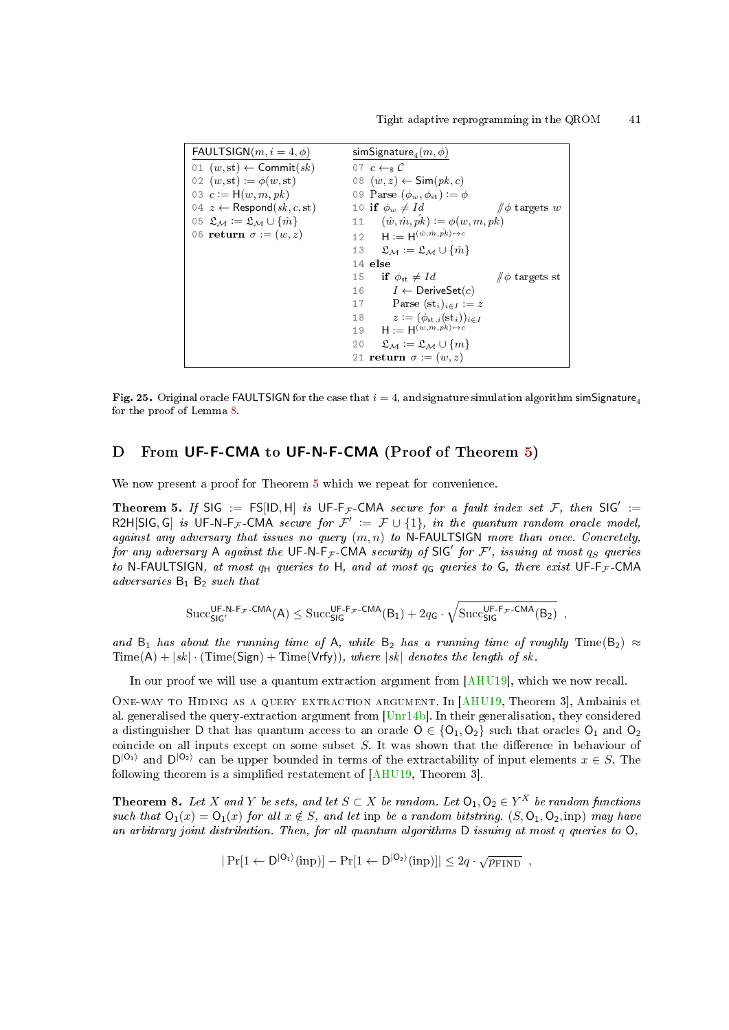```
FAULTSIGN(m, i = 4, φ)
01 (w, st) ← Commit(sk)
02 (w, st) := φ(w, st)
03 c := H(w, m, pk)
04 z ← Respond(sk, c, st)
05 𝔏_M := 𝔏_M ∪ {m̂}
06 return σ := (w, z)
```

```
simSignature_4(m, φ)
07 c ←$ C
08 (w, z) ← Sim(pk, c)
09 Parse (φ_w, φ_st) := φ
10 if φ_w ≠ Id                          // φ targets w
11     (ŵ, m̂, p̂k) := φ(w, m, pk)
12     H := H^{(ŵ, m̂, p̂k) ↦ c}
13     𝔏_M := 𝔏_M ∪ {m̂}
14 else
15     if φ_st ≠ Id                     // φ targets st
16         I ← DeriveSet(c)
17         Parse (st_i)_{i∈I} := z
18         z := (φ_{st,i}(st_i))_{i∈I}
19     H := H^{(w, m, pk) ↦ c}
20     𝔏_M := 𝔏_M ∪ {m}
21 return σ := (w, z)
```

**Fig. 25.** Original oracle FAULTSIGN for the case that $i = 4$, and signature simulation algorithm $\mathsf{simSignature}_4$ for the proof of Lemma 8.

## D From UF-F-CMA to UF-N-F-CMA (Proof of Theorem 5)

We now present a proof for Theorem 5 which we repeat for convenience.

**Theorem 5.** *If* $\mathsf{SIG} := \mathsf{FS}[\mathsf{ID}, \mathsf{H}]$ *is* $\mathsf{UF\text{-}F}_{\mathcal{F}}\text{-}\mathsf{CMA}$ *secure for a fault index set* $\mathcal{F}$*, then* $\mathsf{SIG}' := \mathsf{R2H}[\mathsf{SIG}, \mathsf{G}]$ *is* $\mathsf{UF\text{-}N\text{-}F}_{\mathcal{F}}\text{-}\mathsf{CMA}$ *secure for* $\mathcal{F}' := \mathcal{F} \cup \{1\}$*, in the quantum random oracle model, against any adversary that issues no query* $(m, n)$ *to* N-FAULTSIGN *more than once. Concretely, for any adversary* A *against the* $\mathsf{UF\text{-}N\text{-}F}_{\mathcal{F}}\text{-}\mathsf{CMA}$ *security of* $\mathsf{SIG}'$ *for* $\mathcal{F}'$*, issuing at most* $q_S$ *queries to* N-FAULTSIGN*, at most* $q_{\mathsf{H}}$ *queries to* H*, and at most* $q_{\mathsf{G}}$ *queries to* G*, there exist* $\mathsf{UF\text{-}F}_{\mathcal{F}}\text{-}\mathsf{CMA}$ *adversaries* $\mathsf{B}_1$ $\mathsf{B}_2$ *such that*

$$\mathrm{Succ}^{\mathsf{UF\text{-}N\text{-}F}_{\mathcal{F}}\text{-}\mathsf{CMA}}_{\mathsf{SIG}'}(\mathsf{A}) \leq \mathrm{Succ}^{\mathsf{UF\text{-}F}_{\mathcal{F}}\text{-}\mathsf{CMA}}_{\mathsf{SIG}}(\mathsf{B}_1) + 2q_{\mathsf{G}} \cdot \sqrt{\mathrm{Succ}^{\mathsf{UF\text{-}F}_{\mathcal{F}}\text{-}\mathsf{CMA}}_{\mathsf{SIG}}(\mathsf{B}_2)} \ ,$$

*and* $\mathsf{B}_1$ *has about the running time of* A*, while* $\mathsf{B}_2$ *has a running time of roughly* $\mathrm{Time}(\mathsf{B}_2) \approx \mathrm{Time}(\mathsf{A}) + |sk| \cdot (\mathrm{Time}(\mathsf{Sign}) + \mathrm{Time}(\mathsf{Vrfy}))$*, where* $|sk|$ *denotes the length of* $sk$*.*

In our proof we will use a quantum extraction argument from [AHU19], which we now recall.

One-way to Hiding as a query extraction argument. In [AHU19, Theorem 3], Ambainis et al. generalised the query-extraction argument from [Unr14b]. In their generalisation, they considered a distinguisher D that has quantum access to an oracle $\mathsf{O} \in \{\mathsf{O}_1, \mathsf{O}_2\}$ such that oracles $\mathsf{O}_1$ and $\mathsf{O}_2$ coincide on all inputs except on some subset $S$. It was shown that the difference in behaviour of $\mathsf{D}^{|\mathsf{O}_1\rangle}$ and $\mathsf{D}^{|\mathsf{O}_2\rangle}$ can be upper bounded in terms of the extractability of input elements $x \in S$. The following theorem is a simplified restatement of [AHU19, Theorem 3].

**Theorem 8.** *Let* $X$ *and* $Y$ *be sets, and let* $S \subset X$ *be random. Let* $\mathsf{O}_1, \mathsf{O}_2 \in Y^X$ *be random functions such that* $\mathsf{O}_1(x) = \mathsf{O}_1(x)$ *for all* $x \notin S$*, and let* inp *be a random bitstring.* $(S, \mathsf{O}_1, \mathsf{O}_2, \mathrm{inp})$ *may have an arbitrary joint distribution. Then, for all quantum algorithms* D *issuing at most* $q$ *queries to* O*,*

$$|\Pr[1 \leftarrow \mathsf{D}^{|\mathsf{O}_1\rangle}(\mathrm{inp})] - \Pr[1 \leftarrow \mathsf{D}^{|\mathsf{O}_2\rangle}(\mathrm{inp})]| \leq 2q \cdot \sqrt{p_{\mathrm{FIND}}} \ ,$$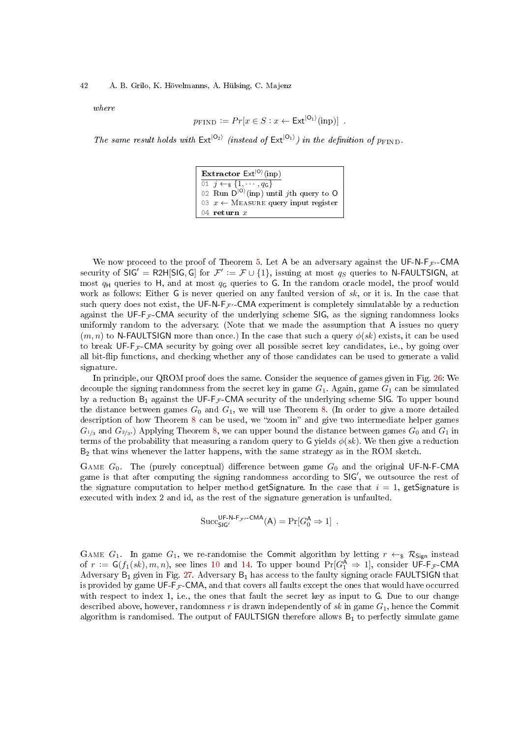*where*

$$p_{\text{FIND}} := Pr[x \in S : x \leftarrow \mathsf{Ext}^{|\mathsf{O}_1\rangle}(\text{inp})] \enspace .$$

*The same result holds with* $\mathsf{Ext}^{|\mathsf{O}_2\rangle}$ *(instead of* $\mathsf{Ext}^{|\mathsf{O}_1\rangle}$*) in the definition of* $p_{\text{FIND}}$*.*

```
Extractor Ext^{|O⟩}(inp)
01 j ←$ {1, ··· , q_G}
02 Run D^{|O⟩}(inp) until jth query to O
03 x ← Measure query input register
04 return x
```

We now proceed to the proof of Theorem 5. Let $\mathsf{A}$ be an adversary against the $\mathsf{UF\text{-}N\text{-}F}_{\mathcal{F}'}\text{-}\mathsf{CMA}$ security of $\mathsf{SIG}' = \mathsf{R2H}[\mathsf{SIG}, \mathsf{G}]$ for $\mathcal{F}' := \mathcal{F} \cup \{1\}$, issuing at most $q_S$ queries to $\mathsf{N\text{-}FAULTSIGN}$, at most $q_\mathsf{H}$ queries to $\mathsf{H}$, and at most $q_\mathsf{G}$ queries to $\mathsf{G}$. In the random oracle model, the proof would work as follows: Either $\mathsf{G}$ is never queried on any faulted version of $sk$, or it is. In the case that such query does not exist, the $\mathsf{UF\text{-}N\text{-}F}_{\mathcal{F}'}\text{-}\mathsf{CMA}$ experiment is completely simulatable by a reduction against the $\mathsf{UF\text{-}F}_{\mathcal{F}}\text{-}\mathsf{CMA}$ security of the underlying scheme $\mathsf{SIG}$, as the signing randomness looks uniformly random to the adversary. (Note that we made the assumption that $\mathsf{A}$ issues no query $(m, n)$ to $\mathsf{N\text{-}FAULTSIGN}$ more than once.) In the case that such a query $\phi(sk)$ exists, it can be used to break $\mathsf{UF\text{-}F}_{\mathcal{F}}\text{-}\mathsf{CMA}$ security by going over all possible secret key candidates, i.e., by going over all bit-flip functions, and checking whether any of those candidates can be used to generate a valid signature.

In principle, our QROM proof does the same. Consider the sequence of games given in Fig. 26: We decouple the signing randomness from the secret key in game $G_1$. Again, game $G_1$ can be simulated by a reduction $\mathsf{B}_1$ against the $\mathsf{UF\text{-}F}_{\mathcal{F}}\text{-}\mathsf{CMA}$ security of the underlying scheme $\mathsf{SIG}$. To upper bound the distance between games $G_0$ and $G_1$, we will use Theorem 8. (In order to give a more detailed description of how Theorem 8 can be used, we "zoom in" and give two intermediate helper games $G_{1/3}$ and $G_{2/3}$.) Applying Theorem 8, we can upper bound the distance between games $G_0$ and $G_1$ in terms of the probability that measuring a random query to $\mathsf{G}$ yields $\phi(sk)$. We then give a reduction $\mathsf{B}_2$ that wins whenever the latter happens, with the same strategy as in the ROM sketch.

Game $G_0$. The (purely conceptual) difference between game $G_0$ and the original $\mathsf{UF\text{-}N\text{-}F\text{-}CMA}$ game is that after computing the signing randomness according to $\mathsf{SIG}'$, we outsource the rest of the signature computation to helper method $\mathsf{getSignature}$. In the case that $i = 1$, $\mathsf{getSignature}$ is executed with index 2 and id, as the rest of the signature generation is unfaulted.

$$\mathrm{Succ}_{\mathsf{SIG}'}^{\mathsf{UF\text{-}N\text{-}F}_{\mathcal{F}'}\text{-}\mathsf{CMA}}(\mathsf{A}) = \Pr[G_0^{\mathsf{A}} \Rightarrow 1] \enspace .$$

Game $G_1$. In game $G_1$, we re-randomise the $\mathsf{Commit}$ algorithm by letting $r \leftarrow_\$ \mathcal{R}_{\mathsf{Sign}}$ instead of $r := \mathsf{G}(f_1(sk), m, n)$, see lines 10 and 14. To upper bound $\Pr[G_1^{\mathsf{A}} \Rightarrow 1]$, consider $\mathsf{UF\text{-}F}_{\mathcal{F}}\text{-}\mathsf{CMA}$ Adversary $\mathsf{B}_1$ given in Fig. 27. Adversary $\mathsf{B}_1$ has access to the faulty signing oracle $\mathsf{FAULTSIGN}$ that is provided by game $\mathsf{UF\text{-}F}_{\mathcal{F}}\text{-}\mathsf{CMA}$, and that covers all faults except the ones that would have occurred with respect to index 1, i.e., the ones that fault the secret key as input to $\mathsf{G}$. Due to our change described above, however, randomness $r$ is drawn independently of $sk$ in game $G_1$, hence the $\mathsf{Commit}$ algorithm is randomised. The output of $\mathsf{FAULTSIGN}$ therefore allows $\mathsf{B}_1$ to perfectly simulate game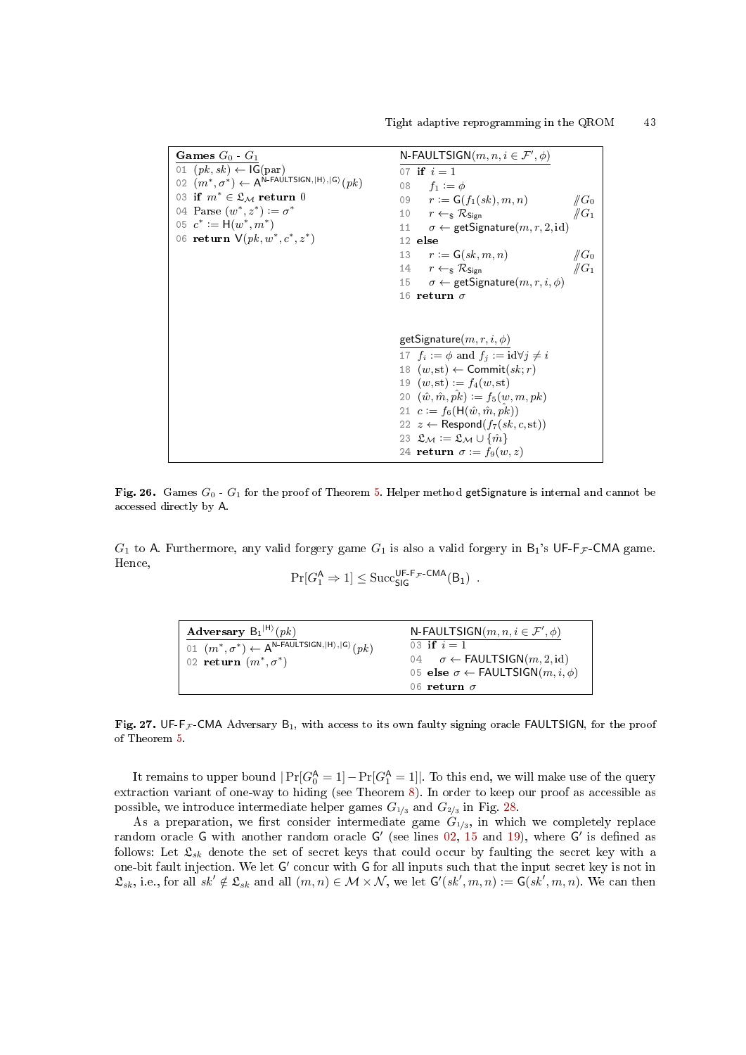**Games $G_0$ - $G_1$**

```
01 (pk, sk) ← IG(par)
02 (m*, σ*) ← A^{N-FAULTSIGN,|H⟩,|G⟩}(pk)
03 if m* ∈ 𝔏_M return 0
04 Parse (w*, z*) := σ*
05 c* := H(w*, m*)
06 return V(pk, w*, c*, z*)
```

**N-FAULTSIGN($m, n, i \in \mathcal{F}', \phi$)**

```
07 if i = 1
08     f_1 := φ
09     r := G(f_1(sk), m, n)                 //G_0
10     r ←$ R_Sign                           //G_1
11     σ ← getSignature(m, r, 2, id)
12 else
13     r := G(sk, m, n)                      //G_0
14     r ←$ R_Sign                           //G_1
15     σ ← getSignature(m, r, i, φ)
16 return σ
```

**getSignature($m, r, i, \phi$)**

```
17 f_i := φ and f_j := id ∀ j ≠ i
18 (w, st) ← Commit(sk; r)
19 (w, st) := f_4(w, st)
20 (ŵ, m̂, p̂k) := f_5(w, m, pk)
21 c := f_6(H(ŵ, m̂, p̂k))
22 z ← Respond(f_7(sk, c, st))
23 𝔏_M := 𝔏_M ∪ {m̂}
24 return σ := f_9(w, z)
```

**Fig. 26.** Games $G_0$ - $G_1$ for the proof of Theorem 5. Helper method getSignature is internal and cannot be accessed directly by A.

$G_1$ to A. Furthermore, any valid forgery game $G_1$ is also a valid forgery in $\mathsf{B}_1$'s UF-$\mathsf{F}_{\mathcal{F}}$-CMA game. Hence,

$$\Pr[G_1^{\mathsf{A}} \Rightarrow 1] \leq \mathrm{Succ}_{\mathsf{SIG}}^{\mathsf{UF\text{-}F}_{\mathcal{F}}\text{-}\mathsf{CMA}}(\mathsf{B}_1) \ .$$

**Adversary $\mathsf{B}_1^{|\mathsf{H}\rangle}(pk)$**

```
01 (m*, σ*) ← A^{N-FAULTSIGN,|H⟩,|G⟩}(pk)
02 return (m*, σ*)
```

**N-FAULTSIGN($m, n, i \in \mathcal{F}', \phi$)**

```
03 if i = 1
04     σ ← FAULTSIGN(m, 2, id)
05 else σ ← FAULTSIGN(m, i, φ)
06 return σ
```

**Fig. 27.** UF-$\mathsf{F}_{\mathcal{F}}$-CMA Adversary $\mathsf{B}_1$, with access to its own faulty signing oracle FAULTSIGN, for the proof of Theorem 5.

It remains to upper bound $|\Pr[G_0^{\mathsf{A}} = 1] - \Pr[G_1^{\mathsf{A}} = 1]|$. To this end, we will make use of the query extraction variant of one-way to hiding (see Theorem 8). In order to keep our proof as accessible as possible, we introduce intermediate helper games $G_{1/3}$ and $G_{2/3}$ in Fig. 28.

As a preparation, we first consider intermediate game $G_{1/3}$, in which we completely replace random oracle G with another random oracle G′ (see lines 02, 15 and 19), where G′ is defined as follows: Let $\mathfrak{L}_{sk}$ denote the set of secret keys that could occur by faulting the secret key with a one-bit fault injection. We let G′ concur with G for all inputs such that the input secret key is not in $\mathfrak{L}_{sk}$, i.e., for all $sk' \notin \mathfrak{L}_{sk}$ and all $(m, n) \in \mathcal{M} \times \mathcal{N}$, we let $\mathsf{G}'(sk', m, n) := \mathsf{G}(sk', m, n)$. We can then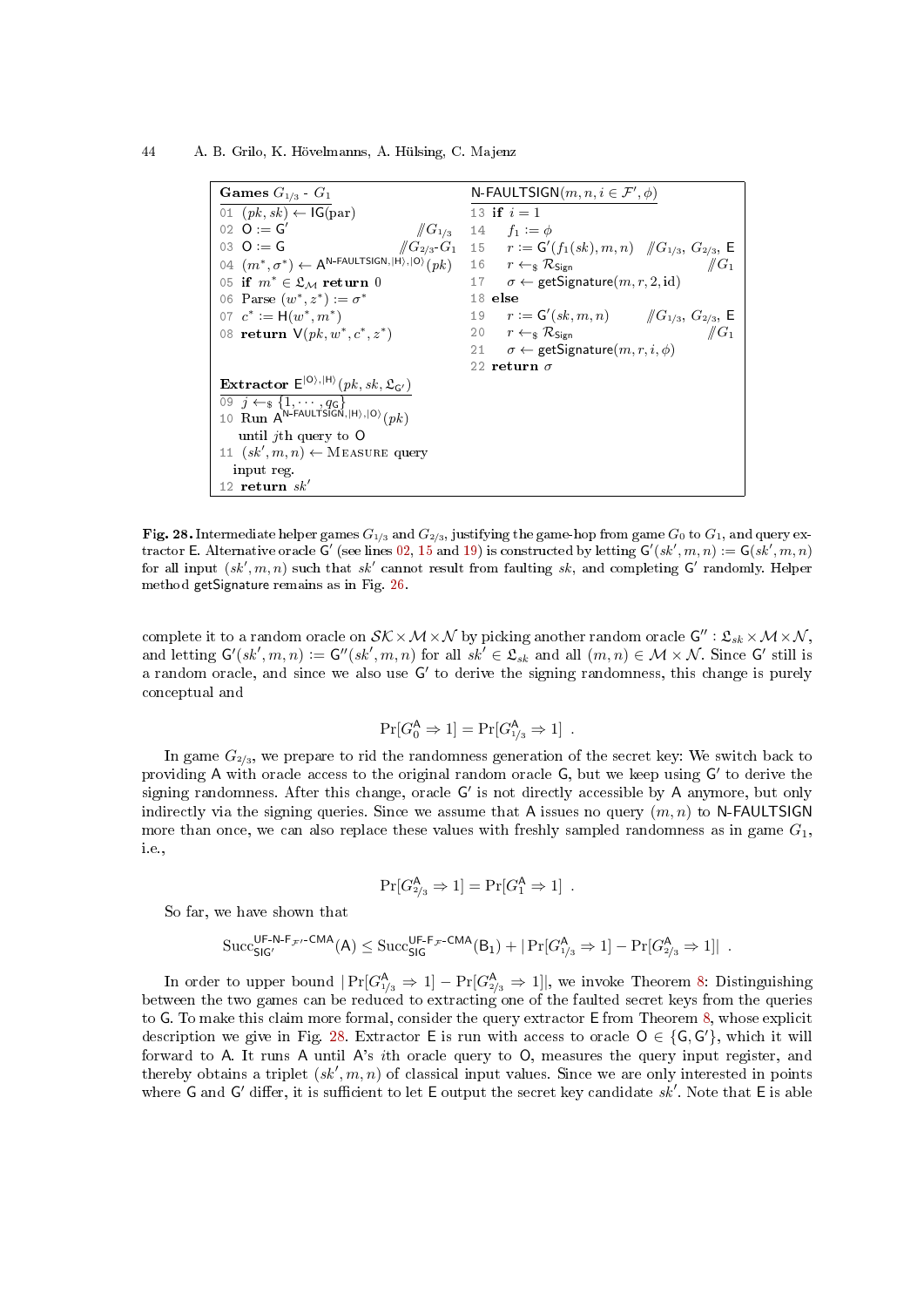```
Games G_{1/3} - G_1
01 (pk, sk) ← IG(par)
02 O := G'                                   // G_{1/3}
03 O := G                                    // G_{2/3}-G_1
04 (m*, σ*) ← A^{N-FAULTSIGN,|H⟩,|O⟩}(pk)
05 if m* ∈ 𝔏_M return 0
06 Parse (w*, z*) := σ*
07 c* := H(w*, m*)
08 return V(pk, w*, c*, z*)

Extractor E^{|O⟩,|H⟩}(pk, sk, 𝔏_{G'})
09 j ←$ {1, ..., q_G}
10 Run A^{N-FAULTSIGN,|H⟩,|O⟩}(pk)
   until jth query to O
11 (sk', m, n) ← Measure query
   input reg.
12 return sk'

N-FAULTSIGN(m, n, i ∈ F', φ)
13 if i = 1
14    f_1 := φ
15    r := G'(f_1(sk), m, n)   // G_{1/3}, G_{2/3}, E
16    r ←$ R_Sign              // G_1
17    σ ← getSignature(m, r, 2, id)
18 else
19    r := G'(sk, m, n)        // G_{1/3}, G_{2/3}, E
20    r ←$ R_Sign              // G_1
21    σ ← getSignature(m, r, i, φ)
22 return σ
```

**Fig. 28.** Intermediate helper games $G_{1/3}$ and $G_{2/3}$, justifying the game-hop from game $G_0$ to $G_1$, and query extractor $\mathsf{E}$. Alternative oracle $\mathsf{G}'$ (see lines 02, 15 and 19) is constructed by letting $\mathsf{G}'(sk', m, n) := \mathsf{G}(sk', m, n)$ for all input $(sk', m, n)$ such that $sk'$ cannot result from faulting $sk$, and completing $\mathsf{G}'$ randomly. Helper method getSignature remains as in Fig. 26.

complete it to a random oracle on $\mathcal{SK} \times \mathcal{M} \times \mathcal{N}$ by picking another random oracle $\mathsf{G}'' : \mathfrak{L}_{sk} \times \mathcal{M} \times \mathcal{N}$, and letting $\mathsf{G}'(sk', m, n) := \mathsf{G}''(sk', m, n)$ for all $sk' \in \mathfrak{L}_{sk}$ and all $(m, n) \in \mathcal{M} \times \mathcal{N}$. Since $\mathsf{G}'$ still is a random oracle, and since we also use $\mathsf{G}'$ to derive the signing randomness, this change is purely conceptual and

$$\Pr[G_0^{\mathsf{A}} \Rightarrow 1] = \Pr[G_{1/3}^{\mathsf{A}} \Rightarrow 1] \ .$$

In game $G_{2/3}$, we prepare to rid the randomness generation of the secret key: We switch back to providing $\mathsf{A}$ with oracle access to the original random oracle $\mathsf{G}$, but we keep using $\mathsf{G}'$ to derive the signing randomness. After this change, oracle $\mathsf{G}'$ is not directly accessible by $\mathsf{A}$ anymore, but only indirectly via the signing queries. Since we assume that $\mathsf{A}$ issues no query $(m, n)$ to N-FAULTSIGN more than once, we can also replace these values with freshly sampled randomness as in game $G_1$, i.e.,

$$\Pr[G_{2/3}^{\mathsf{A}} \Rightarrow 1] = \Pr[G_1^{\mathsf{A}} \Rightarrow 1] \ .$$

So far, we have shown that

$$\mathrm{Succ}_{\mathsf{SIG}'}^{\mathsf{UF\text{-}N\text{-}F}_{\mathcal{F}'}\text{-}\mathsf{CMA}}(\mathsf{A}) \leq \mathrm{Succ}_{\mathsf{SIG}}^{\mathsf{UF\text{-}F}_{\mathcal{F}}\text{-}\mathsf{CMA}}(\mathsf{B}_1) + |\Pr[G_{1/3}^{\mathsf{A}} \Rightarrow 1] - \Pr[G_{2/3}^{\mathsf{A}} \Rightarrow 1]| \ .$$

In order to upper bound $|\Pr[G_{1/3}^{\mathsf{A}} \Rightarrow 1] - \Pr[G_{2/3}^{\mathsf{A}} \Rightarrow 1]|$, we invoke Theorem 8: Distinguishing between the two games can be reduced to extracting one of the faulted secret keys from the queries to $\mathsf{G}$. To make this claim more formal, consider the query extractor $\mathsf{E}$ from Theorem 8, whose explicit description we give in Fig. 28. Extractor $\mathsf{E}$ is run with access to oracle $\mathsf{O} \in \{\mathsf{G}, \mathsf{G}'\}$, which it will forward to $\mathsf{A}$. It runs $\mathsf{A}$ until $\mathsf{A}$'s $i$th oracle query to $\mathsf{O}$, measures the query input register, and thereby obtains a triplet $(sk', m, n)$ of classical input values. Since we are only interested in points where $\mathsf{G}$ and $\mathsf{G}'$ differ, it is sufficient to let $\mathsf{E}$ output the secret key candidate $sk'$. Note that $\mathsf{E}$ is able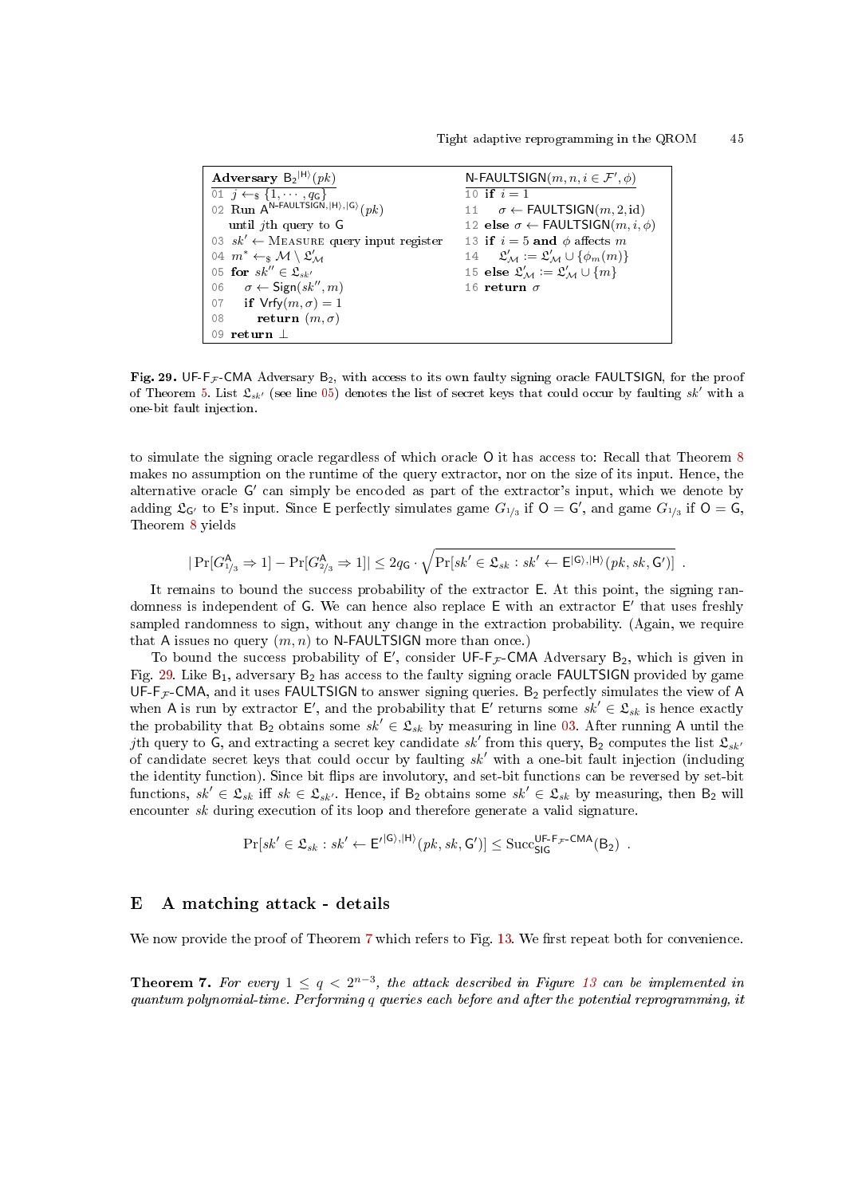```
Adversary B2^|H⟩(pk)
01 j ←$ {1, ··· , qG}
02 Run A^{N-FAULTSIGN,|H⟩,|G⟩}(pk)
   until jth query to G
03 sk' ← Measure query input register
04 m* ←$ M \ L'_M
05 for sk'' ∈ L_{sk'}
06    σ ← Sign(sk'', m)
07    if Vrfy(m, σ) = 1
08       return (m, σ)
09 return ⊥

N-FAULTSIGN(m, n, i ∈ F', φ)
10 if i = 1
11    σ ← FAULTSIGN(m, 2, id)
12 else σ ← FAULTSIGN(m, i, φ)
13 if i = 5 and φ affects m
14    L'_M := L'_M ∪ {φ_m(m)}
15 else L'_M := L'_M ∪ {m}
16 return σ
```

**Fig. 29.** UF-$\mathsf{F}_{\mathcal{F}}$-CMA Adversary $\mathsf{B}_2$, with access to its own faulty signing oracle FAULTSIGN, for the proof of Theorem 5. List $\mathfrak{L}_{sk'}$ (see line 05) denotes the list of secret keys that could occur by faulting $sk'$ with a one-bit fault injection.

to simulate the signing oracle regardless of which oracle $\mathsf{O}$ it has access to: Recall that Theorem 8 makes no assumption on the runtime of the query extractor, nor on the size of its input. Hence, the alternative oracle $\mathsf{G}'$ can simply be encoded as part of the extractor's input, which we denote by adding $\mathfrak{L}_{\mathsf{G}'}$ to $\mathsf{E}$'s input. Since $\mathsf{E}$ perfectly simulates game $G_{1/3}$ if $\mathsf{O} = \mathsf{G}'$, and game $G_{1/3}$ if $\mathsf{O} = \mathsf{G}$, Theorem 8 yields

$$|\Pr[G_{1/3}^{\mathsf{A}} \Rightarrow 1] - \Pr[G_{2/3}^{\mathsf{A}} \Rightarrow 1]| \leq 2q_{\mathsf{G}} \cdot \sqrt{\Pr[sk' \in \mathfrak{L}_{sk} : sk' \leftarrow \mathsf{E}^{|\mathsf{G}\rangle,|\mathsf{H}\rangle}(pk, sk, \mathsf{G}')]} \ .$$

It remains to bound the success probability of the extractor $\mathsf{E}$. At this point, the signing randomness is independent of $\mathsf{G}$. We can hence also replace $\mathsf{E}$ with an extractor $\mathsf{E}'$ that uses freshly sampled randomness to sign, without any change in the extraction probability. (Again, we require that $\mathsf{A}$ issues no query $(m, n)$ to N-FAULTSIGN more than once.)

To bound the success probability of $\mathsf{E}'$, consider UF-$\mathsf{F}_{\mathcal{F}}$-CMA Adversary $\mathsf{B}_2$, which is given in Fig. 29. Like $\mathsf{B}_1$, adversary $\mathsf{B}_2$ has access to the faulty signing oracle FAULTSIGN provided by game UF-$\mathsf{F}_{\mathcal{F}}$-CMA, and it uses FAULTSIGN to answer signing queries. $\mathsf{B}_2$ perfectly simulates the view of $\mathsf{A}$ when $\mathsf{A}$ is run by extractor $\mathsf{E}'$, and the probability that $\mathsf{E}'$ returns some $sk' \in \mathfrak{L}_{sk}$ is hence exactly the probability that $\mathsf{B}_2$ obtains some $sk' \in \mathfrak{L}_{sk}$ by measuring in line 03. After running $\mathsf{A}$ until the $j$th query to $\mathsf{G}$, and extracting a secret key candidate $sk'$ from this query, $\mathsf{B}_2$ computes the list $\mathfrak{L}_{sk'}$ of candidate secret keys that could occur by faulting $sk'$ with a one-bit fault injection (including the identity function). Since bit flips are involutory, and set-bit functions can be reversed by set-bit functions, $sk' \in \mathfrak{L}_{sk}$ iff $sk \in \mathfrak{L}_{sk'}$. Hence, if $\mathsf{B}_2$ obtains some $sk' \in \mathfrak{L}_{sk}$ by measuring, then $\mathsf{B}_2$ will encounter $sk$ during execution of its loop and therefore generate a valid signature.

$$\Pr[sk' \in \mathfrak{L}_{sk} : sk' \leftarrow \mathsf{E}'^{|\mathsf{G}\rangle,|\mathsf{H}\rangle}(pk, sk, \mathsf{G}')] \leq \mathrm{Succ}_{\mathsf{SIG}}^{\mathsf{UF}\text{-}\mathsf{F}_{\mathcal{F}}\text{-}\mathsf{CMA}}(\mathsf{B}_2) \ .$$

## E A matching attack - details

We now provide the proof of Theorem 7 which refers to Fig. 13. We first repeat both for convenience.

**Theorem 7.** *For every $1 \leq q < 2^{n-3}$, the attack described in Figure 13 can be implemented in quantum polynomial-time. Performing $q$ queries each before and after the potential reprogramming, it*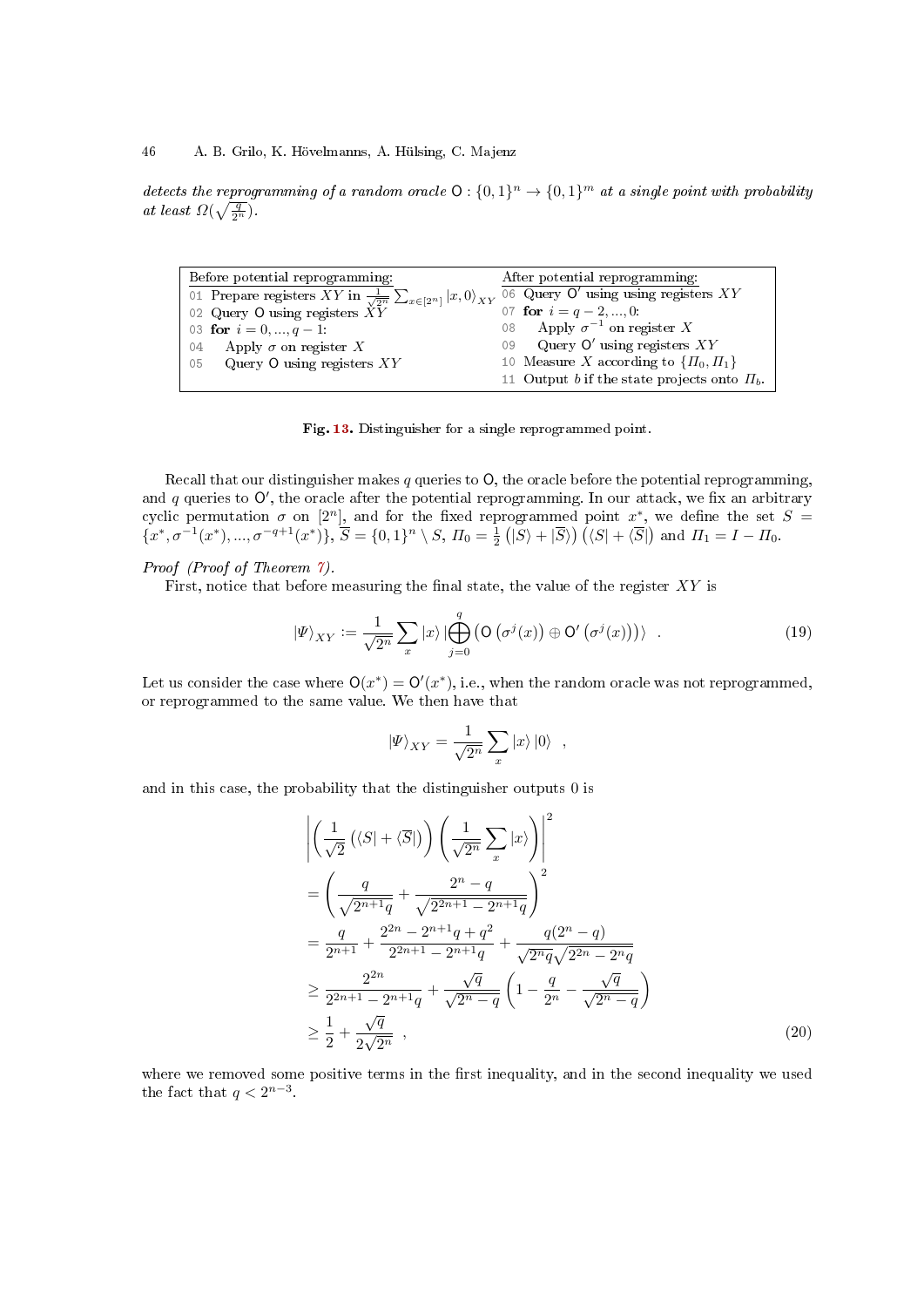*detects the reprogramming of a random oracle* $\mathsf{O} : \{0,1\}^n \to \{0,1\}^m$ *at a single point with probability at least* $\Omega(\sqrt{\frac{q}{2^n}})$.

| Before potential reprogramming: | After potential reprogramming: |
|---|---|
| 01 Prepare registers $XY$ in $\frac{1}{\sqrt{2^n}} \sum_{x \in [2^n]} \lvert x, 0\rangle_{XY}$ | 06 Query $\mathsf{O}'$ using using registers $XY$ |
| 02 Query $\mathsf{O}$ using registers $XY$ | 07 **for** $i = q-2, ..., 0$: |
| 03 **for** $i = 0, ..., q-1$: | 08 Apply $\sigma^{-1}$ on register $X$ |
| 04 Apply $\sigma$ on register $X$ | 09 Query $\mathsf{O}'$ using registers $XY$ |
| 05 Query $\mathsf{O}$ using registers $XY$ | 10 Measure $X$ according to $\{\Pi_0, \Pi_1\}$ |
| | 11 Output $b$ if the state projects onto $\Pi_b$. |

**Fig. 13.** Distinguisher for a single reprogrammed point.

Recall that our distinguisher makes $q$ queries to $\mathsf{O}$, the oracle before the potential reprogramming, and $q$ queries to $\mathsf{O}'$, the oracle after the potential reprogramming. In our attack, we fix an arbitrary cyclic permutation $\sigma$ on $[2^n]$, and for the fixed reprogrammed point $x^*$, we define the set $S = \{x^*, \sigma^{-1}(x^*), ..., \sigma^{-q+1}(x^*)\}$, $\overline{S} = \{0,1\}^n \setminus S$, $\Pi_0 = \frac{1}{2}\left(\lvert S\rangle + \lvert \overline{S}\rangle\right)\left(\langle S\rvert + \langle \overline{S}\rvert\right)$ and $\Pi_1 = I - \Pi_0$.

*Proof (Proof of Theorem 7).*
First, notice that before measuring the final state, the value of the register $XY$ is

$$\lvert\Psi\rangle_{XY} := \frac{1}{\sqrt{2^n}} \sum_x \lvert x\rangle \left\lvert \bigoplus_{j=0}^{q} \left(\mathsf{O}\left(\sigma^j(x)\right) \oplus \mathsf{O}'\left(\sigma^j(x)\right)\right)\right\rangle \quad . \tag{19}$$

Let us consider the case where $\mathsf{O}(x^*) = \mathsf{O}'(x^*)$, i.e., when the random oracle was not reprogrammed, or reprogrammed to the same value. We then have that

$$\lvert\Psi\rangle_{XY} = \frac{1}{\sqrt{2^n}} \sum_x \lvert x\rangle \lvert 0\rangle \quad ,$$

and in this case, the probability that the distinguisher outputs 0 is

$$\begin{aligned}
&\left\lvert \left(\frac{1}{\sqrt{2}}\left(\langle S\rvert + \langle \overline{S}\rvert\right)\right)\left(\frac{1}{\sqrt{2^n}}\sum_x \lvert x\rangle\right)\right\rvert^2 \\
&= \left(\frac{q}{\sqrt{2^{n+1}q}} + \frac{2^n - q}{\sqrt{2^{2n+1} - 2^{n+1}q}}\right)^2 \\
&= \frac{q}{2^{n+1}} + \frac{2^{2n} - 2^{n+1}q + q^2}{2^{2n+1} - 2^{n+1}q} + \frac{q(2^n - q)}{\sqrt{2^n q}\sqrt{2^{2n} - 2^n q}} \\
&\geq \frac{2^{2n}}{2^{2n+1} - 2^{n+1}q} + \frac{\sqrt{q}}{\sqrt{2^n - q}}\left(1 - \frac{q}{2^n} - \frac{\sqrt{q}}{\sqrt{2^n - q}}\right) \\
&\geq \frac{1}{2} + \frac{\sqrt{q}}{2\sqrt{2^n}} \quad ,
\end{aligned} \tag{20}$$

where we removed some positive terms in the first inequality, and in the second inequality we used the fact that $q < 2^{n-3}$.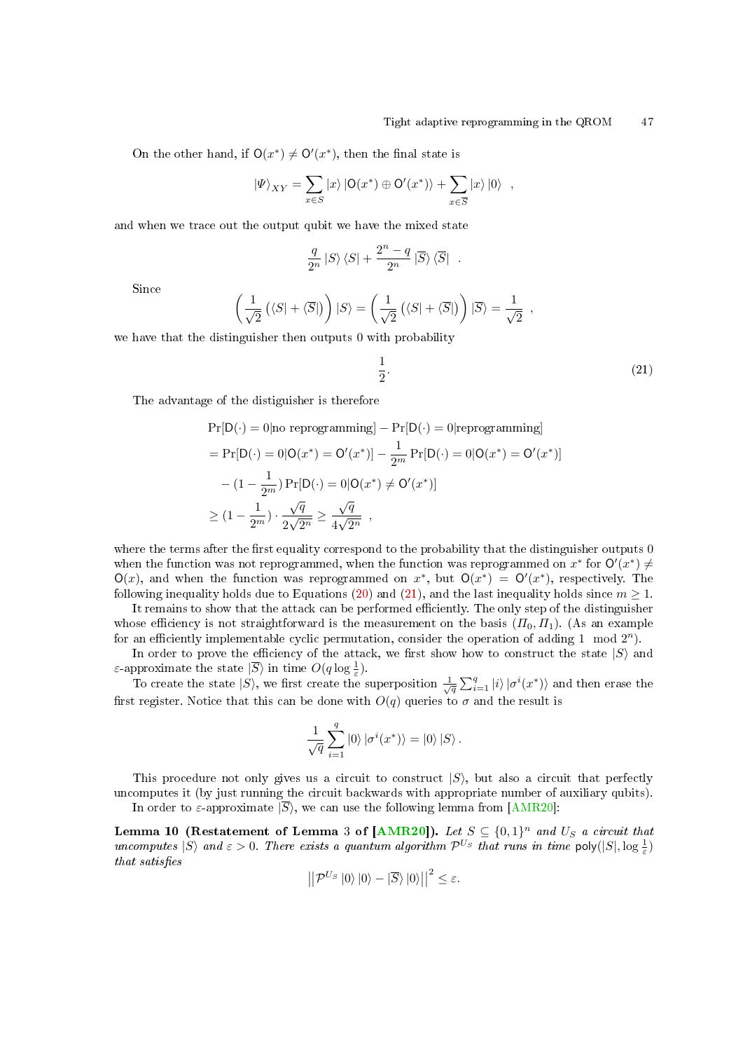On the other hand, if $\mathsf{O}(x^*) \neq \mathsf{O}'(x^*)$, then the final state is

$$|\Psi\rangle_{XY} = \sum_{x \in S} |x\rangle |\mathsf{O}(x^*) \oplus \mathsf{O}'(x^*)\rangle + \sum_{x \in \overline{S}} |x\rangle |0\rangle \quad ,$$

and when we trace out the output qubit we have the mixed state

$$\frac{q}{2^n} |S\rangle \langle S| + \frac{2^n - q}{2^n} |\overline{S}\rangle \langle \overline{S}| \quad .$$

Since

$$\left( \frac{1}{\sqrt{2}} \left( \langle S| + \langle \overline{S}| \right) \right) |S\rangle = \left( \frac{1}{\sqrt{2}} \left( \langle S| + \langle \overline{S}| \right) \right) |\overline{S}\rangle = \frac{1}{\sqrt{2}} \quad ,$$

we have that the distinguisher then outputs 0 with probability

$$\frac{1}{2}. \tag{21}$$

The advantage of the distiguisher is therefore

$$\begin{aligned}
&\Pr[\mathsf{D}(\cdot) = 0 | \text{no reprogramming}] - \Pr[\mathsf{D}(\cdot) = 0 | \text{reprogramming}] \\
&= \Pr[\mathsf{D}(\cdot) = 0 | \mathsf{O}(x^*) = \mathsf{O}'(x^*)] - \frac{1}{2^m} \Pr[\mathsf{D}(\cdot) = 0 | \mathsf{O}(x^*) = \mathsf{O}'(x^*)] \\
&\quad - (1 - \frac{1}{2^m}) \Pr[\mathsf{D}(\cdot) = 0 | \mathsf{O}(x^*) \neq \mathsf{O}'(x^*)] \\
&\geq (1 - \frac{1}{2^m}) \cdot \frac{\sqrt{q}}{2\sqrt{2^n}} \geq \frac{\sqrt{q}}{4\sqrt{2^n}} \quad ,
\end{aligned}$$

where the terms after the first equality correspond to the probability that the distinguisher outputs 0 when the function was not reprogrammed, when the function was reprogrammed on $x^*$ for $\mathsf{O}'(x^*) \neq \mathsf{O}(x)$, and when the function was reprogrammed on $x^*$, but $\mathsf{O}(x^*) = \mathsf{O}'(x^*)$, respectively. The following inequality holds due to Equations (20) and (21), and the last inequality holds since $m \geq 1$.

It remains to show that the attack can be performed efficiently. The only step of the distinguisher whose efficiency is not straightforward is the measurement on the basis $(\Pi_0, \Pi_1)$. (As an example for an efficiently implementable cyclic permutation, consider the operation of adding $1 \mod 2^n$).

In order to prove the efficiency of the attack, we first show how to construct the state $|S\rangle$ and $\varepsilon$-approximate the state $|\overline{S}\rangle$ in time $O(q \log \frac{1}{\varepsilon})$.

To create the state $|S\rangle$, we first create the superposition $\frac{1}{\sqrt{q}} \sum_{i=1}^{q} |i\rangle |\sigma^i(x^*)\rangle$ and then erase the first register. Notice that this can be done with $O(q)$ queries to $\sigma$ and the result is

$$\frac{1}{\sqrt{q}} \sum_{i=1}^{q} |0\rangle |\sigma^i(x^*)\rangle = |0\rangle |S\rangle .$$

This procedure not only gives us a circuit to construct $|S\rangle$, but also a circuit that perfectly uncomputes it (by just running the circuit backwards with appropriate number of auxiliary qubits).

In order to $\varepsilon$-approximate $|\overline{S}\rangle$, we can use the following lemma from [AMR20]:

**Lemma 10 (Restatement of Lemma 3 of [AMR20]).** *Let $S \subseteq \{0,1\}^n$ and $U_S$ a circuit that uncomputes $|S\rangle$ and $\varepsilon > 0$. There exists a quantum algorithm $\mathcal{P}^{U_S}$ that runs in time $\mathsf{poly}(|S|, \log \frac{1}{\varepsilon})$ that satisfies*

$$\left|\left| \mathcal{P}^{U_S} |0\rangle |0\rangle - |\overline{S}\rangle |0\rangle \right|\right|^2 \leq \varepsilon.$$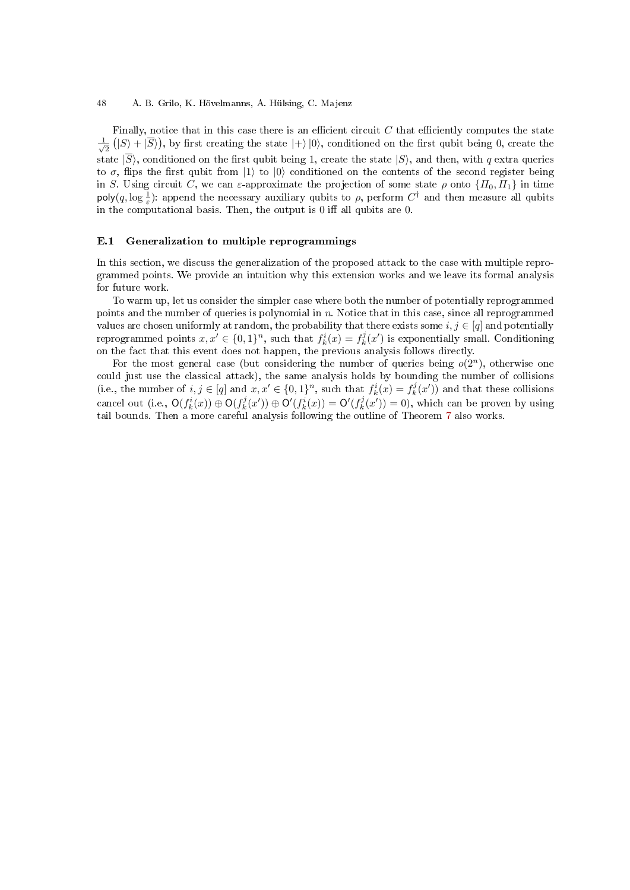Finally, notice that in this case there is an efficient circuit $C$ that efficiently computes the state $\frac{1}{\sqrt{2}}\left(|S\rangle + |\overline{S}\rangle\right)$, by first creating the state $|+\rangle|0\rangle$, conditioned on the first qubit being 0, create the state $|\overline{S}\rangle$, conditioned on the first qubit being 1, create the state $|S\rangle$, and then, with $q$ extra queries to $\sigma$, flips the first qubit from $|1\rangle$ to $|0\rangle$ conditioned on the contents of the second register being in $S$. Using circuit $C$, we can $\varepsilon$-approximate the projection of some state $\rho$ onto $\{\Pi_0, \Pi_1\}$ in time $\mathsf{poly}(q, \log\frac{1}{\varepsilon})$: append the necessary auxiliary qubits to $\rho$, perform $C^\dagger$ and then measure all qubits in the computational basis. Then, the output is 0 iff all qubits are 0.

### E.1 Generalization to multiple reprogrammings

In this section, we discuss the generalization of the proposed attack to the case with multiple reprogrammed points. We provide an intuition why this extension works and we leave its formal analysis for future work.

To warm up, let us consider the simpler case where both the number of potentially reprogrammed points and the number of queries is polynomial in $n$. Notice that in this case, since all reprogrammed values are chosen uniformly at random, the probability that there exists some $i, j \in [q]$ and potentially reprogrammed points $x, x' \in \{0,1\}^n$, such that $f_k^i(x) = f_k^j(x')$ is exponentially small. Conditioning on the fact that this event does not happen, the previous analysis follows directly.

For the most general case (but considering the number of queries being $o(2^n)$, otherwise one could just use the classical attack), the same analysis holds by bounding the number of collisions (i.e., the number of $i, j \in [q]$ and $x, x' \in \{0,1\}^n$, such that $f_k^i(x) = f_k^j(x')$) and that these collisions cancel out (i.e., $\mathsf{O}(f_k^i(x)) \oplus \mathsf{O}(f_k^j(x')) \oplus \mathsf{O}'(f_k^i(x)) = \mathsf{O}'(f_k^j(x')) = 0$), which can be proven by using tail bounds. Then a more careful analysis following the outline of Theorem 7 also works.